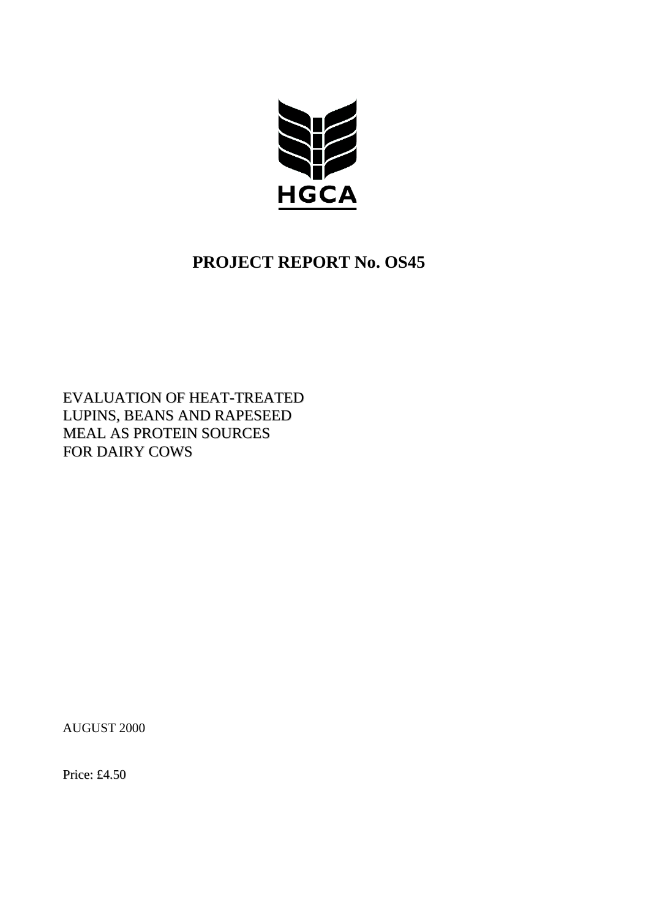HGCA

# PROJECT REPORT No. OS45

EVALUATION OF HEAT-TREATED LUPINS, BEANS AND RAPESEED MEAL AS PROTEIN SOURCES FOR DAIRY COWS

AUGUST 2000

Price: £4.50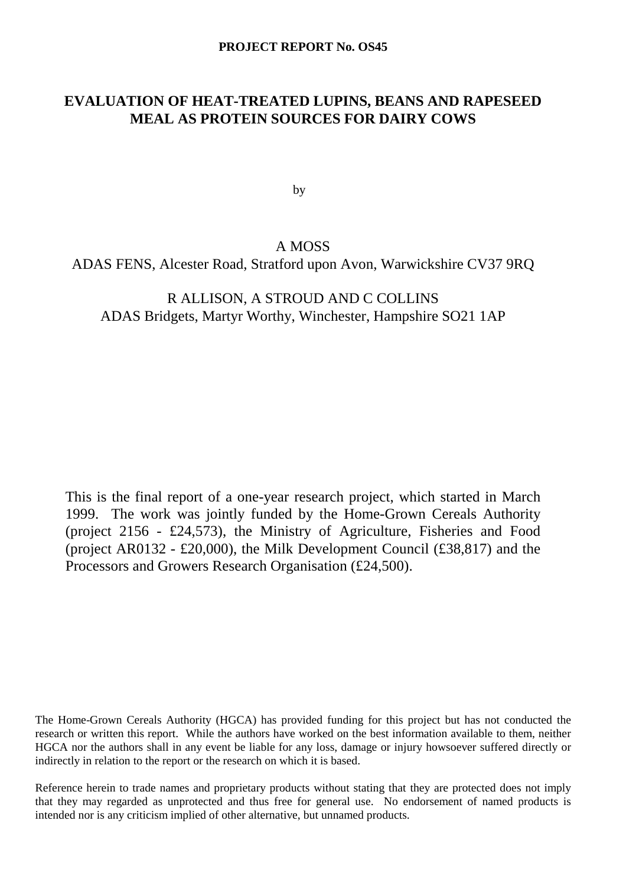**PROJECT REPORT No. OS45**

# EVALUATION OF HEAT-TREATED LUPINS, BEANS AND RAPESEED MEAL AS PROTEIN SOURCES FOR DAIRY COWS

by

A MOSS
ADAS FENS, Alcester Road, Stratford upon Avon, Warwickshire CV37 9RQ

R ALLISON, A STROUD AND C COLLINS
ADAS Bridgets, Martyr Worthy, Winchester, Hampshire SO21 1AP

This is the final report of a one-year research project, which started in March 1999. The work was jointly funded by the Home-Grown Cereals Authority (project 2156 - £24,573), the Ministry of Agriculture, Fisheries and Food (project AR0132 - £20,000), the Milk Development Council (£38,817) and the Processors and Growers Research Organisation (£24,500).

The Home-Grown Cereals Authority (HGCA) has provided funding for this project but has not conducted the research or written this report. While the authors have worked on the best information available to them, neither HGCA nor the authors shall in any event be liable for any loss, damage or injury howsoever suffered directly or indirectly in relation to the report or the research on which it is based.

Reference herein to trade names and proprietary products without stating that they are protected does not imply that they may regarded as unprotected and thus free for general use. No endorsement of named products is intended nor is any criticism implied of other alternative, but unnamed products.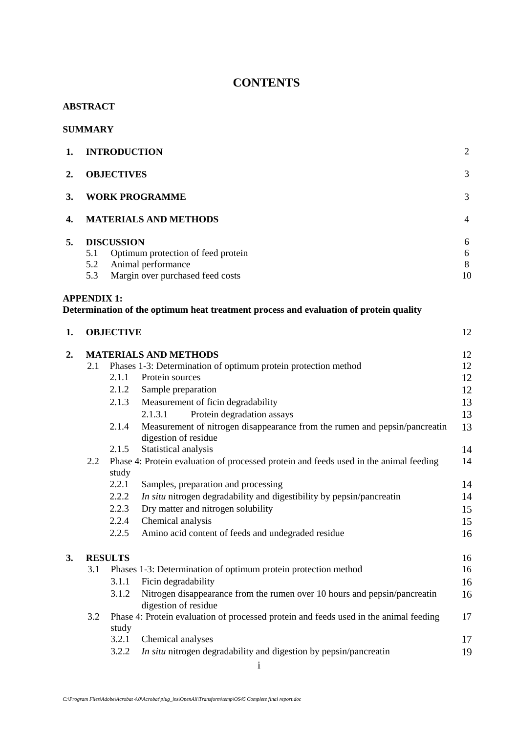# CONTENTS

**ABSTRACT**

**SUMMARY**

| | | |
|---|---|---|
| **1.** | **INTRODUCTION** | 2 |
| **2.** | **OBJECTIVES** | 3 |
| **3.** | **WORK PROGRAMME** | 3 |
| **4.** | **MATERIALS AND METHODS** | 4 |
| **5.** | **DISCUSSION** | 6 |
| | 5.1 Optimum protection of feed protein | 6 |
| | 5.2 Animal performance | 8 |
| | 5.3 Margin over purchased feed costs | 10 |

**APPENDIX 1:**
**Determination of the optimum heat treatment process and evaluation of protein quality**

| | | |
|---|---|---|
| **1.** | **OBJECTIVE** | 12 |
| **2.** | **MATERIALS AND METHODS** | 12 |
| | 2.1 Phases 1-3: Determination of optimum protein protection method | 12 |
| | 2.1.1 Protein sources | 12 |
| | 2.1.2 Sample preparation | 12 |
| | 2.1.3 Measurement of ficin degradability | 13 |
| | 2.1.3.1 Protein degradation assays | 13 |
| | 2.1.4 Measurement of nitrogen disappearance from the rumen and pepsin/pancreatin digestion of residue | 13 |
| | 2.1.5 Statistical analysis | 14 |
| | 2.2 Phase 4: Protein evaluation of processed protein and feeds used in the animal feeding study | 14 |
| | 2.2.1 Samples, preparation and processing | 14 |
| | 2.2.2 *In situ* nitrogen degradability and digestibility by pepsin/pancreatin | 14 |
| | 2.2.3 Dry matter and nitrogen solubility | 15 |
| | 2.2.4 Chemical analysis | 15 |
| | 2.2.5 Amino acid content of feeds and undegraded residue | 16 |
| **3.** | **RESULTS** | 16 |
| | 3.1 Phases 1-3: Determination of optimum protein protection method | 16 |
| | 3.1.1 Ficin degradability | 16 |
| | 3.1.2 Nitrogen disappearance from the rumen over 10 hours and pepsin/pancreatin digestion of residue | 16 |
| | 3.2 Phase 4: Protein evaluation of processed protein and feeds used in the animal feeding study | 17 |
| | 3.2.1 Chemical analyses | 17 |
| | 3.2.2 *In situ* nitrogen degradability and digestion by pepsin/pancreatin | 19 |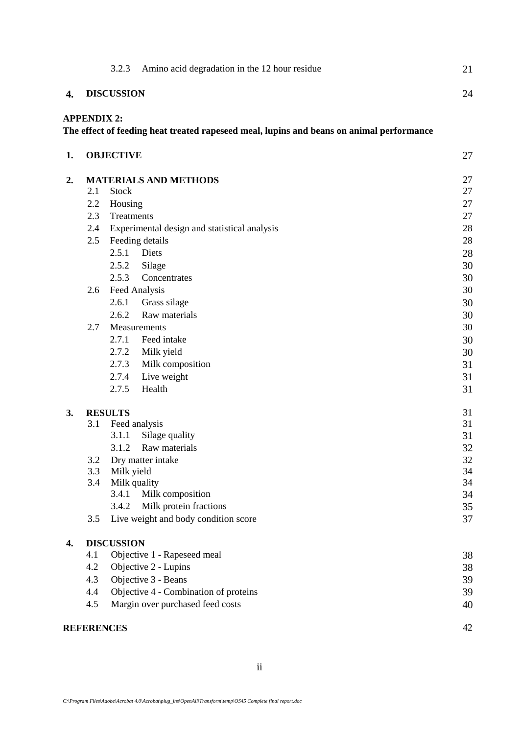| | | |
|---|---|---|
| 3.2.3 | Amino acid degradation in the 12 hour residue | 21 |
| **4.** | **DISCUSSION** | 24 |

**APPENDIX 2:**
**The effect of feeding heat treated rapeseed meal, lupins and beans on animal performance**

| | | |
|---|---|---|
| **1.** | **OBJECTIVE** | 27 |
| **2.** | **MATERIALS AND METHODS** | 27 |
| 2.1 | Stock | 27 |
| 2.2 | Housing | 27 |
| 2.3 | Treatments | 27 |
| 2.4 | Experimental design and statistical analysis | 28 |
| 2.5 | Feeding details | 28 |
| 2.5.1 | Diets | 28 |
| 2.5.2 | Silage | 30 |
| 2.5.3 | Concentrates | 30 |
| 2.6 | Feed Analysis | 30 |
| 2.6.1 | Grass silage | 30 |
| 2.6.2 | Raw materials | 30 |
| 2.7 | Measurements | 30 |
| 2.7.1 | Feed intake | 30 |
| 2.7.2 | Milk yield | 30 |
| 2.7.3 | Milk composition | 31 |
| 2.7.4 | Live weight | 31 |
| 2.7.5 | Health | 31 |
| **3.** | **RESULTS** | 31 |
| 3.1 | Feed analysis | 31 |
| 3.1.1 | Silage quality | 31 |
| 3.1.2 | Raw materials | 32 |
| 3.2 | Dry matter intake | 32 |
| 3.3 | Milk yield | 34 |
| 3.4 | Milk quality | 34 |
| 3.4.1 | Milk composition | 34 |
| 3.4.2 | Milk protein fractions | 35 |
| 3.5 | Live weight and body condition score | 37 |
| **4.** | **DISCUSSION** | |
| 4.1 | Objective 1 - Rapeseed meal | 38 |
| 4.2 | Objective 2 - Lupins | 38 |
| 4.3 | Objective 3 - Beans | 39 |
| 4.4 | Objective 4 - Combination of proteins | 39 |
| 4.5 | Margin over purchased feed costs | 40 |
| | **REFERENCES** | 42 |

*C:\Program Files\Adobe\Acrobat 4.0\Acrobat\plug_ins\OpenAll\Transform\temp\OS45 Complete final report.doc*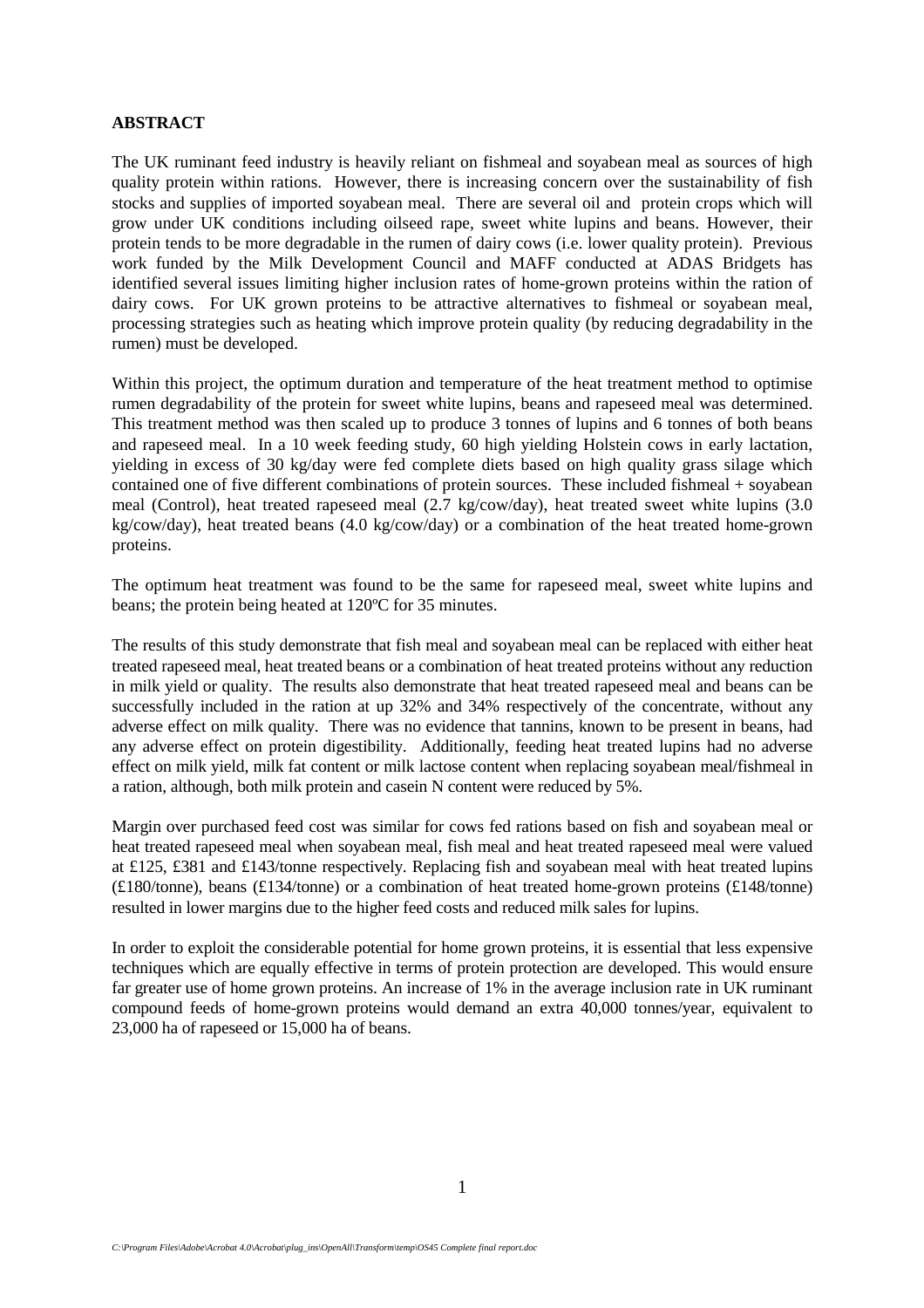**ABSTRACT**

The UK ruminant feed industry is heavily reliant on fishmeal and soyabean meal as sources of high quality protein within rations. However, there is increasing concern over the sustainability of fish stocks and supplies of imported soyabean meal. There are several oil and protein crops which will grow under UK conditions including oilseed rape, sweet white lupins and beans. However, their protein tends to be more degradable in the rumen of dairy cows (i.e. lower quality protein). Previous work funded by the Milk Development Council and MAFF conducted at ADAS Bridgets has identified several issues limiting higher inclusion rates of home-grown proteins within the ration of dairy cows. For UK grown proteins to be attractive alternatives to fishmeal or soyabean meal, processing strategies such as heating which improve protein quality (by reducing degradability in the rumen) must be developed.

Within this project, the optimum duration and temperature of the heat treatment method to optimise rumen degradability of the protein for sweet white lupins, beans and rapeseed meal was determined. This treatment method was then scaled up to produce 3 tonnes of lupins and 6 tonnes of both beans and rapeseed meal. In a 10 week feeding study, 60 high yielding Holstein cows in early lactation, yielding in excess of 30 kg/day were fed complete diets based on high quality grass silage which contained one of five different combinations of protein sources. These included fishmeal + soyabean meal (Control), heat treated rapeseed meal (2.7 kg/cow/day), heat treated sweet white lupins (3.0 kg/cow/day), heat treated beans (4.0 kg/cow/day) or a combination of the heat treated home-grown proteins.

The optimum heat treatment was found to be the same for rapeseed meal, sweet white lupins and beans; the protein being heated at 120ºC for 35 minutes.

The results of this study demonstrate that fish meal and soyabean meal can be replaced with either heat treated rapeseed meal, heat treated beans or a combination of heat treated proteins without any reduction in milk yield or quality. The results also demonstrate that heat treated rapeseed meal and beans can be successfully included in the ration at up 32% and 34% respectively of the concentrate, without any adverse effect on milk quality. There was no evidence that tannins, known to be present in beans, had any adverse effect on protein digestibility. Additionally, feeding heat treated lupins had no adverse effect on milk yield, milk fat content or milk lactose content when replacing soyabean meal/fishmeal in a ration, although, both milk protein and casein N content were reduced by 5%.

Margin over purchased feed cost was similar for cows fed rations based on fish and soyabean meal or heat treated rapeseed meal when soyabean meal, fish meal and heat treated rapeseed meal were valued at £125, £381 and £143/tonne respectively. Replacing fish and soyabean meal with heat treated lupins (£180/tonne), beans (£134/tonne) or a combination of heat treated home-grown proteins (£148/tonne) resulted in lower margins due to the higher feed costs and reduced milk sales for lupins.

In order to exploit the considerable potential for home grown proteins, it is essential that less expensive techniques which are equally effective in terms of protein protection are developed. This would ensure far greater use of home grown proteins. An increase of 1% in the average inclusion rate in UK ruminant compound feeds of home-grown proteins would demand an extra 40,000 tonnes/year, equivalent to 23,000 ha of rapeseed or 15,000 ha of beans.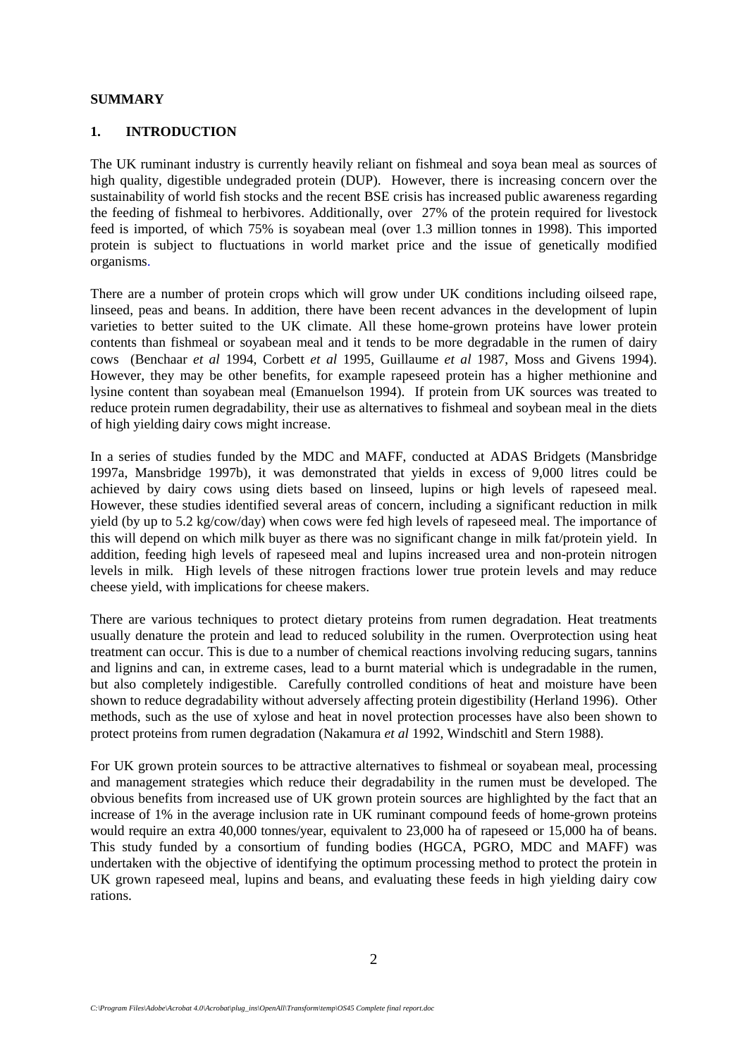**SUMMARY**

## 1. INTRODUCTION

The UK ruminant industry is currently heavily reliant on fishmeal and soya bean meal as sources of high quality, digestible undegraded protein (DUP). However, there is increasing concern over the sustainability of world fish stocks and the recent BSE crisis has increased public awareness regarding the feeding of fishmeal to herbivores. Additionally, over 27% of the protein required for livestock feed is imported, of which 75% is soyabean meal (over 1.3 million tonnes in 1998). This imported protein is subject to fluctuations in world market price and the issue of genetically modified organisms.

There are a number of protein crops which will grow under UK conditions including oilseed rape, linseed, peas and beans. In addition, there have been recent advances in the development of lupin varieties to better suited to the UK climate. All these home-grown proteins have lower protein contents than fishmeal or soyabean meal and it tends to be more degradable in the rumen of dairy cows (Benchaar *et al* 1994, Corbett *et al* 1995, Guillaume *et al* 1987, Moss and Givens 1994). However, they may be other benefits, for example rapeseed protein has a higher methionine and lysine content than soyabean meal (Emanuelson 1994). If protein from UK sources was treated to reduce protein rumen degradability, their use as alternatives to fishmeal and soybean meal in the diets of high yielding dairy cows might increase.

In a series of studies funded by the MDC and MAFF, conducted at ADAS Bridgets (Mansbridge 1997a, Mansbridge 1997b), it was demonstrated that yields in excess of 9,000 litres could be achieved by dairy cows using diets based on linseed, lupins or high levels of rapeseed meal. However, these studies identified several areas of concern, including a significant reduction in milk yield (by up to 5.2 kg/cow/day) when cows were fed high levels of rapeseed meal. The importance of this will depend on which milk buyer as there was no significant change in milk fat/protein yield. In addition, feeding high levels of rapeseed meal and lupins increased urea and non-protein nitrogen levels in milk. High levels of these nitrogen fractions lower true protein levels and may reduce cheese yield, with implications for cheese makers.

There are various techniques to protect dietary proteins from rumen degradation. Heat treatments usually denature the protein and lead to reduced solubility in the rumen. Overprotection using heat treatment can occur. This is due to a number of chemical reactions involving reducing sugars, tannins and lignins and can, in extreme cases, lead to a burnt material which is undegradable in the rumen, but also completely indigestible. Carefully controlled conditions of heat and moisture have been shown to reduce degradability without adversely affecting protein digestibility (Herland 1996). Other methods, such as the use of xylose and heat in novel protection processes have also been shown to protect proteins from rumen degradation (Nakamura *et al* 1992, Windschitl and Stern 1988).

For UK grown protein sources to be attractive alternatives to fishmeal or soyabean meal, processing and management strategies which reduce their degradability in the rumen must be developed. The obvious benefits from increased use of UK grown protein sources are highlighted by the fact that an increase of 1% in the average inclusion rate in UK ruminant compound feeds of home-grown proteins would require an extra 40,000 tonnes/year, equivalent to 23,000 ha of rapeseed or 15,000 ha of beans. This study funded by a consortium of funding bodies (HGCA, PGRO, MDC and MAFF) was undertaken with the objective of identifying the optimum processing method to protect the protein in UK grown rapeseed meal, lupins and beans, and evaluating these feeds in high yielding dairy cow rations.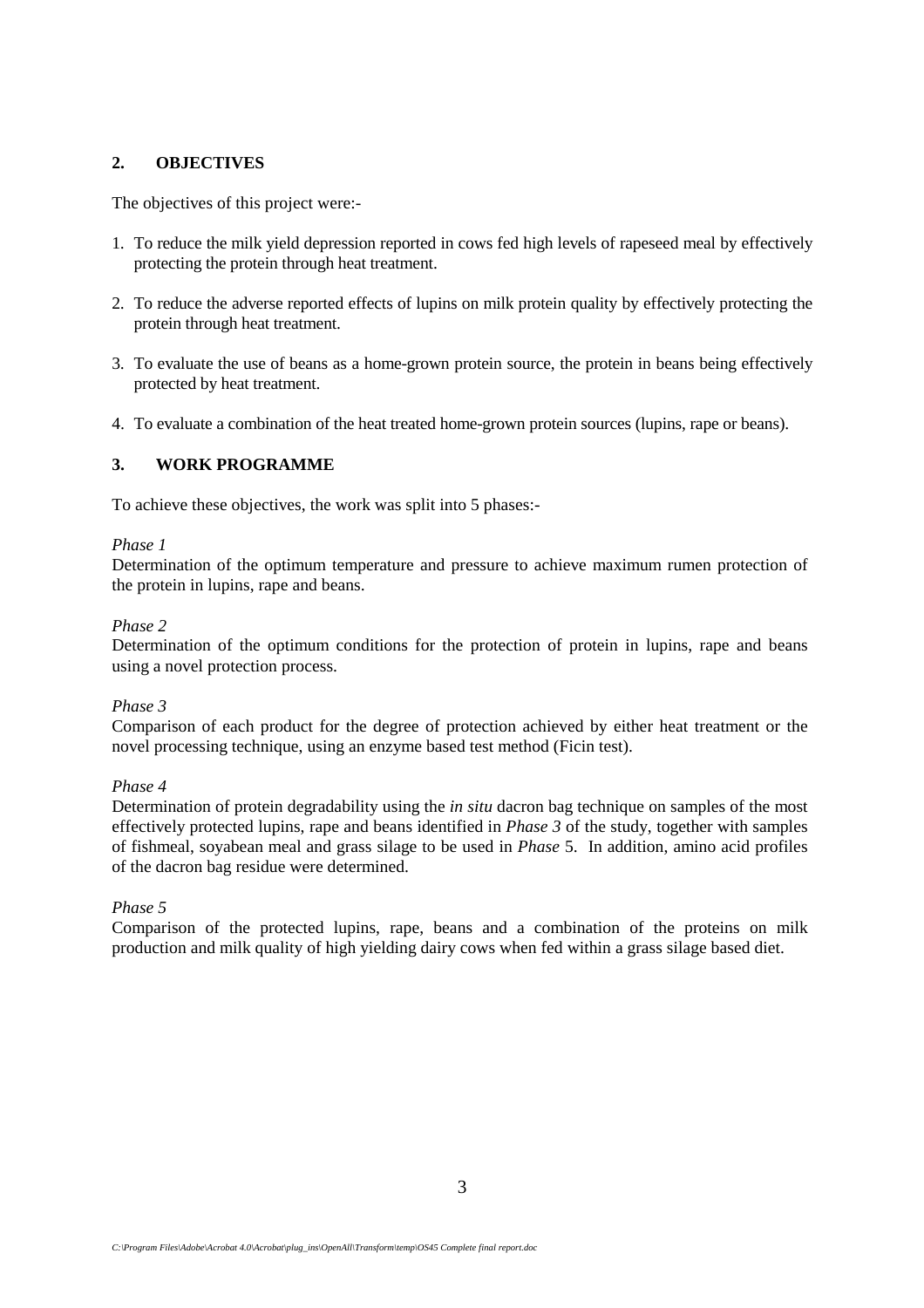## 2. OBJECTIVES

The objectives of this project were:-

1. To reduce the milk yield depression reported in cows fed high levels of rapeseed meal by effectively protecting the protein through heat treatment.

2. To reduce the adverse reported effects of lupins on milk protein quality by effectively protecting the protein through heat treatment.

3. To evaluate the use of beans as a home-grown protein source, the protein in beans being effectively protected by heat treatment.

4. To evaluate a combination of the heat treated home-grown protein sources (lupins, rape or beans).

## 3. WORK PROGRAMME

To achieve these objectives, the work was split into 5 phases:-

*Phase 1*
Determination of the optimum temperature and pressure to achieve maximum rumen protection of the protein in lupins, rape and beans.

*Phase 2*
Determination of the optimum conditions for the protection of protein in lupins, rape and beans using a novel protection process.

*Phase 3*
Comparison of each product for the degree of protection achieved by either heat treatment or the novel processing technique, using an enzyme based test method (Ficin test).

*Phase 4*
Determination of protein degradability using the *in situ* dacron bag technique on samples of the most effectively protected lupins, rape and beans identified in *Phase 3* of the study, together with samples of fishmeal, soyabean meal and grass silage to be used in *Phase* 5. In addition, amino acid profiles of the dacron bag residue were determined.

*Phase 5*
Comparison of the protected lupins, rape, beans and a combination of the proteins on milk production and milk quality of high yielding dairy cows when fed within a grass silage based diet.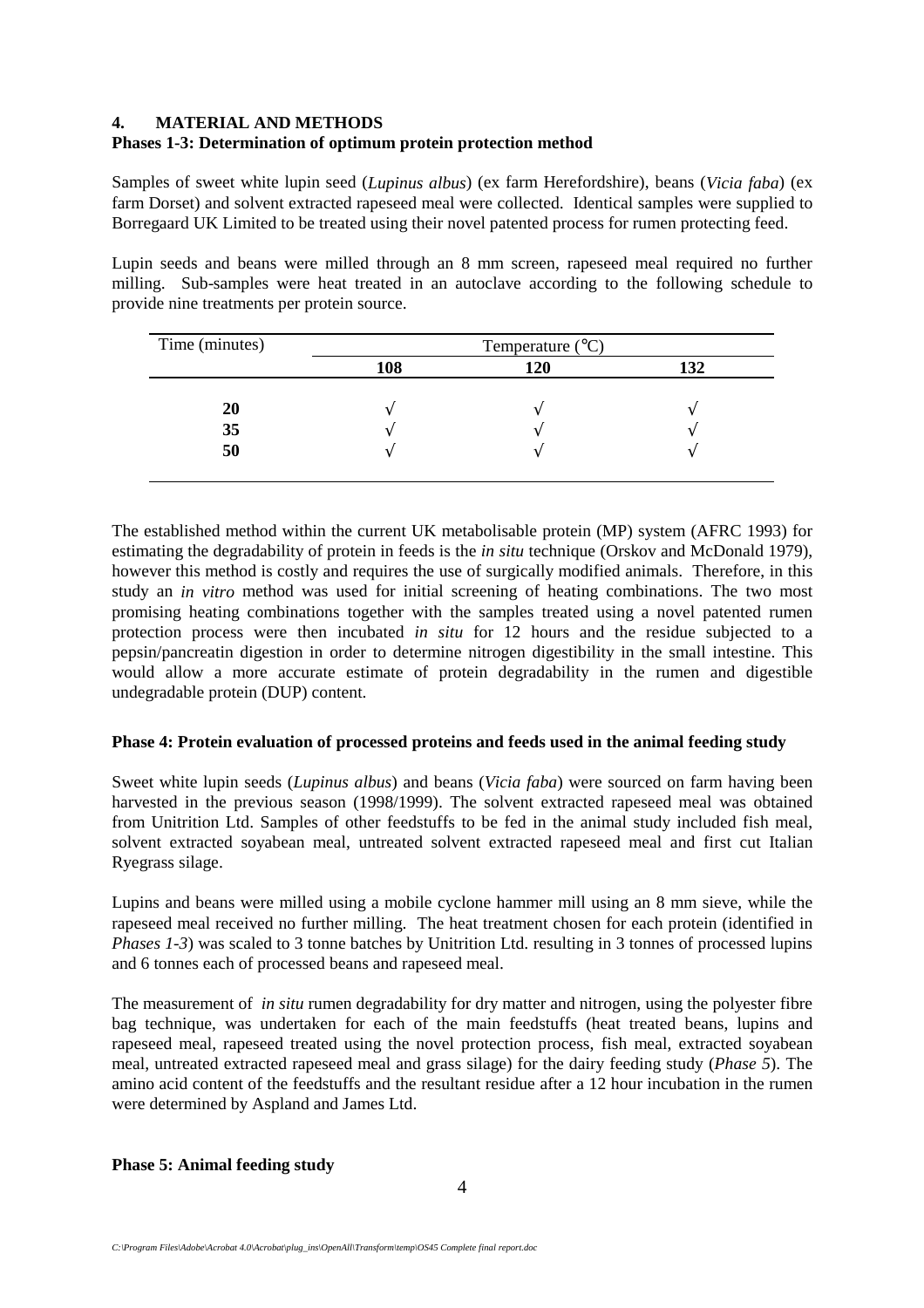## 4. MATERIAL AND METHODS

### Phases 1-3: Determination of optimum protein protection method

Samples of sweet white lupin seed (*Lupinus albus*) (ex farm Herefordshire), beans (*Vicia faba*) (ex farm Dorset) and solvent extracted rapeseed meal were collected. Identical samples were supplied to Borregaard UK Limited to be treated using their novel patented process for rumen protecting feed.

Lupin seeds and beans were milled through an 8 mm screen, rapeseed meal required no further milling. Sub-samples were heat treated in an autoclave according to the following schedule to provide nine treatments per protein source.

| Time (minutes) | Temperature (°C) | | |
|---|---|---|---|
| | **108** | **120** | **132** |
| **20** | √ | √ | √ |
| **35** | √ | √ | √ |
| **50** | √ | √ | √ |

The established method within the current UK metabolisable protein (MP) system (AFRC 1993) for estimating the degradability of protein in feeds is the *in situ* technique (Orskov and McDonald 1979), however this method is costly and requires the use of surgically modified animals. Therefore, in this study an *in vitro* method was used for initial screening of heating combinations. The two most promising heating combinations together with the samples treated using a novel patented rumen protection process were then incubated *in situ* for 12 hours and the residue subjected to a pepsin/pancreatin digestion in order to determine nitrogen digestibility in the small intestine. This would allow a more accurate estimate of protein degradability in the rumen and digestible undegradable protein (DUP) content.

### Phase 4: Protein evaluation of processed proteins and feeds used in the animal feeding study

Sweet white lupin seeds (*Lupinus albus*) and beans (*Vicia faba*) were sourced on farm having been harvested in the previous season (1998/1999). The solvent extracted rapeseed meal was obtained from Unitrition Ltd. Samples of other feedstuffs to be fed in the animal study included fish meal, solvent extracted soyabean meal, untreated solvent extracted rapeseed meal and first cut Italian Ryegrass silage.

Lupins and beans were milled using a mobile cyclone hammer mill using an 8 mm sieve, while the rapeseed meal received no further milling. The heat treatment chosen for each protein (identified in *Phases 1-3*) was scaled to 3 tonne batches by Unitrition Ltd. resulting in 3 tonnes of processed lupins and 6 tonnes each of processed beans and rapeseed meal.

The measurement of *in situ* rumen degradability for dry matter and nitrogen, using the polyester fibre bag technique, was undertaken for each of the main feedstuffs (heat treated beans, lupins and rapeseed meal, rapeseed treated using the novel protection process, fish meal, extracted soyabean meal, untreated extracted rapeseed meal and grass silage) for the dairy feeding study (*Phase 5*). The amino acid content of the feedstuffs and the resultant residue after a 12 hour incubation in the rumen were determined by Aspland and James Ltd.

### Phase 5: Animal feeding study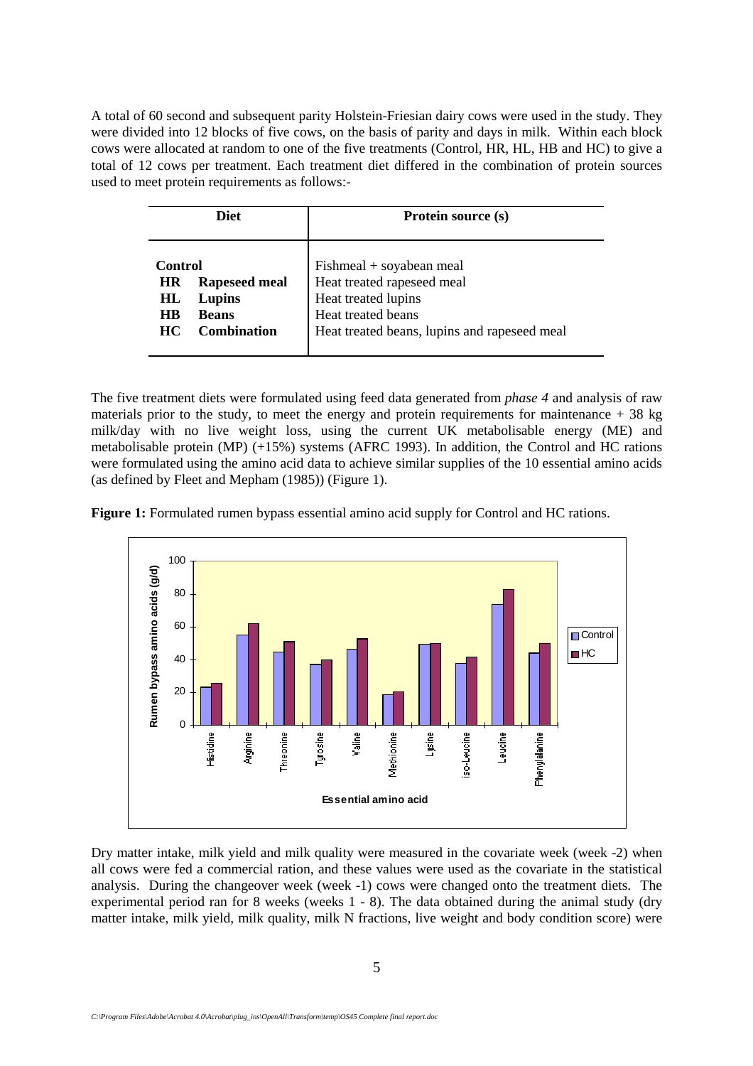A total of 60 second and subsequent parity Holstein-Friesian dairy cows were used in the study. They were divided into 12 blocks of five cows, on the basis of parity and days in milk. Within each block cows were allocated at random to one of the five treatments (Control, HR, HL, HB and HC) to give a total of 12 cows per treatment. Each treatment diet differed in the combination of protein sources used to meet protein requirements as follows:-

| Diet | | Protein source (s) |
|---|---|---|
| **Control** | | Fishmeal + soyabean meal |
| **HR** | **Rapeseed meal** | Heat treated rapeseed meal |
| **HL** | **Lupins** | Heat treated lupins |
| **HB** | **Beans** | Heat treated beans |
| **HC** | **Combination** | Heat treated beans, lupins and rapeseed meal |

The five treatment diets were formulated using feed data generated from *phase 4* and analysis of raw materials prior to the study, to meet the energy and protein requirements for maintenance + 38 kg milk/day with no live weight loss, using the current UK metabolisable energy (ME) and metabolisable protein (MP) (+15%) systems (AFRC 1993). In addition, the Control and HC rations were formulated using the amino acid data to achieve similar supplies of the 10 essential amino acids (as defined by Fleet and Mepham (1985)) (Figure 1).

**Figure 1:** Formulated rumen bypass essential amino acid supply for Control and HC rations.

Dry matter intake, milk yield and milk quality were measured in the covariate week (week -2) when all cows were fed a commercial ration, and these values were used as the covariate in the statistical analysis. During the changeover week (week -1) cows were changed onto the treatment diets. The experimental period ran for 8 weeks (weeks 1 - 8). The data obtained during the animal study (dry matter intake, milk yield, milk quality, milk N fractions, live weight and body condition score) were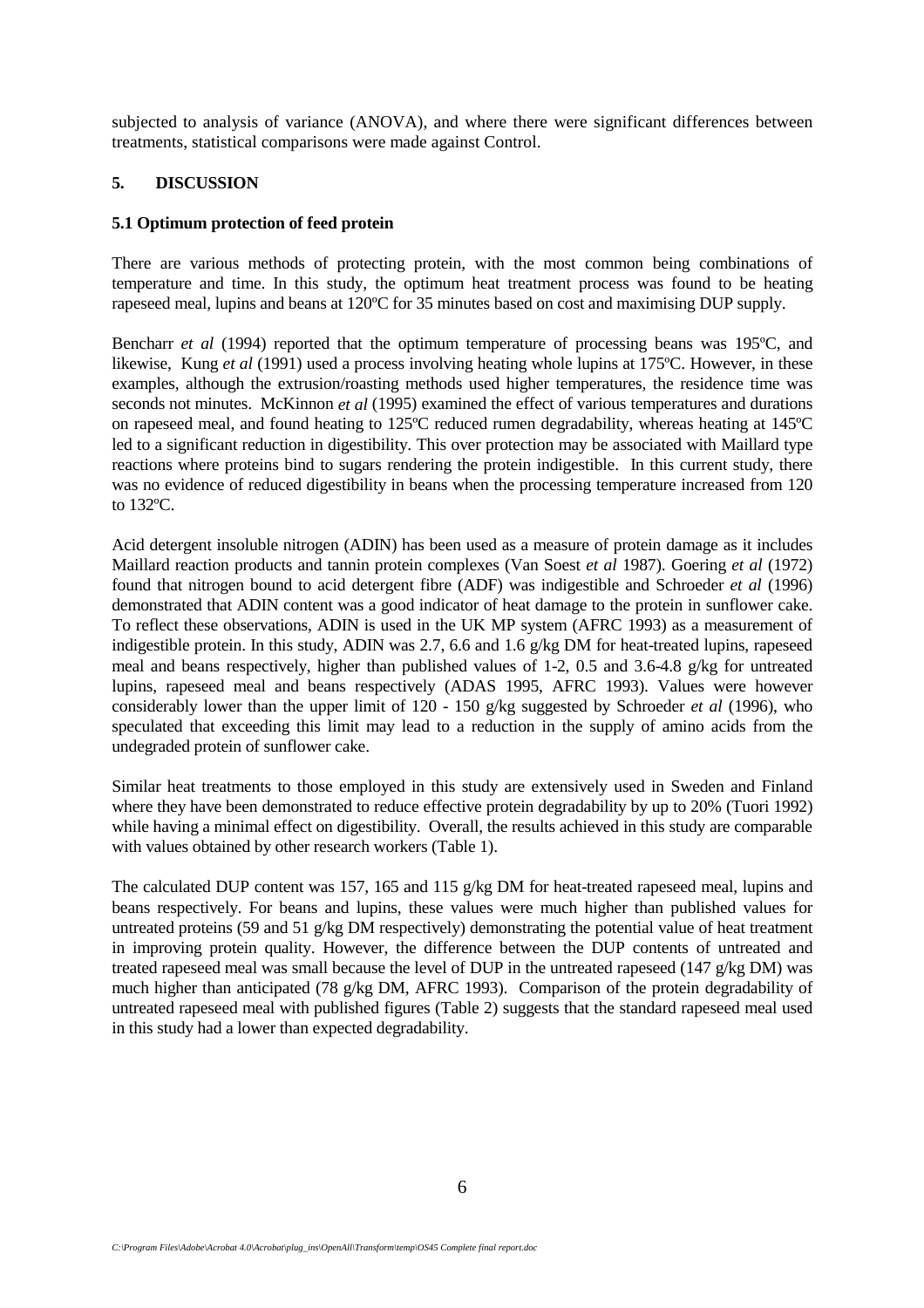subjected to analysis of variance (ANOVA), and where there were significant differences between treatments, statistical comparisons were made against Control.

## 5. DISCUSSION

### 5.1 Optimum protection of feed protein

There are various methods of protecting protein, with the most common being combinations of temperature and time. In this study, the optimum heat treatment process was found to be heating rapeseed meal, lupins and beans at 120ºC for 35 minutes based on cost and maximising DUP supply.

Bencharr *et al* (1994) reported that the optimum temperature of processing beans was 195ºC, and likewise, Kung *et al* (1991) used a process involving heating whole lupins at 175ºC. However, in these examples, although the extrusion/roasting methods used higher temperatures, the residence time was seconds not minutes. McKinnon *et al* (1995) examined the effect of various temperatures and durations on rapeseed meal, and found heating to 125ºC reduced rumen degradability, whereas heating at 145ºC led to a significant reduction in digestibility. This over protection may be associated with Maillard type reactions where proteins bind to sugars rendering the protein indigestible. In this current study, there was no evidence of reduced digestibility in beans when the processing temperature increased from 120 to 132ºC.

Acid detergent insoluble nitrogen (ADIN) has been used as a measure of protein damage as it includes Maillard reaction products and tannin protein complexes (Van Soest *et al* 1987). Goering *et al* (1972) found that nitrogen bound to acid detergent fibre (ADF) was indigestible and Schroeder *et al* (1996) demonstrated that ADIN content was a good indicator of heat damage to the protein in sunflower cake. To reflect these observations, ADIN is used in the UK MP system (AFRC 1993) as a measurement of indigestible protein. In this study, ADIN was 2.7, 6.6 and 1.6 g/kg DM for heat-treated lupins, rapeseed meal and beans respectively, higher than published values of 1-2, 0.5 and 3.6-4.8 g/kg for untreated lupins, rapeseed meal and beans respectively (ADAS 1995, AFRC 1993). Values were however considerably lower than the upper limit of 120 - 150 g/kg suggested by Schroeder *et al* (1996), who speculated that exceeding this limit may lead to a reduction in the supply of amino acids from the undegraded protein of sunflower cake.

Similar heat treatments to those employed in this study are extensively used in Sweden and Finland where they have been demonstrated to reduce effective protein degradability by up to 20% (Tuori 1992) while having a minimal effect on digestibility. Overall, the results achieved in this study are comparable with values obtained by other research workers (Table 1).

The calculated DUP content was 157, 165 and 115 g/kg DM for heat-treated rapeseed meal, lupins and beans respectively. For beans and lupins, these values were much higher than published values for untreated proteins (59 and 51 g/kg DM respectively) demonstrating the potential value of heat treatment in improving protein quality. However, the difference between the DUP contents of untreated and treated rapeseed meal was small because the level of DUP in the untreated rapeseed (147 g/kg DM) was much higher than anticipated (78 g/kg DM, AFRC 1993). Comparison of the protein degradability of untreated rapeseed meal with published figures (Table 2) suggests that the standard rapeseed meal used in this study had a lower than expected degradability.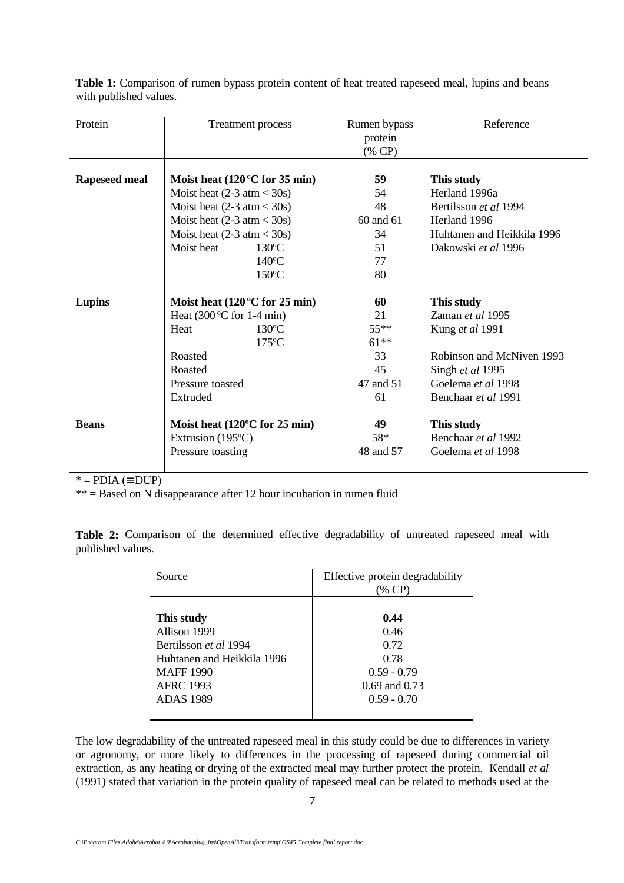**Table 1:** Comparison of rumen bypass protein content of heat treated rapeseed meal, lupins and beans with published values.

| Protein | Treatment process | | Rumen bypass protein (% CP) | Reference |
|---|---|---|---|---|
| **Rapeseed meal** | **Moist heat (120 °C for 35 min)** | | **59** | **This study** |
| | Moist heat (2-3 atm < 30s) | | 54 | Herland 1996a |
| | Moist heat (2-3 atm < 30s) | | 48 | Bertilsson *et al* 1994 |
| | Moist heat (2-3 atm < 30s) | | 60 and 61 | Herland 1996 |
| | Moist heat (2-3 atm < 30s) | | 34 | Huhtanen and Heikkila 1996 |
| | Moist heat | 130ºC | 51 | Dakowski *et al* 1996 |
| | | 140ºC | 77 | |
| | | 150ºC | 80 | |
| **Lupins** | **Moist heat (120 °C for 25 min)** | | **60** | **This study** |
| | Heat (300 °C for 1-4 min) | | 21 | Zaman *et al* 1995 |
| | Heat | 130ºC | 55** | Kung *et al* 1991 |
| | | 175ºC | 61** | |
| | Roasted | | 33 | Robinson and McNiven 1993 |
| | Roasted | | 45 | Singh *et al* 1995 |
| | Pressure toasted | | 47 and 51 | Goelema *et al* 1998 |
| | Extruded | | 61 | Benchaar *et al* 1991 |
| **Beans** | **Moist heat (120ºC for 25 min)** | | **49** | **This study** |
| | Extrusion (195ºC) | | 58* | Benchaar *et al* 1992 |
| | Pressure toasting | | 48 and 57 | Goelema *et al* 1998 |

* = PDIA (≡ DUP)

** = Based on N disappearance after 12 hour incubation in rumen fluid

**Table 2:** Comparison of the determined effective degradability of untreated rapeseed meal with published values.

| Source | Effective protein degradability (% CP) |
|---|---|
| **This study** | **0.44** |
| Allison 1999 | 0.46 |
| Bertilsson *et al* 1994 | 0.72 |
| Huhtanen and Heikkila 1996 | 0.78 |
| MAFF 1990 | 0.59 - 0.79 |
| AFRC 1993 | 0.69 and 0.73 |
| ADAS 1989 | 0.59 - 0.70 |

The low degradability of the untreated rapeseed meal in this study could be due to differences in variety or agronomy, or more likely to differences in the processing of rapeseed during commercial oil extraction, as any heating or drying of the extracted meal may further protect the protein. Kendall *et al* (1991) stated that variation in the protein quality of rapeseed meal can be related to methods used at the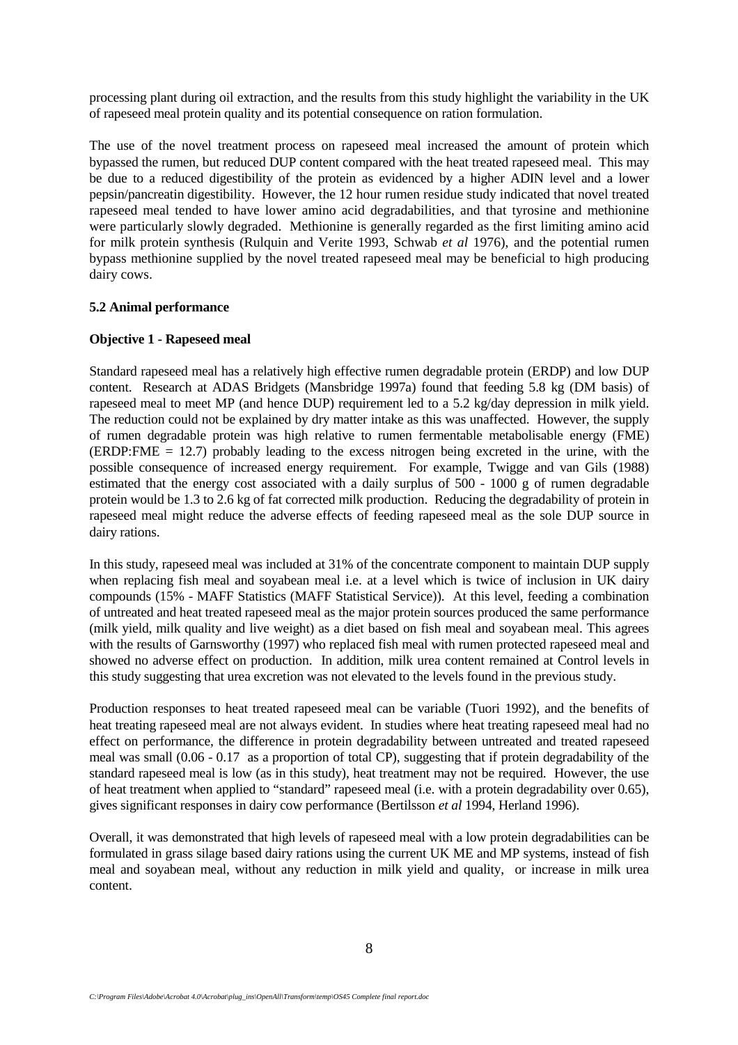processing plant during oil extraction, and the results from this study highlight the variability in the UK of rapeseed meal protein quality and its potential consequence on ration formulation.

The use of the novel treatment process on rapeseed meal increased the amount of protein which bypassed the rumen, but reduced DUP content compared with the heat treated rapeseed meal. This may be due to a reduced digestibility of the protein as evidenced by a higher ADIN level and a lower pepsin/pancreatin digestibility. However, the 12 hour rumen residue study indicated that novel treated rapeseed meal tended to have lower amino acid degradabilities, and that tyrosine and methionine were particularly slowly degraded. Methionine is generally regarded as the first limiting amino acid for milk protein synthesis (Rulquin and Verite 1993, Schwab *et al* 1976), and the potential rumen bypass methionine supplied by the novel treated rapeseed meal may be beneficial to high producing dairy cows.

### 5.2 Animal performance

**Objective 1 - Rapeseed meal**

Standard rapeseed meal has a relatively high effective rumen degradable protein (ERDP) and low DUP content. Research at ADAS Bridgets (Mansbridge 1997a) found that feeding 5.8 kg (DM basis) of rapeseed meal to meet MP (and hence DUP) requirement led to a 5.2 kg/day depression in milk yield. The reduction could not be explained by dry matter intake as this was unaffected. However, the supply of rumen degradable protein was high relative to rumen fermentable metabolisable energy (FME) (ERDP:FME = 12.7) probably leading to the excess nitrogen being excreted in the urine, with the possible consequence of increased energy requirement. For example, Twigge and van Gils (1988) estimated that the energy cost associated with a daily surplus of 500 - 1000 g of rumen degradable protein would be 1.3 to 2.6 kg of fat corrected milk production. Reducing the degradability of protein in rapeseed meal might reduce the adverse effects of feeding rapeseed meal as the sole DUP source in dairy rations.

In this study, rapeseed meal was included at 31% of the concentrate component to maintain DUP supply when replacing fish meal and soyabean meal i.e. at a level which is twice of inclusion in UK dairy compounds (15% - MAFF Statistics (MAFF Statistical Service)). At this level, feeding a combination of untreated and heat treated rapeseed meal as the major protein sources produced the same performance (milk yield, milk quality and live weight) as a diet based on fish meal and soyabean meal. This agrees with the results of Garnsworthy (1997) who replaced fish meal with rumen protected rapeseed meal and showed no adverse effect on production. In addition, milk urea content remained at Control levels in this study suggesting that urea excretion was not elevated to the levels found in the previous study.

Production responses to heat treated rapeseed meal can be variable (Tuori 1992), and the benefits of heat treating rapeseed meal are not always evident. In studies where heat treating rapeseed meal had no effect on performance, the difference in protein degradability between untreated and treated rapeseed meal was small (0.06 - 0.17 as a proportion of total CP), suggesting that if protein degradability of the standard rapeseed meal is low (as in this study), heat treatment may not be required. However, the use of heat treatment when applied to "standard" rapeseed meal (i.e. with a protein degradability over 0.65), gives significant responses in dairy cow performance (Bertilsson *et al* 1994, Herland 1996).

Overall, it was demonstrated that high levels of rapeseed meal with a low protein degradabilities can be formulated in grass silage based dairy rations using the current UK ME and MP systems, instead of fish meal and soyabean meal, without any reduction in milk yield and quality, or increase in milk urea content.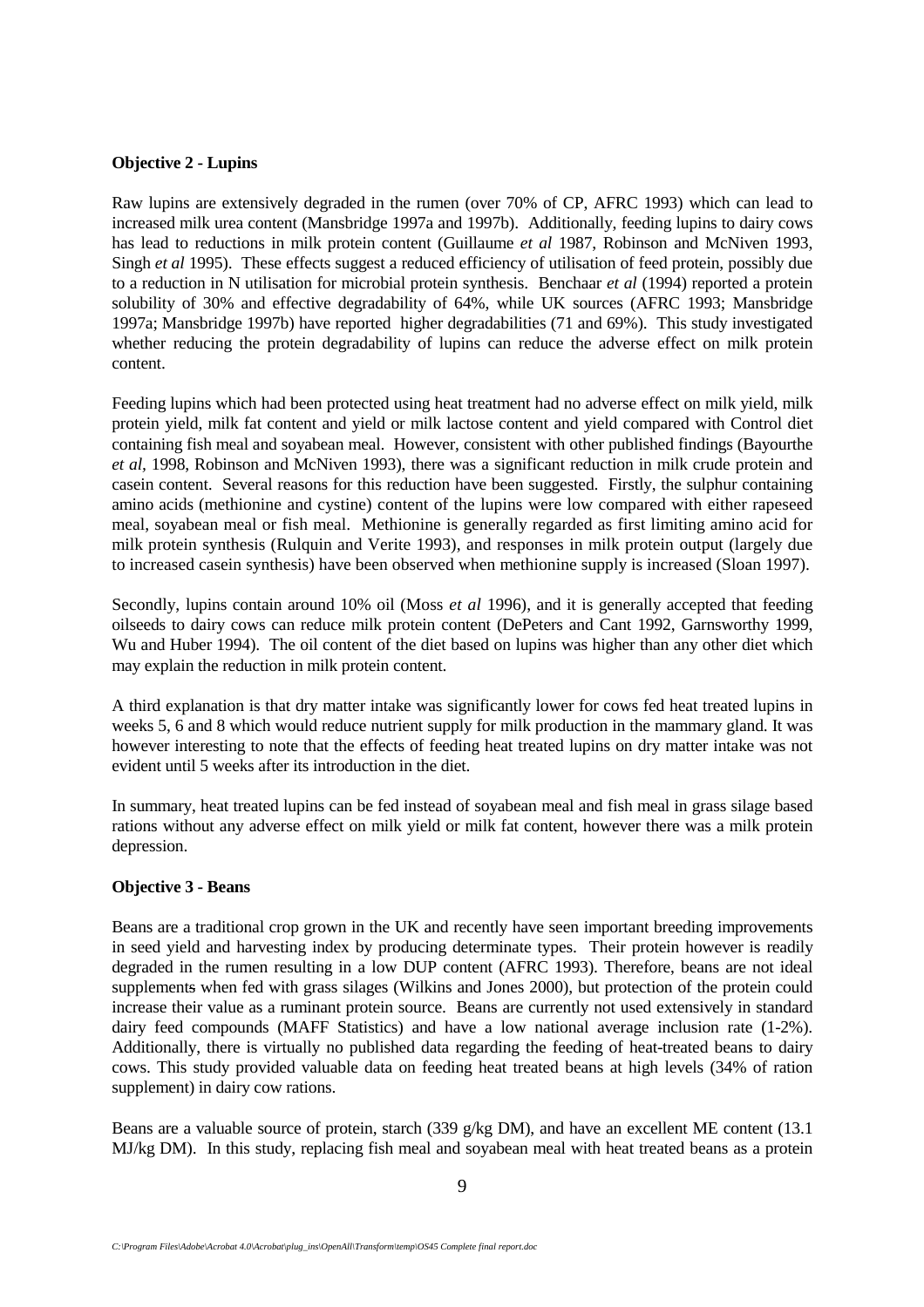**Objective 2 - Lupins**

Raw lupins are extensively degraded in the rumen (over 70% of CP, AFRC 1993) which can lead to increased milk urea content (Mansbridge 1997a and 1997b). Additionally, feeding lupins to dairy cows has lead to reductions in milk protein content (Guillaume *et al* 1987, Robinson and McNiven 1993, Singh *et al* 1995). These effects suggest a reduced efficiency of utilisation of feed protein, possibly due to a reduction in N utilisation for microbial protein synthesis. Benchaar *et al* (1994) reported a protein solubility of 30% and effective degradability of 64%, while UK sources (AFRC 1993; Mansbridge 1997a; Mansbridge 1997b) have reported higher degradabilities (71 and 69%). This study investigated whether reducing the protein degradability of lupins can reduce the adverse effect on milk protein content.

Feeding lupins which had been protected using heat treatment had no adverse effect on milk yield, milk protein yield, milk fat content and yield or milk lactose content and yield compared with Control diet containing fish meal and soyabean meal. However, consistent with other published findings (Bayourthe *et al*, 1998, Robinson and McNiven 1993), there was a significant reduction in milk crude protein and casein content. Several reasons for this reduction have been suggested. Firstly, the sulphur containing amino acids (methionine and cystine) content of the lupins were low compared with either rapeseed meal, soyabean meal or fish meal. Methionine is generally regarded as first limiting amino acid for milk protein synthesis (Rulquin and Verite 1993), and responses in milk protein output (largely due to increased casein synthesis) have been observed when methionine supply is increased (Sloan 1997).

Secondly, lupins contain around 10% oil (Moss *et al* 1996), and it is generally accepted that feeding oilseeds to dairy cows can reduce milk protein content (DePeters and Cant 1992, Garnsworthy 1999, Wu and Huber 1994). The oil content of the diet based on lupins was higher than any other diet which may explain the reduction in milk protein content.

A third explanation is that dry matter intake was significantly lower for cows fed heat treated lupins in weeks 5, 6 and 8 which would reduce nutrient supply for milk production in the mammary gland. It was however interesting to note that the effects of feeding heat treated lupins on dry matter intake was not evident until 5 weeks after its introduction in the diet.

In summary, heat treated lupins can be fed instead of soyabean meal and fish meal in grass silage based rations without any adverse effect on milk yield or milk fat content, however there was a milk protein depression.

**Objective 3 - Beans**

Beans are a traditional crop grown in the UK and recently have seen important breeding improvements in seed yield and harvesting index by producing determinate types. Their protein however is readily degraded in the rumen resulting in a low DUP content (AFRC 1993). Therefore, beans are not ideal supplements when fed with grass silages (Wilkins and Jones 2000), but protection of the protein could increase their value as a ruminant protein source. Beans are currently not used extensively in standard dairy feed compounds (MAFF Statistics) and have a low national average inclusion rate (1-2%). Additionally, there is virtually no published data regarding the feeding of heat-treated beans to dairy cows. This study provided valuable data on feeding heat treated beans at high levels (34% of ration supplement) in dairy cow rations.

Beans are a valuable source of protein, starch (339 g/kg DM), and have an excellent ME content (13.1 MJ/kg DM). In this study, replacing fish meal and soyabean meal with heat treated beans as a protein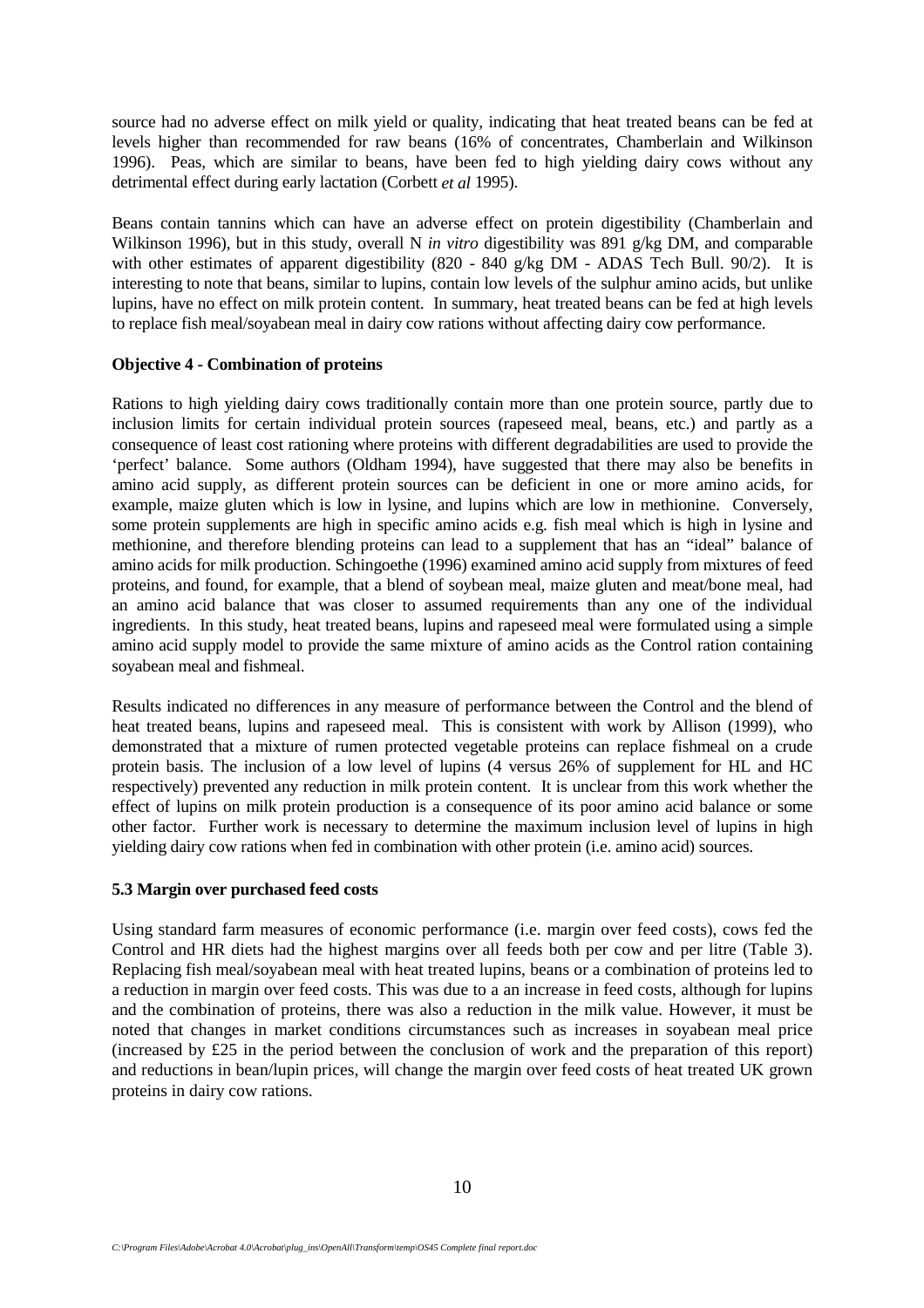source had no adverse effect on milk yield or quality, indicating that heat treated beans can be fed at levels higher than recommended for raw beans (16% of concentrates, Chamberlain and Wilkinson 1996). Peas, which are similar to beans, have been fed to high yielding dairy cows without any detrimental effect during early lactation (Corbett *et al* 1995).

Beans contain tannins which can have an adverse effect on protein digestibility (Chamberlain and Wilkinson 1996), but in this study, overall N *in vitro* digestibility was 891 g/kg DM, and comparable with other estimates of apparent digestibility (820 - 840 g/kg DM - ADAS Tech Bull. 90/2). It is interesting to note that beans, similar to lupins, contain low levels of the sulphur amino acids, but unlike lupins, have no effect on milk protein content. In summary, heat treated beans can be fed at high levels to replace fish meal/soyabean meal in dairy cow rations without affecting dairy cow performance.

**Objective 4 - Combination of proteins**

Rations to high yielding dairy cows traditionally contain more than one protein source, partly due to inclusion limits for certain individual protein sources (rapeseed meal, beans, etc.) and partly as a consequence of least cost rationing where proteins with different degradabilities are used to provide the 'perfect' balance. Some authors (Oldham 1994), have suggested that there may also be benefits in amino acid supply, as different protein sources can be deficient in one or more amino acids, for example, maize gluten which is low in lysine, and lupins which are low in methionine. Conversely, some protein supplements are high in specific amino acids e.g. fish meal which is high in lysine and methionine, and therefore blending proteins can lead to a supplement that has an "ideal" balance of amino acids for milk production. Schingoethe (1996) examined amino acid supply from mixtures of feed proteins, and found, for example, that a blend of soybean meal, maize gluten and meat/bone meal, had an amino acid balance that was closer to assumed requirements than any one of the individual ingredients. In this study, heat treated beans, lupins and rapeseed meal were formulated using a simple amino acid supply model to provide the same mixture of amino acids as the Control ration containing soyabean meal and fishmeal.

Results indicated no differences in any measure of performance between the Control and the blend of heat treated beans, lupins and rapeseed meal. This is consistent with work by Allison (1999), who demonstrated that a mixture of rumen protected vegetable proteins can replace fishmeal on a crude protein basis. The inclusion of a low level of lupins (4 versus 26% of supplement for HL and HC respectively) prevented any reduction in milk protein content. It is unclear from this work whether the effect of lupins on milk protein production is a consequence of its poor amino acid balance or some other factor. Further work is necessary to determine the maximum inclusion level of lupins in high yielding dairy cow rations when fed in combination with other protein (i.e. amino acid) sources.

**5.3 Margin over purchased feed costs**

Using standard farm measures of economic performance (i.e. margin over feed costs), cows fed the Control and HR diets had the highest margins over all feeds both per cow and per litre (Table 3). Replacing fish meal/soyabean meal with heat treated lupins, beans or a combination of proteins led to a reduction in margin over feed costs. This was due to a an increase in feed costs, although for lupins and the combination of proteins, there was also a reduction in the milk value. However, it must be noted that changes in market conditions circumstances such as increases in soyabean meal price (increased by £25 in the period between the conclusion of work and the preparation of this report) and reductions in bean/lupin prices, will change the margin over feed costs of heat treated UK grown proteins in dairy cow rations.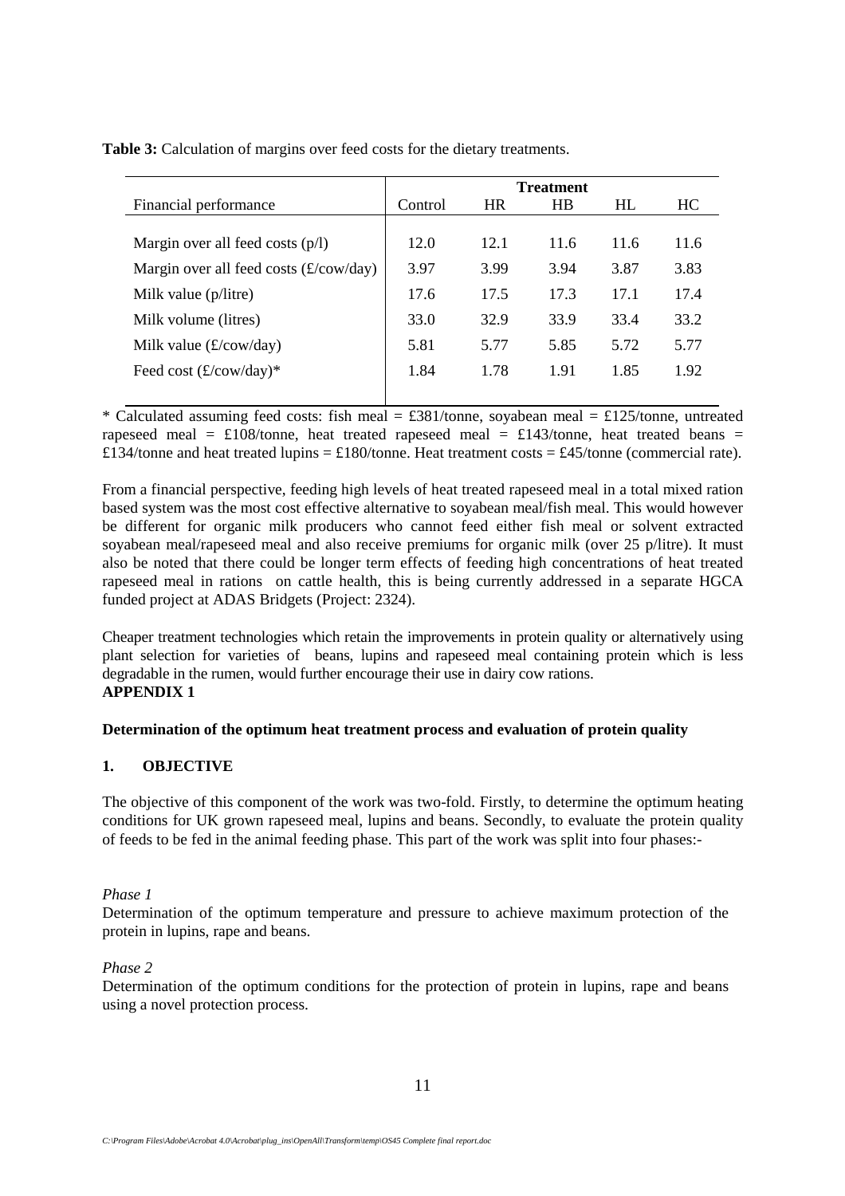**Table 3:** Calculation of margins over feed costs for the dietary treatments.

| Financial performance | Treatment | | | | |
|---|---|---|---|---|---|
| | Control | HR | HB | HL | HC |
| Margin over all feed costs (p/l) | 12.0 | 12.1 | 11.6 | 11.6 | 11.6 |
| Margin over all feed costs (£/cow/day) | 3.97 | 3.99 | 3.94 | 3.87 | 3.83 |
| Milk value (p/litre) | 17.6 | 17.5 | 17.3 | 17.1 | 17.4 |
| Milk volume (litres) | 33.0 | 32.9 | 33.9 | 33.4 | 33.2 |
| Milk value (£/cow/day) | 5.81 | 5.77 | 5.85 | 5.72 | 5.77 |
| Feed cost (£/cow/day)* | 1.84 | 1.78 | 1.91 | 1.85 | 1.92 |

* Calculated assuming feed costs: fish meal = £381/tonne, soyabean meal = £125/tonne, untreated rapeseed meal = £108/tonne, heat treated rapeseed meal = £143/tonne, heat treated beans = £134/tonne and heat treated lupins = £180/tonne. Heat treatment costs = £45/tonne (commercial rate).

From a financial perspective, feeding high levels of heat treated rapeseed meal in a total mixed ration based system was the most cost effective alternative to soyabean meal/fish meal. This would however be different for organic milk producers who cannot feed either fish meal or solvent extracted soyabean meal/rapeseed meal and also receive premiums for organic milk (over 25 p/litre). It must also be noted that there could be longer term effects of feeding high concentrations of heat treated rapeseed meal in rations on cattle health, this is being currently addressed in a separate HGCA funded project at ADAS Bridgets (Project: 2324).

Cheaper treatment technologies which retain the improvements in protein quality or alternatively using plant selection for varieties of beans, lupins and rapeseed meal containing protein which is less degradable in the rumen, would further encourage their use in dairy cow rations.

**APPENDIX 1**

**Determination of the optimum heat treatment process and evaluation of protein quality**

## 1. OBJECTIVE

The objective of this component of the work was two-fold. Firstly, to determine the optimum heating conditions for UK grown rapeseed meal, lupins and beans. Secondly, to evaluate the protein quality of feeds to be fed in the animal feeding phase. This part of the work was split into four phases:-

*Phase 1*

Determination of the optimum temperature and pressure to achieve maximum protection of the protein in lupins, rape and beans.

*Phase 2*

Determination of the optimum conditions for the protection of protein in lupins, rape and beans using a novel protection process.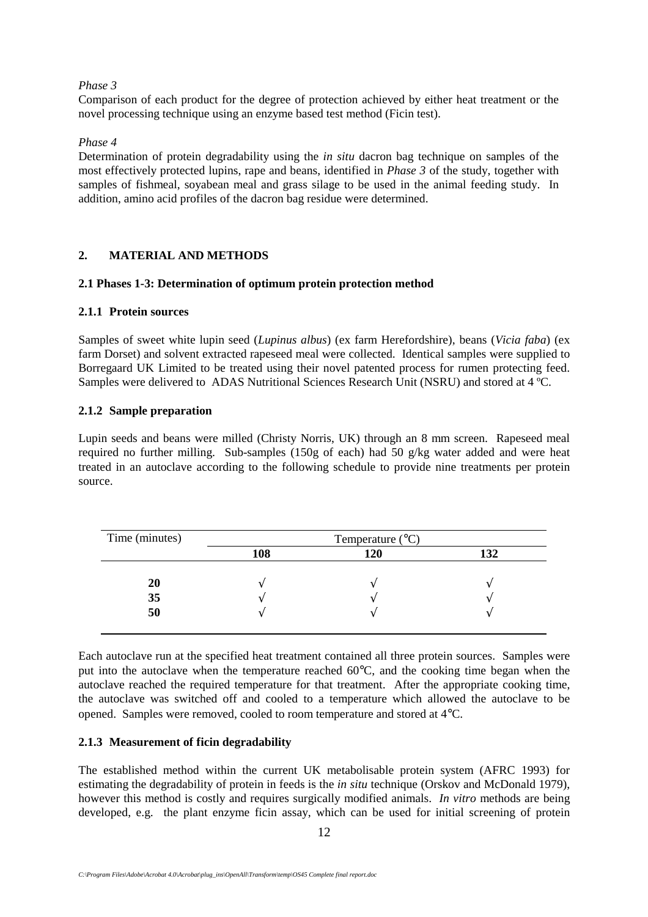*Phase 3*

Comparison of each product for the degree of protection achieved by either heat treatment or the novel processing technique using an enzyme based test method (Ficin test).

*Phase 4*

Determination of protein degradability using the *in situ* dacron bag technique on samples of the most effectively protected lupins, rape and beans, identified in *Phase 3* of the study, together with samples of fishmeal, soyabean meal and grass silage to be used in the animal feeding study. In addition, amino acid profiles of the dacron bag residue were determined.

## 2. MATERIAL AND METHODS

### 2.1 Phases 1-3: Determination of optimum protein protection method

#### 2.1.1 Protein sources

Samples of sweet white lupin seed (*Lupinus albus*) (ex farm Herefordshire), beans (*Vicia faba*) (ex farm Dorset) and solvent extracted rapeseed meal were collected. Identical samples were supplied to Borregaard UK Limited to be treated using their novel patented process for rumen protecting feed. Samples were delivered to ADAS Nutritional Sciences Research Unit (NSRU) and stored at 4 ºC.

#### 2.1.2 Sample preparation

Lupin seeds and beans were milled (Christy Norris, UK) through an 8 mm screen. Rapeseed meal required no further milling. Sub-samples (150g of each) had 50 g/kg water added and were heat treated in an autoclave according to the following schedule to provide nine treatments per protein source.

| Time (minutes) | Temperature (°C) | | |
|---|---|---|---|
| | **108** | **120** | **132** |
| **20** | √ | √ | √ |
| **35** | √ | √ | √ |
| **50** | √ | √ | √ |

Each autoclave run at the specified heat treatment contained all three protein sources. Samples were put into the autoclave when the temperature reached 60°C, and the cooking time began when the autoclave reached the required temperature for that treatment. After the appropriate cooking time, the autoclave was switched off and cooled to a temperature which allowed the autoclave to be opened. Samples were removed, cooled to room temperature and stored at 4°C.

#### 2.1.3 Measurement of ficin degradability

The established method within the current UK metabolisable protein system (AFRC 1993) for estimating the degradability of protein in feeds is the *in situ* technique (Orskov and McDonald 1979), however this method is costly and requires surgically modified animals. *In vitro* methods are being developed, e.g. the plant enzyme ficin assay, which can be used for initial screening of protein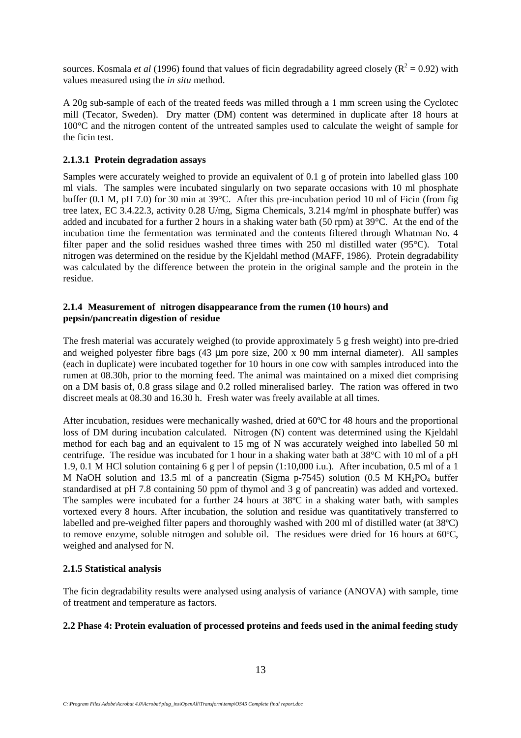sources. Kosmala *et al* (1996) found that values of ficin degradability agreed closely ($R^2 = 0.92$) with values measured using the *in situ* method.

A 20g sub-sample of each of the treated feeds was milled through a 1 mm screen using the Cyclotec mill (Tecator, Sweden). Dry matter (DM) content was determined in duplicate after 18 hours at 100°C and the nitrogen content of the untreated samples used to calculate the weight of sample for the ficin test.

#### 2.1.3.1 Protein degradation assays

Samples were accurately weighed to provide an equivalent of 0.1 g of protein into labelled glass 100 ml vials. The samples were incubated singularly on two separate occasions with 10 ml phosphate buffer (0.1 M, pH 7.0) for 30 min at 39°C. After this pre-incubation period 10 ml of Ficin (from fig tree latex, EC 3.4.22.3, activity 0.28 U/mg, Sigma Chemicals, 3.214 mg/ml in phosphate buffer) was added and incubated for a further 2 hours in a shaking water bath (50 rpm) at 39°C. At the end of the incubation time the fermentation was terminated and the contents filtered through Whatman No. 4 filter paper and the solid residues washed three times with 250 ml distilled water (95°C). Total nitrogen was determined on the residue by the Kjeldahl method (MAFF, 1986). Protein degradability was calculated by the difference between the protein in the original sample and the protein in the residue.

### 2.1.4 Measurement of nitrogen disappearance from the rumen (10 hours) and pepsin/pancreatin digestion of residue

The fresh material was accurately weighed (to provide approximately 5 g fresh weight) into pre-dried and weighed polyester fibre bags (43 μm pore size, 200 x 90 mm internal diameter). All samples (each in duplicate) were incubated together for 10 hours in one cow with samples introduced into the rumen at 08.30h, prior to the morning feed. The animal was maintained on a mixed diet comprising on a DM basis of, 0.8 grass silage and 0.2 rolled mineralised barley. The ration was offered in two discreet meals at 08.30 and 16.30 h. Fresh water was freely available at all times.

After incubation, residues were mechanically washed, dried at 60ºC for 48 hours and the proportional loss of DM during incubation calculated. Nitrogen (N) content was determined using the Kjeldahl method for each bag and an equivalent to 15 mg of N was accurately weighed into labelled 50 ml centrifuge. The residue was incubated for 1 hour in a shaking water bath at 38°C with 10 ml of a pH 1.9, 0.1 M HCl solution containing 6 g per l of pepsin (1:10,000 i.u.). After incubation, 0.5 ml of a 1 M NaOH solution and 13.5 ml of a pancreatin (Sigma p-7545) solution (0.5 M $KH_2PO_4$ buffer standardised at pH 7.8 containing 50 ppm of thymol and 3 g of pancreatin) was added and vortexed. The samples were incubated for a further 24 hours at 38ºC in a shaking water bath, with samples vortexed every 8 hours. After incubation, the solution and residue was quantitatively transferred to labelled and pre-weighed filter papers and thoroughly washed with 200 ml of distilled water (at 38ºC) to remove enzyme, soluble nitrogen and soluble oil. The residues were dried for 16 hours at 60ºC, weighed and analysed for N.

### 2.1.5 Statistical analysis

The ficin degradability results were analysed using analysis of variance (ANOVA) with sample, time of treatment and temperature as factors.

## 2.2 Phase 4: Protein evaluation of processed proteins and feeds used in the animal feeding study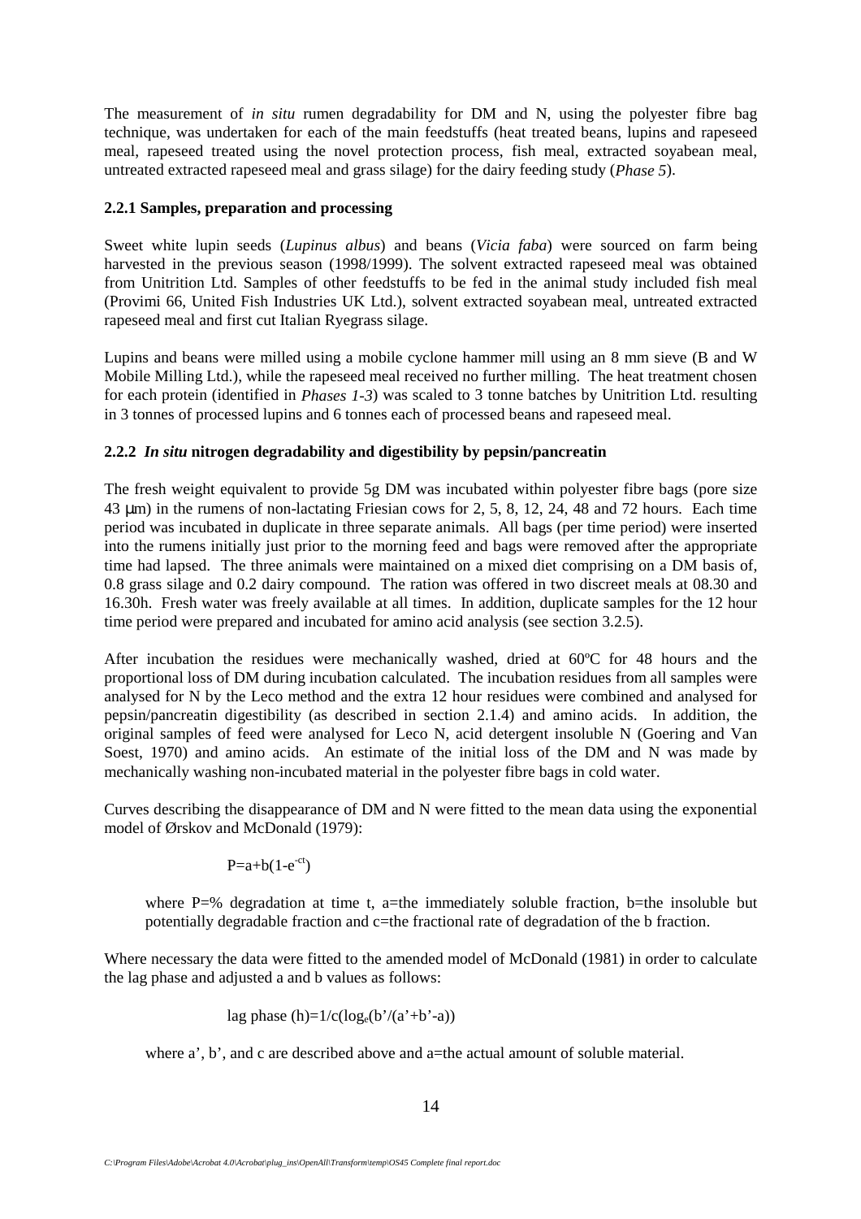The measurement of *in situ* rumen degradability for DM and N, using the polyester fibre bag technique, was undertaken for each of the main feedstuffs (heat treated beans, lupins and rapeseed meal, rapeseed treated using the novel protection process, fish meal, extracted soyabean meal, untreated extracted rapeseed meal and grass silage) for the dairy feeding study (*Phase 5*).

### 2.2.1 Samples, preparation and processing

Sweet white lupin seeds (*Lupinus albus*) and beans (*Vicia faba*) were sourced on farm being harvested in the previous season (1998/1999). The solvent extracted rapeseed meal was obtained from Unitrition Ltd. Samples of other feedstuffs to be fed in the animal study included fish meal (Provimi 66, United Fish Industries UK Ltd.), solvent extracted soyabean meal, untreated extracted rapeseed meal and first cut Italian Ryegrass silage.

Lupins and beans were milled using a mobile cyclone hammer mill using an 8 mm sieve (B and W Mobile Milling Ltd.), while the rapeseed meal received no further milling. The heat treatment chosen for each protein (identified in *Phases 1-3*) was scaled to 3 tonne batches by Unitrition Ltd. resulting in 3 tonnes of processed lupins and 6 tonnes each of processed beans and rapeseed meal.

### 2.2.2 *In situ* nitrogen degradability and digestibility by pepsin/pancreatin

The fresh weight equivalent to provide 5g DM was incubated within polyester fibre bags (pore size 43 μm) in the rumens of non-lactating Friesian cows for 2, 5, 8, 12, 24, 48 and 72 hours. Each time period was incubated in duplicate in three separate animals. All bags (per time period) were inserted into the rumens initially just prior to the morning feed and bags were removed after the appropriate time had lapsed. The three animals were maintained on a mixed diet comprising on a DM basis of, 0.8 grass silage and 0.2 dairy compound. The ration was offered in two discreet meals at 08.30 and 16.30h. Fresh water was freely available at all times. In addition, duplicate samples for the 12 hour time period were prepared and incubated for amino acid analysis (see section 3.2.5).

After incubation the residues were mechanically washed, dried at 60ºC for 48 hours and the proportional loss of DM during incubation calculated. The incubation residues from all samples were analysed for N by the Leco method and the extra 12 hour residues were combined and analysed for pepsin/pancreatin digestibility (as described in section 2.1.4) and amino acids. In addition, the original samples of feed were analysed for Leco N, acid detergent insoluble N (Goering and Van Soest, 1970) and amino acids. An estimate of the initial loss of the DM and N was made by mechanically washing non-incubated material in the polyester fibre bags in cold water.

Curves describing the disappearance of DM and N were fitted to the mean data using the exponential model of Ørskov and McDonald (1979):

$$P=a+b(1-e^{-ct})$$

where P=% degradation at time t, a=the immediately soluble fraction, b=the insoluble but potentially degradable fraction and c=the fractional rate of degradation of the b fraction.

Where necessary the data were fitted to the amended model of McDonald (1981) in order to calculate the lag phase and adjusted a and b values as follows:

$$\text{lag phase (h)}=1/c(\log_e(b'/(a'+b'-a))$$

where a', b', and c are described above and a=the actual amount of soluble material.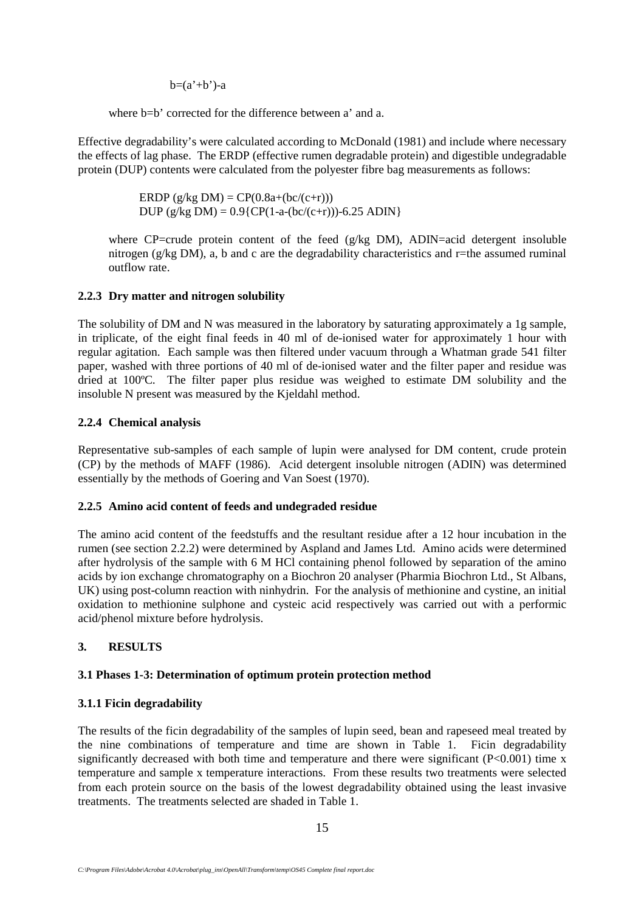$$b=(a'+b')-a$$

where b=b' corrected for the difference between a' and a.

Effective degradability's were calculated according to McDonald (1981) and include where necessary the effects of lag phase. The ERDP (effective rumen degradable protein) and digestible undegradable protein (DUP) contents were calculated from the polyester fibre bag measurements as follows:

$$\text{ERDP (g/kg DM)} = \text{CP}(0.8a+(bc/(c+r)))$$
$$\text{DUP (g/kg DM)} = 0.9\{\text{CP}(1-a-(bc/(c+r)))-6.25\ \text{ADIN}\}$$

where CP=crude protein content of the feed (g/kg DM), ADIN=acid detergent insoluble nitrogen (g/kg DM), a, b and c are the degradability characteristics and r=the assumed ruminal outflow rate.

### 2.2.3 Dry matter and nitrogen solubility

The solubility of DM and N was measured in the laboratory by saturating approximately a 1g sample, in triplicate, of the eight final feeds in 40 ml of de-ionised water for approximately 1 hour with regular agitation. Each sample was then filtered under vacuum through a Whatman grade 541 filter paper, washed with three portions of 40 ml of de-ionised water and the filter paper and residue was dried at 100ºC. The filter paper plus residue was weighed to estimate DM solubility and the insoluble N present was measured by the Kjeldahl method.

### 2.2.4 Chemical analysis

Representative sub-samples of each sample of lupin were analysed for DM content, crude protein (CP) by the methods of MAFF (1986). Acid detergent insoluble nitrogen (ADIN) was determined essentially by the methods of Goering and Van Soest (1970).

### 2.2.5 Amino acid content of feeds and undegraded residue

The amino acid content of the feedstuffs and the resultant residue after a 12 hour incubation in the rumen (see section 2.2.2) were determined by Aspland and James Ltd. Amino acids were determined after hydrolysis of the sample with 6 M HCl containing phenol followed by separation of the amino acids by ion exchange chromatography on a Biochron 20 analyser (Pharmia Biochron Ltd., St Albans, UK) using post-column reaction with ninhydrin. For the analysis of methionine and cystine, an initial oxidation to methionine sulphone and cysteic acid respectively was carried out with a performic acid/phenol mixture before hydrolysis.

## 3. RESULTS

### 3.1 Phases 1-3: Determination of optimum protein protection method

### 3.1.1 Ficin degradability

The results of the ficin degradability of the samples of lupin seed, bean and rapeseed meal treated by the nine combinations of temperature and time are shown in Table 1. Ficin degradability significantly decreased with both time and temperature and there were significant ($P<0.001$) time x temperature and sample x temperature interactions. From these results two treatments were selected from each protein source on the basis of the lowest degradability obtained using the least invasive treatments. The treatments selected are shaded in Table 1.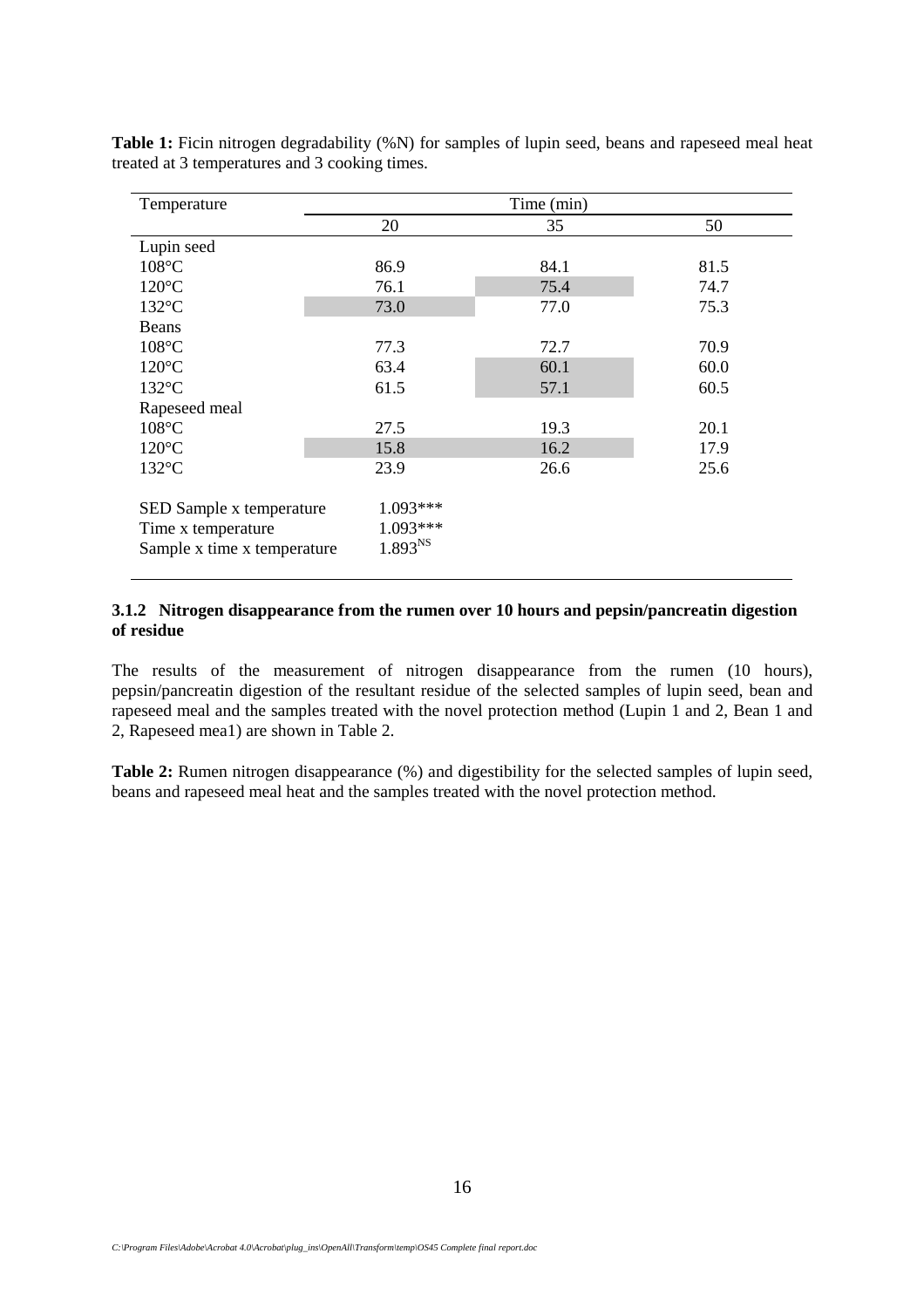**Table 1:** Ficin nitrogen degradability (%N) for samples of lupin seed, beans and rapeseed meal heat treated at 3 temperatures and 3 cooking times.

| Temperature | Time (min) | | |
|---|---|---|---|
| | 20 | 35 | 50 |
| Lupin seed | | | |
| 108°C | 86.9 | 84.1 | 81.5 |
| 120°C | 76.1 | 75.4 | 74.7 |
| 132°C | 73.0 | 77.0 | 75.3 |
| Beans | | | |
| 108°C | 77.3 | 72.7 | 70.9 |
| 120°C | 63.4 | 60.1 | 60.0 |
| 132°C | 61.5 | 57.1 | 60.5 |
| Rapeseed meal | | | |
| 108°C | 27.5 | 19.3 | 20.1 |
| 120°C | 15.8 | 16.2 | 17.9 |
| 132°C | 23.9 | 26.6 | 25.6 |
| SED Sample x temperature | 1.093*** | | |
| Time x temperature | 1.093*** | | |
| Sample x time x temperature | $1.893^{NS}$ | | |

### 3.1.2 Nitrogen disappearance from the rumen over 10 hours and pepsin/pancreatin digestion of residue

The results of the measurement of nitrogen disappearance from the rumen (10 hours), pepsin/pancreatin digestion of the resultant residue of the selected samples of lupin seed, bean and rapeseed meal and the samples treated with the novel protection method (Lupin 1 and 2, Bean 1 and 2, Rapeseed mea1) are shown in Table 2.

**Table 2:** Rumen nitrogen disappearance (%) and digestibility for the selected samples of lupin seed, beans and rapeseed meal heat and the samples treated with the novel protection method.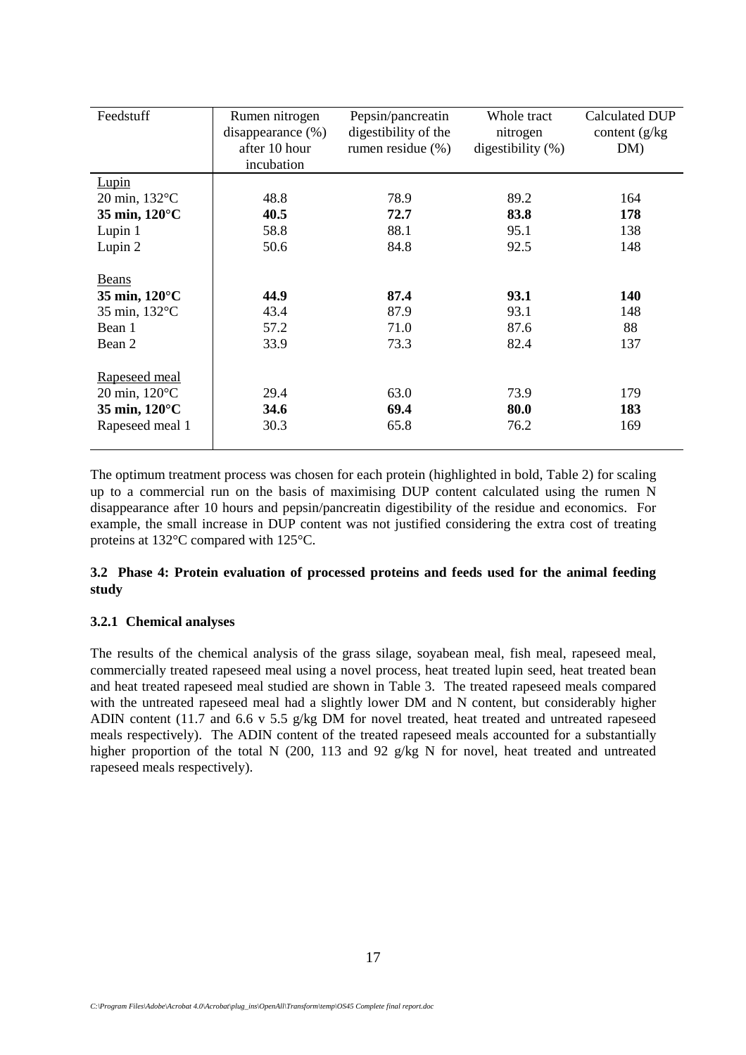| Feedstuff | Rumen nitrogen disappearance (%) after 10 hour incubation | Pepsin/pancreatin digestibility of the rumen residue (%) | Whole tract nitrogen digestibility (%) | Calculated DUP content (g/kg DM) |
|---|---|---|---|---|
| Lupin | | | | |
| 20 min, 132°C | 48.8 | 78.9 | 89.2 | 164 |
| **35 min, 120°C** | **40.5** | **72.7** | **83.8** | **178** |
| Lupin 1 | 58.8 | 88.1 | 95.1 | 138 |
| Lupin 2 | 50.6 | 84.8 | 92.5 | 148 |
| Beans | | | | |
| **35 min, 120°C** | **44.9** | **87.4** | **93.1** | **140** |
| 35 min, 132°C | 43.4 | 87.9 | 93.1 | 148 |
| Bean 1 | 57.2 | 71.0 | 87.6 | 88 |
| Bean 2 | 33.9 | 73.3 | 82.4 | 137 |
| Rapeseed meal | | | | |
| 20 min, 120°C | 29.4 | 63.0 | 73.9 | 179 |
| **35 min, 120°C** | **34.6** | **69.4** | **80.0** | **183** |
| Rapeseed meal 1 | 30.3 | 65.8 | 76.2 | 169 |

The optimum treatment process was chosen for each protein (highlighted in bold, Table 2) for scaling up to a commercial run on the basis of maximising DUP content calculated using the rumen N disappearance after 10 hours and pepsin/pancreatin digestibility of the residue and economics. For example, the small increase in DUP content was not justified considering the extra cost of treating proteins at 132°C compared with 125°C.

### 3.2 Phase 4: Protein evaluation of processed proteins and feeds used for the animal feeding study

#### 3.2.1 Chemical analyses

The results of the chemical analysis of the grass silage, soyabean meal, fish meal, rapeseed meal, commercially treated rapeseed meal using a novel process, heat treated lupin seed, heat treated bean and heat treated rapeseed meal studied are shown in Table 3. The treated rapeseed meals compared with the untreated rapeseed meal had a slightly lower DM and N content, but considerably higher ADIN content (11.7 and 6.6 v 5.5 g/kg DM for novel treated, heat treated and untreated rapeseed meals respectively). The ADIN content of the treated rapeseed meals accounted for a substantially higher proportion of the total N (200, 113 and 92 g/kg N for novel, heat treated and untreated rapeseed meals respectively).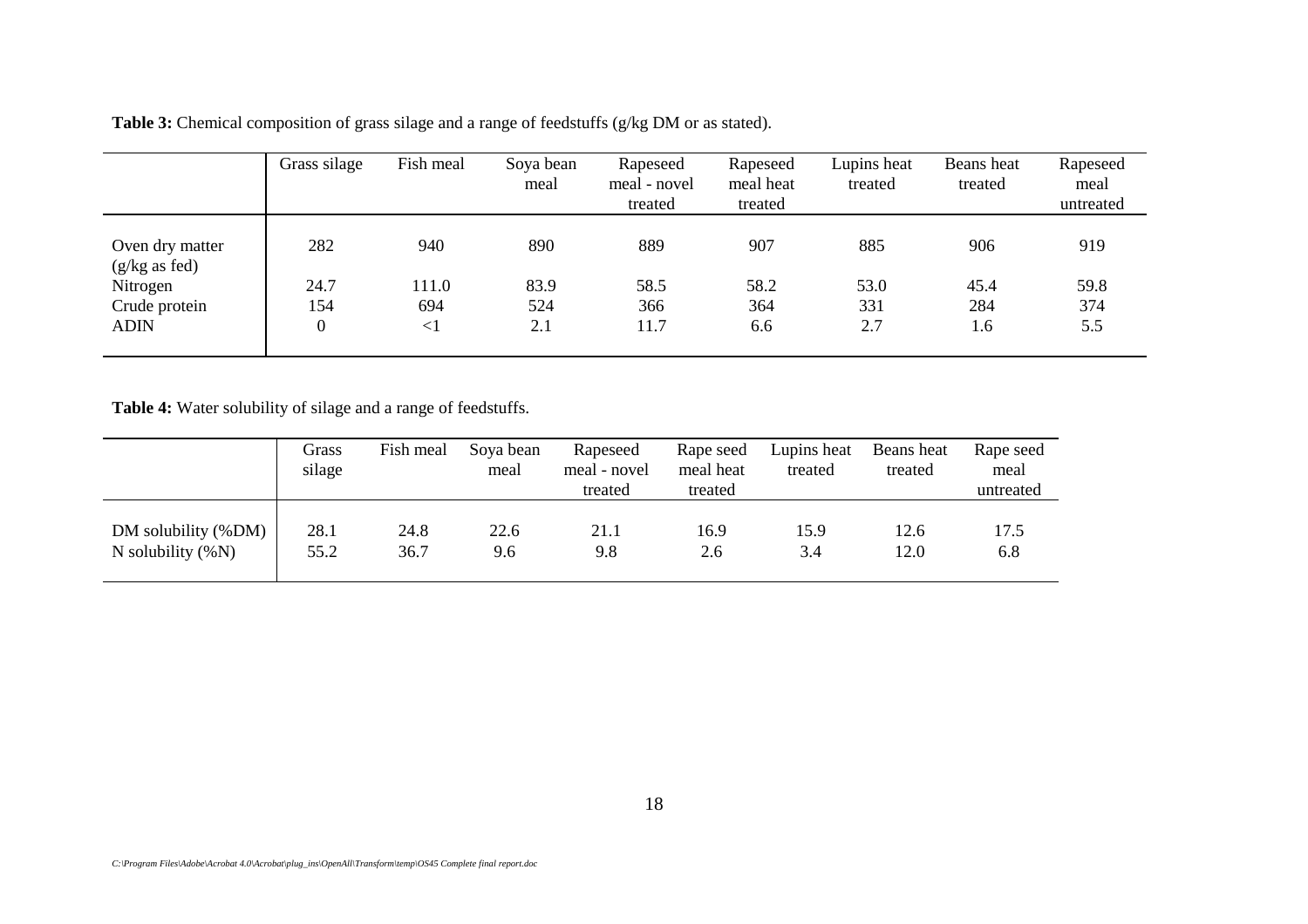**Table 3:** Chemical composition of grass silage and a range of feedstuffs (g/kg DM or as stated).

| | Grass silage | Fish meal | Soya bean meal | Rapeseed meal - novel treated | Rapeseed meal heat treated | Lupins heat treated | Beans heat treated | Rapeseed meal untreated |
|---|---|---|---|---|---|---|---|---|
| Oven dry matter (g/kg as fed) | 282 | 940 | 890 | 889 | 907 | 885 | 906 | 919 |
| Nitrogen | 24.7 | 111.0 | 83.9 | 58.5 | 58.2 | 53.0 | 45.4 | 59.8 |
| Crude protein | 154 | 694 | 524 | 366 | 364 | 331 | 284 | 374 |
| ADIN | 0 | <1 | 2.1 | 11.7 | 6.6 | 2.7 | 1.6 | 5.5 |

**Table 4:** Water solubility of silage and a range of feedstuffs.

| | Grass silage | Fish meal | Soya bean meal | Rapeseed meal - novel treated | Rape seed meal heat treated | Lupins heat treated | Beans heat treated | Rape seed meal untreated |
|---|---|---|---|---|---|---|---|---|
| DM solubility (%DM) | 28.1 | 24.8 | 22.6 | 21.1 | 16.9 | 15.9 | 12.6 | 17.5 |
| N solubility (%N) | 55.2 | 36.7 | 9.6 | 9.8 | 2.6 | 3.4 | 12.0 | 6.8 |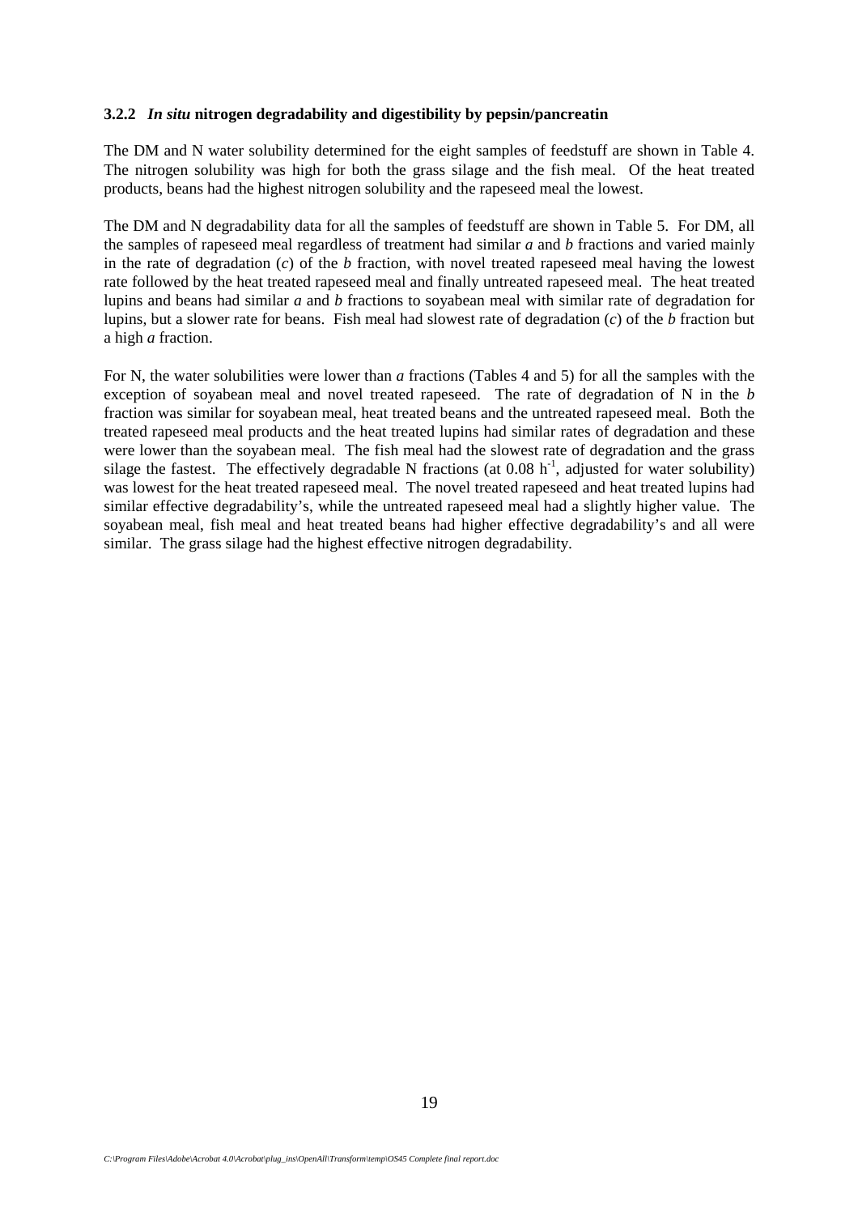### 3.2.2 *In situ* nitrogen degradability and digestibility by pepsin/pancreatin

The DM and N water solubility determined for the eight samples of feedstuff are shown in Table 4. The nitrogen solubility was high for both the grass silage and the fish meal. Of the heat treated products, beans had the highest nitrogen solubility and the rapeseed meal the lowest.

The DM and N degradability data for all the samples of feedstuff are shown in Table 5. For DM, all the samples of rapeseed meal regardless of treatment had similar *a* and *b* fractions and varied mainly in the rate of degradation (*c*) of the *b* fraction, with novel treated rapeseed meal having the lowest rate followed by the heat treated rapeseed meal and finally untreated rapeseed meal. The heat treated lupins and beans had similar *a* and *b* fractions to soyabean meal with similar rate of degradation for lupins, but a slower rate for beans. Fish meal had slowest rate of degradation (*c*) of the *b* fraction but a high *a* fraction.

For N, the water solubilities were lower than *a* fractions (Tables 4 and 5) for all the samples with the exception of soyabean meal and novel treated rapeseed. The rate of degradation of N in the *b* fraction was similar for soyabean meal, heat treated beans and the untreated rapeseed meal. Both the treated rapeseed meal products and the heat treated lupins had similar rates of degradation and these were lower than the soyabean meal. The fish meal had the slowest rate of degradation and the grass silage the fastest. The effectively degradable N fractions (at 0.08 $h^{-1}$, adjusted for water solubility) was lowest for the heat treated rapeseed meal. The novel treated rapeseed and heat treated lupins had similar effective degradability's, while the untreated rapeseed meal had a slightly higher value. The soyabean meal, fish meal and heat treated beans had higher effective degradability's and all were similar. The grass silage had the highest effective nitrogen degradability.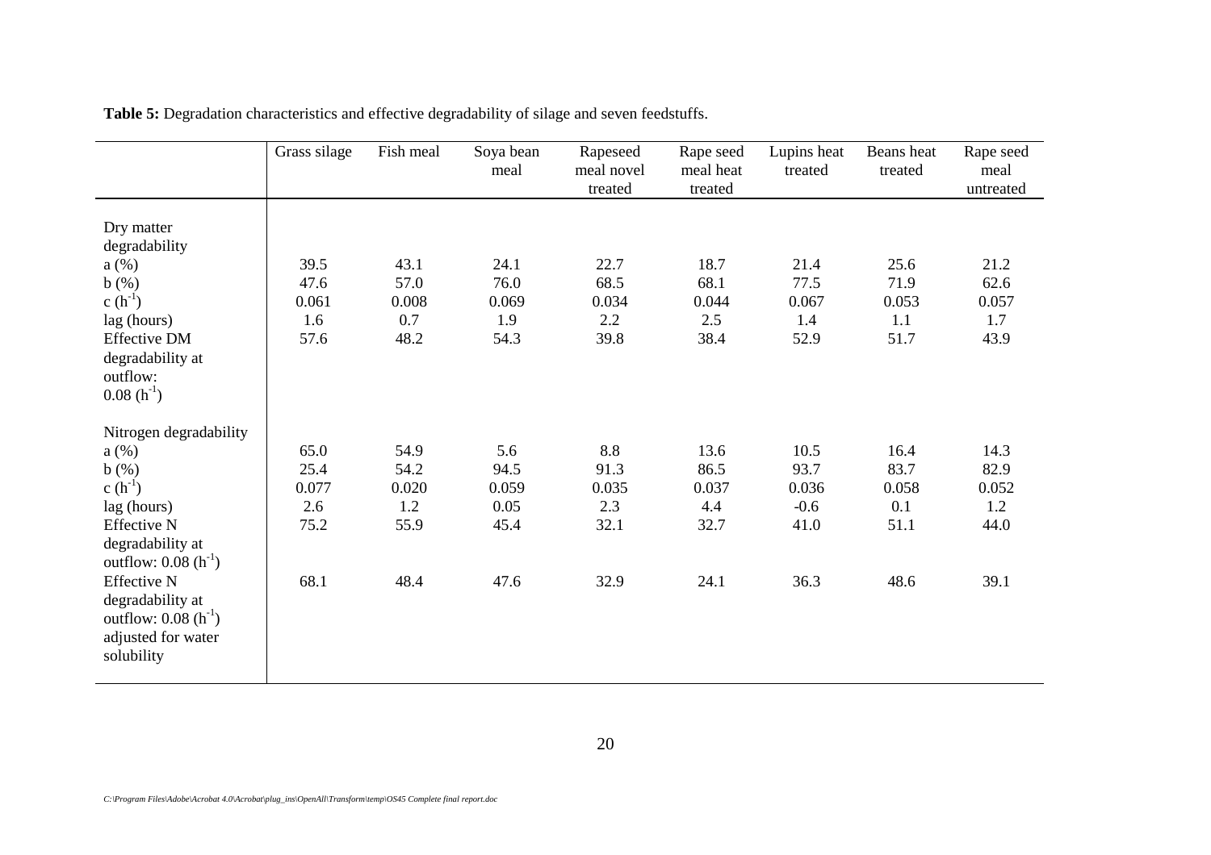**Table 5:** Degradation characteristics and effective degradability of silage and seven feedstuffs.

| | Grass silage | Fish meal | Soya bean meal | Rapeseed meal novel treated | Rape seed meal heat treated | Lupins heat treated | Beans heat treated | Rape seed meal untreated |
|---|---|---|---|---|---|---|---|---|
| Dry matter degradability | | | | | | | | |
| a (%) | 39.5 | 43.1 | 24.1 | 22.7 | 18.7 | 21.4 | 25.6 | 21.2 |
| b (%) | 47.6 | 57.0 | 76.0 | 68.5 | 68.1 | 77.5 | 71.9 | 62.6 |
| c ($h^{-1}$) | 0.061 | 0.008 | 0.069 | 0.034 | 0.044 | 0.067 | 0.053 | 0.057 |
| lag (hours) | 1.6 | 0.7 | 1.9 | 2.2 | 2.5 | 1.4 | 1.1 | 1.7 |
| Effective DM degradability at outflow: 0.08 ($h^{-1}$) | 57.6 | 48.2 | 54.3 | 39.8 | 38.4 | 52.9 | 51.7 | 43.9 |
| Nitrogen degradability | | | | | | | | |
| a (%) | 65.0 | 54.9 | 5.6 | 8.8 | 13.6 | 10.5 | 16.4 | 14.3 |
| b (%) | 25.4 | 54.2 | 94.5 | 91.3 | 86.5 | 93.7 | 83.7 | 82.9 |
| c ($h^{-1}$) | 0.077 | 0.020 | 0.059 | 0.035 | 0.037 | 0.036 | 0.058 | 0.052 |
| lag (hours) | 2.6 | 1.2 | 0.05 | 2.3 | 4.4 | -0.6 | 0.1 | 1.2 |
| Effective N degradability at outflow: 0.08 ($h^{-1}$) | 75.2 | 55.9 | 45.4 | 32.1 | 32.7 | 41.0 | 51.1 | 44.0 |
| Effective N degradability at outflow: 0.08 ($h^{-1}$) adjusted for water solubility | 68.1 | 48.4 | 47.6 | 32.9 | 24.1 | 36.3 | 48.6 | 39.1 |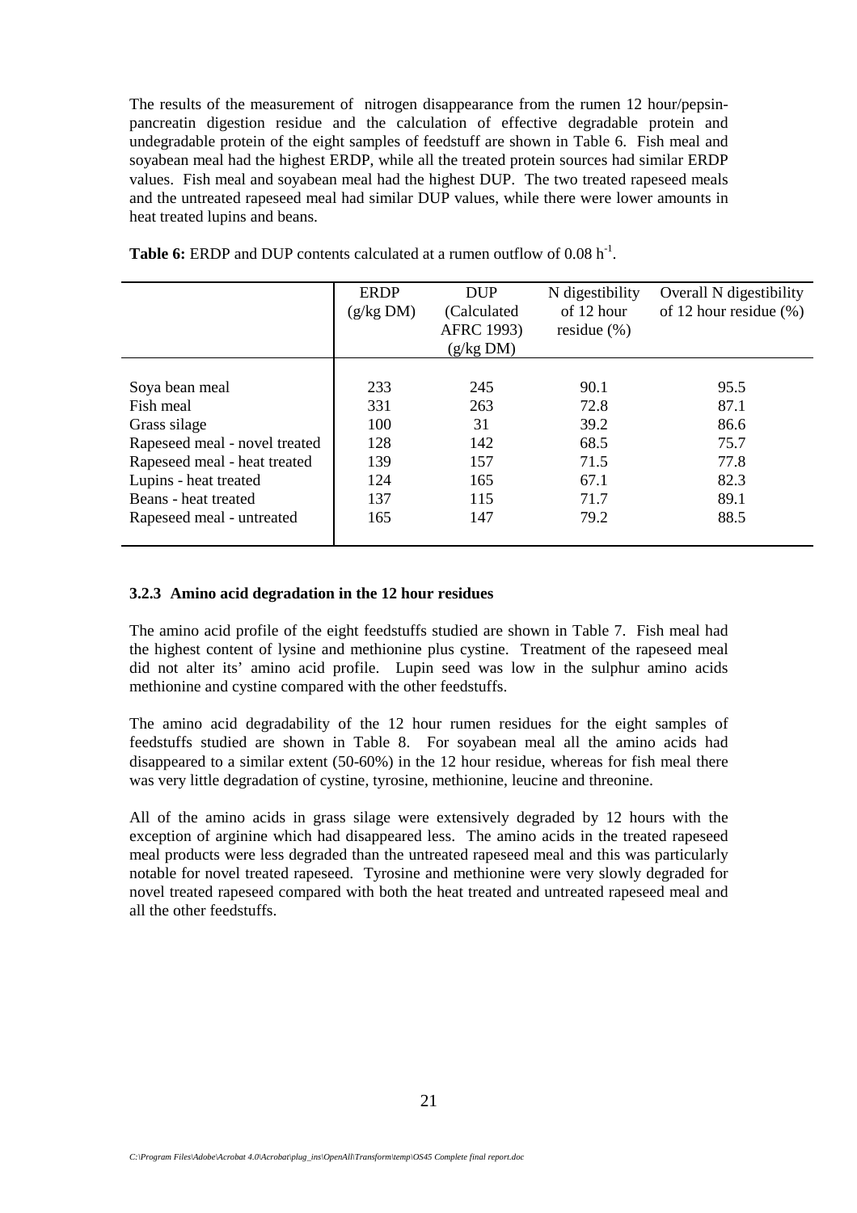The results of the measurement of nitrogen disappearance from the rumen 12 hour/pepsin-pancreatin digestion residue and the calculation of effective degradable protein and undegradable protein of the eight samples of feedstuff are shown in Table 6. Fish meal and soyabean meal had the highest ERDP, while all the treated protein sources had similar ERDP values. Fish meal and soyabean meal had the highest DUP. The two treated rapeseed meals and the untreated rapeseed meal had similar DUP values, while there were lower amounts in heat treated lupins and beans.

**Table 6:** ERDP and DUP contents calculated at a rumen outflow of 0.08 $h^{-1}$.

| | ERDP (g/kg DM) | DUP (Calculated AFRC 1993) (g/kg DM) | N digestibility of 12 hour residue (%) | Overall N digestibility of 12 hour residue (%) |
|---|---|---|---|---|
| Soya bean meal | 233 | 245 | 90.1 | 95.5 |
| Fish meal | 331 | 263 | 72.8 | 87.1 |
| Grass silage | 100 | 31 | 39.2 | 86.6 |
| Rapeseed meal - novel treated | 128 | 142 | 68.5 | 75.7 |
| Rapeseed meal - heat treated | 139 | 157 | 71.5 | 77.8 |
| Lupins - heat treated | 124 | 165 | 67.1 | 82.3 |
| Beans - heat treated | 137 | 115 | 71.7 | 89.1 |
| Rapeseed meal - untreated | 165 | 147 | 79.2 | 88.5 |

### 3.2.3 Amino acid degradation in the 12 hour residues

The amino acid profile of the eight feedstuffs studied are shown in Table 7. Fish meal had the highest content of lysine and methionine plus cystine. Treatment of the rapeseed meal did not alter its' amino acid profile. Lupin seed was low in the sulphur amino acids methionine and cystine compared with the other feedstuffs.

The amino acid degradability of the 12 hour rumen residues for the eight samples of feedstuffs studied are shown in Table 8. For soyabean meal all the amino acids had disappeared to a similar extent (50-60%) in the 12 hour residue, whereas for fish meal there was very little degradation of cystine, tyrosine, methionine, leucine and threonine.

All of the amino acids in grass silage were extensively degraded by 12 hours with the exception of arginine which had disappeared less. The amino acids in the treated rapeseed meal products were less degraded than the untreated rapeseed meal and this was particularly notable for novel treated rapeseed. Tyrosine and methionine were very slowly degraded for novel treated rapeseed compared with both the heat treated and untreated rapeseed meal and all the other feedstuffs.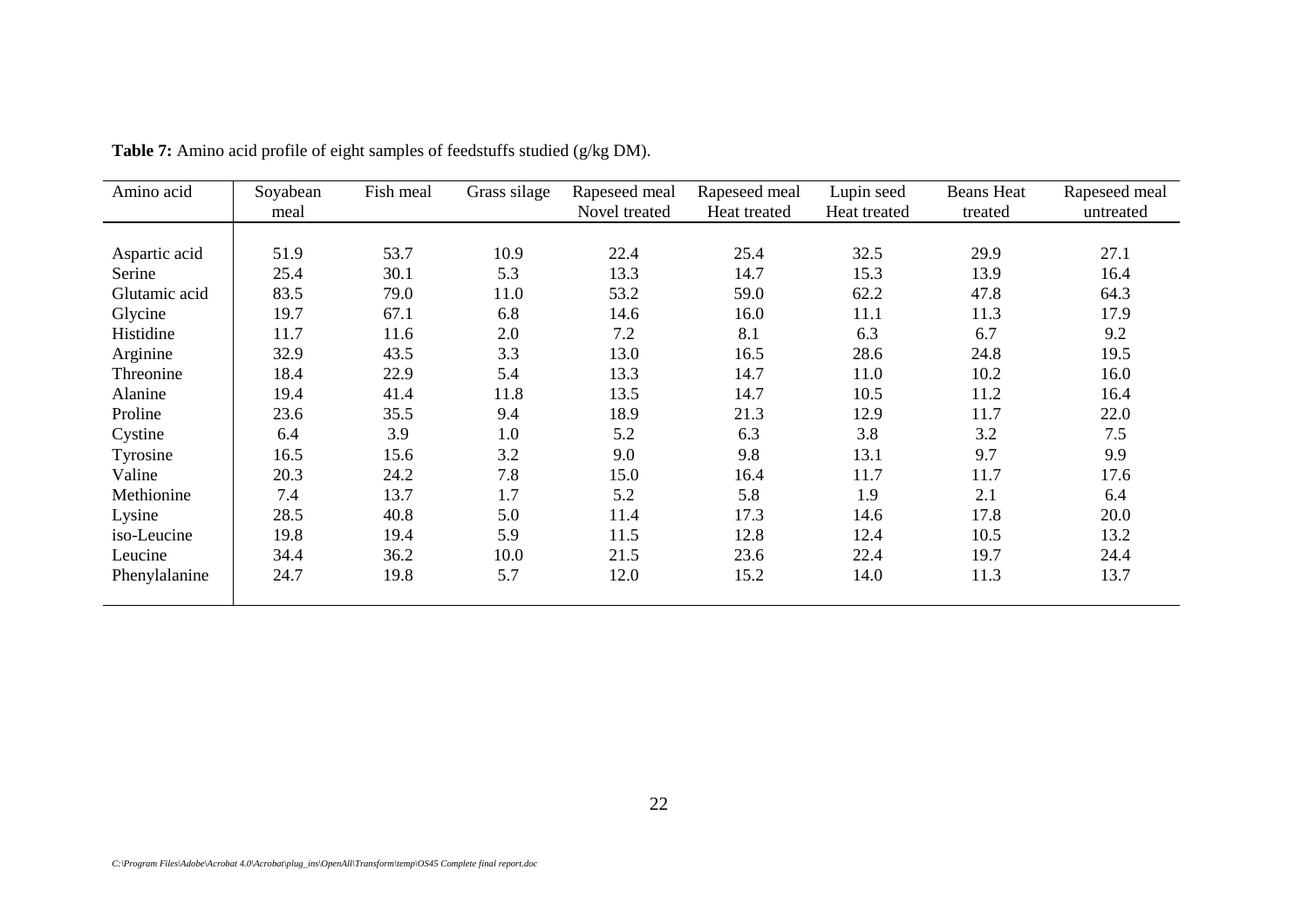**Table 7:** Amino acid profile of eight samples of feedstuffs studied (g/kg DM).

| Amino acid | Soyabean meal | Fish meal | Grass silage | Rapeseed meal Novel treated | Rapeseed meal Heat treated | Lupin seed Heat treated | Beans Heat treated | Rapeseed meal untreated |
|---|---|---|---|---|---|---|---|---|
| Aspartic acid | 51.9 | 53.7 | 10.9 | 22.4 | 25.4 | 32.5 | 29.9 | 27.1 |
| Serine | 25.4 | 30.1 | 5.3 | 13.3 | 14.7 | 15.3 | 13.9 | 16.4 |
| Glutamic acid | 83.5 | 79.0 | 11.0 | 53.2 | 59.0 | 62.2 | 47.8 | 64.3 |
| Glycine | 19.7 | 67.1 | 6.8 | 14.6 | 16.0 | 11.1 | 11.3 | 17.9 |
| Histidine | 11.7 | 11.6 | 2.0 | 7.2 | 8.1 | 6.3 | 6.7 | 9.2 |
| Arginine | 32.9 | 43.5 | 3.3 | 13.0 | 16.5 | 28.6 | 24.8 | 19.5 |
| Threonine | 18.4 | 22.9 | 5.4 | 13.3 | 14.7 | 11.0 | 10.2 | 16.0 |
| Alanine | 19.4 | 41.4 | 11.8 | 13.5 | 14.7 | 10.5 | 11.2 | 16.4 |
| Proline | 23.6 | 35.5 | 9.4 | 18.9 | 21.3 | 12.9 | 11.7 | 22.0 |
| Cystine | 6.4 | 3.9 | 1.0 | 5.2 | 6.3 | 3.8 | 3.2 | 7.5 |
| Tyrosine | 16.5 | 15.6 | 3.2 | 9.0 | 9.8 | 13.1 | 9.7 | 9.9 |
| Valine | 20.3 | 24.2 | 7.8 | 15.0 | 16.4 | 11.7 | 11.7 | 17.6 |
| Methionine | 7.4 | 13.7 | 1.7 | 5.2 | 5.8 | 1.9 | 2.1 | 6.4 |
| Lysine | 28.5 | 40.8 | 5.0 | 11.4 | 17.3 | 14.6 | 17.8 | 20.0 |
| iso-Leucine | 19.8 | 19.4 | 5.9 | 11.5 | 12.8 | 12.4 | 10.5 | 13.2 |
| Leucine | 34.4 | 36.2 | 10.0 | 21.5 | 23.6 | 22.4 | 19.7 | 24.4 |
| Phenylalanine | 24.7 | 19.8 | 5.7 | 12.0 | 15.2 | 14.0 | 11.3 | 13.7 |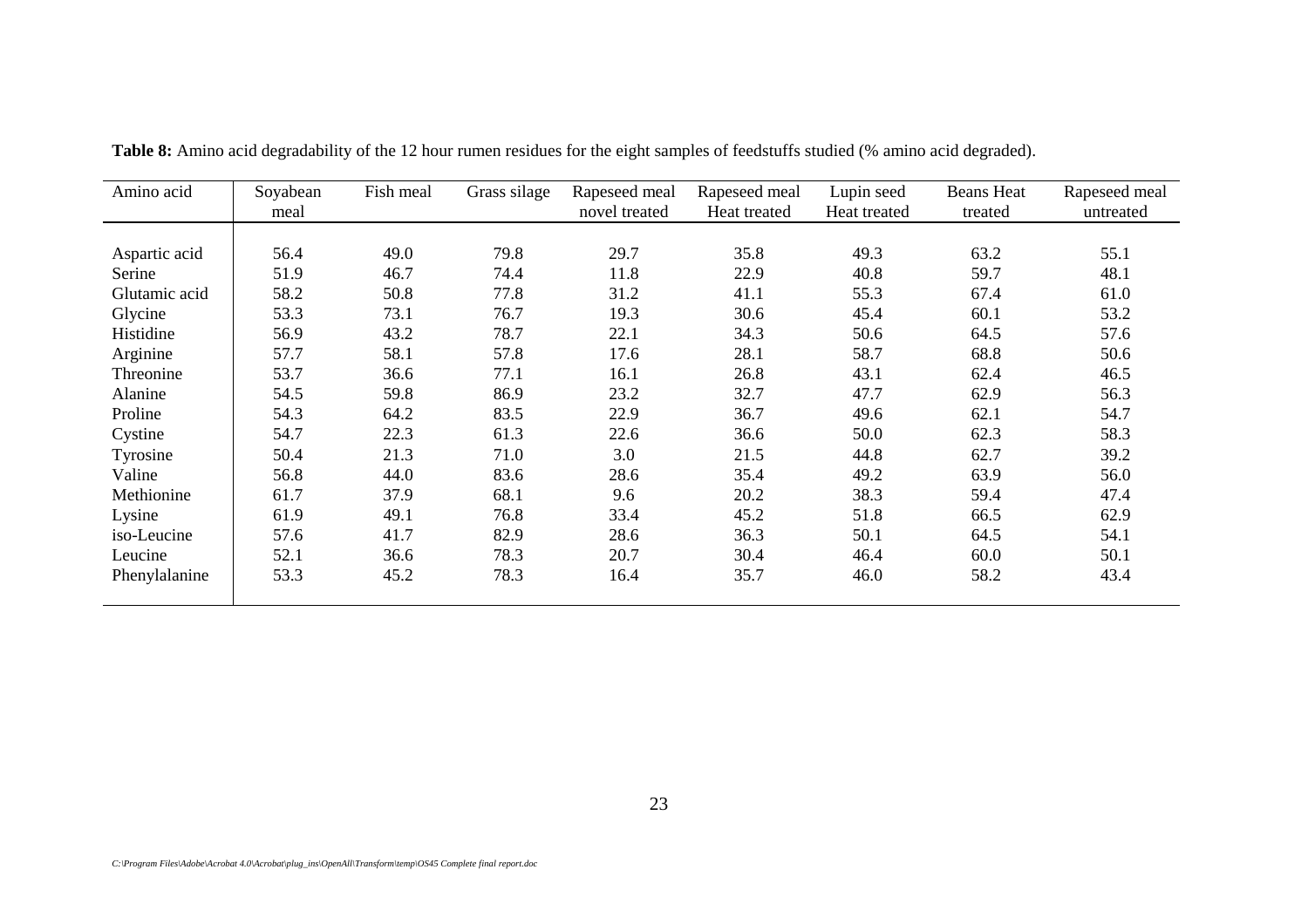**Table 8:** Amino acid degradability of the 12 hour rumen residues for the eight samples of feedstuffs studied (% amino acid degraded).

| Amino acid | Soyabean meal | Fish meal | Grass silage | Rapeseed meal novel treated | Rapeseed meal Heat treated | Lupin seed Heat treated | Beans Heat treated | Rapeseed meal untreated |
|---|---|---|---|---|---|---|---|---|
| Aspartic acid | 56.4 | 49.0 | 79.8 | 29.7 | 35.8 | 49.3 | 63.2 | 55.1 |
| Serine | 51.9 | 46.7 | 74.4 | 11.8 | 22.9 | 40.8 | 59.7 | 48.1 |
| Glutamic acid | 58.2 | 50.8 | 77.8 | 31.2 | 41.1 | 55.3 | 67.4 | 61.0 |
| Glycine | 53.3 | 73.1 | 76.7 | 19.3 | 30.6 | 45.4 | 60.1 | 53.2 |
| Histidine | 56.9 | 43.2 | 78.7 | 22.1 | 34.3 | 50.6 | 64.5 | 57.6 |
| Arginine | 57.7 | 58.1 | 57.8 | 17.6 | 28.1 | 58.7 | 68.8 | 50.6 |
| Threonine | 53.7 | 36.6 | 77.1 | 16.1 | 26.8 | 43.1 | 62.4 | 46.5 |
| Alanine | 54.5 | 59.8 | 86.9 | 23.2 | 32.7 | 47.7 | 62.9 | 56.3 |
| Proline | 54.3 | 64.2 | 83.5 | 22.9 | 36.7 | 49.6 | 62.1 | 54.7 |
| Cystine | 54.7 | 22.3 | 61.3 | 22.6 | 36.6 | 50.0 | 62.3 | 58.3 |
| Tyrosine | 50.4 | 21.3 | 71.0 | 3.0 | 21.5 | 44.8 | 62.7 | 39.2 |
| Valine | 56.8 | 44.0 | 83.6 | 28.6 | 35.4 | 49.2 | 63.9 | 56.0 |
| Methionine | 61.7 | 37.9 | 68.1 | 9.6 | 20.2 | 38.3 | 59.4 | 47.4 |
| Lysine | 61.9 | 49.1 | 76.8 | 33.4 | 45.2 | 51.8 | 66.5 | 62.9 |
| iso-Leucine | 57.6 | 41.7 | 82.9 | 28.6 | 36.3 | 50.1 | 64.5 | 54.1 |
| Leucine | 52.1 | 36.6 | 78.3 | 20.7 | 30.4 | 46.4 | 60.0 | 50.1 |
| Phenylalanine | 53.3 | 45.2 | 78.3 | 16.4 | 35.7 | 46.0 | 58.2 | 43.4 |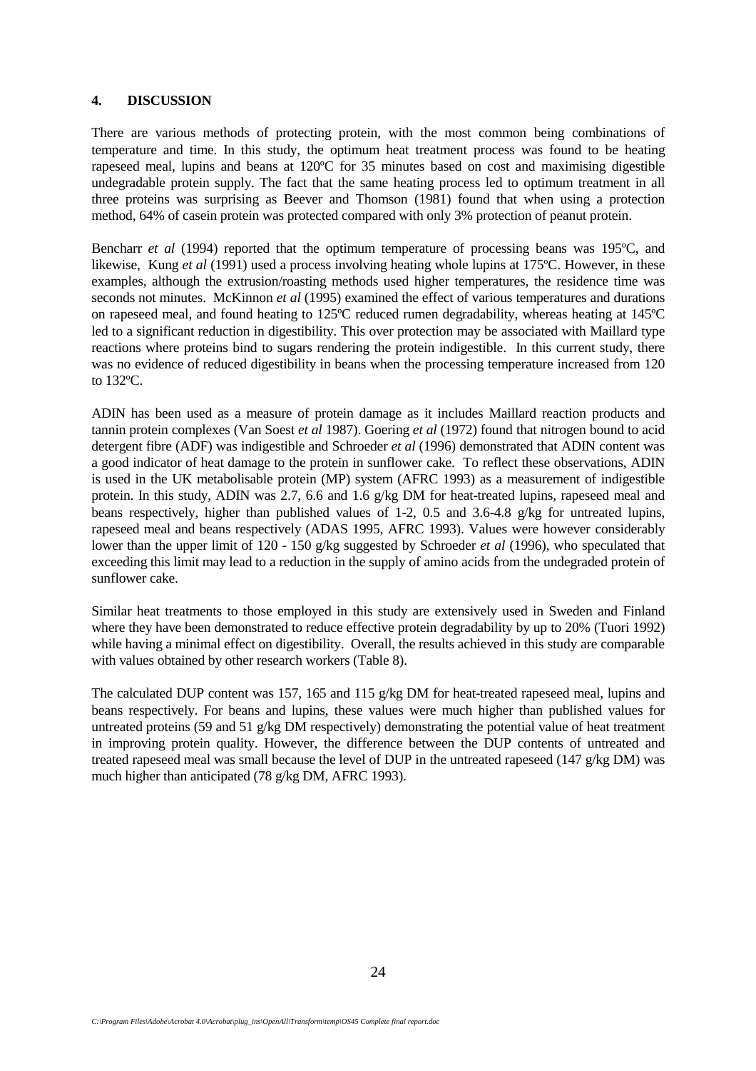## 4. DISCUSSION

There are various methods of protecting protein, with the most common being combinations of temperature and time. In this study, the optimum heat treatment process was found to be heating rapeseed meal, lupins and beans at 120ºC for 35 minutes based on cost and maximising digestible undegradable protein supply. The fact that the same heating process led to optimum treatment in all three proteins was surprising as Beever and Thomson (1981) found that when using a protection method, 64% of casein protein was protected compared with only 3% protection of peanut protein.

Bencharr *et al* (1994) reported that the optimum temperature of processing beans was 195ºC, and likewise, Kung *et al* (1991) used a process involving heating whole lupins at 175ºC. However, in these examples, although the extrusion/roasting methods used higher temperatures, the residence time was seconds not minutes. McKinnon *et al* (1995) examined the effect of various temperatures and durations on rapeseed meal, and found heating to 125ºC reduced rumen degradability, whereas heating at 145ºC led to a significant reduction in digestibility. This over protection may be associated with Maillard type reactions where proteins bind to sugars rendering the protein indigestible. In this current study, there was no evidence of reduced digestibility in beans when the processing temperature increased from 120 to 132ºC.

ADIN has been used as a measure of protein damage as it includes Maillard reaction products and tannin protein complexes (Van Soest *et al* 1987). Goering *et al* (1972) found that nitrogen bound to acid detergent fibre (ADF) was indigestible and Schroeder *et al* (1996) demonstrated that ADIN content was a good indicator of heat damage to the protein in sunflower cake. To reflect these observations, ADIN is used in the UK metabolisable protein (MP) system (AFRC 1993) as a measurement of indigestible protein. In this study, ADIN was 2.7, 6.6 and 1.6 g/kg DM for heat-treated lupins, rapeseed meal and beans respectively, higher than published values of 1-2, 0.5 and 3.6-4.8 g/kg for untreated lupins, rapeseed meal and beans respectively (ADAS 1995, AFRC 1993). Values were however considerably lower than the upper limit of 120 - 150 g/kg suggested by Schroeder *et al* (1996), who speculated that exceeding this limit may lead to a reduction in the supply of amino acids from the undegraded protein of sunflower cake.

Similar heat treatments to those employed in this study are extensively used in Sweden and Finland where they have been demonstrated to reduce effective protein degradability by up to 20% (Tuori 1992) while having a minimal effect on digestibility. Overall, the results achieved in this study are comparable with values obtained by other research workers (Table 8).

The calculated DUP content was 157, 165 and 115 g/kg DM for heat-treated rapeseed meal, lupins and beans respectively. For beans and lupins, these values were much higher than published values for untreated proteins (59 and 51 g/kg DM respectively) demonstrating the potential value of heat treatment in improving protein quality. However, the difference between the DUP contents of untreated and treated rapeseed meal was small because the level of DUP in the untreated rapeseed (147 g/kg DM) was much higher than anticipated (78 g/kg DM, AFRC 1993).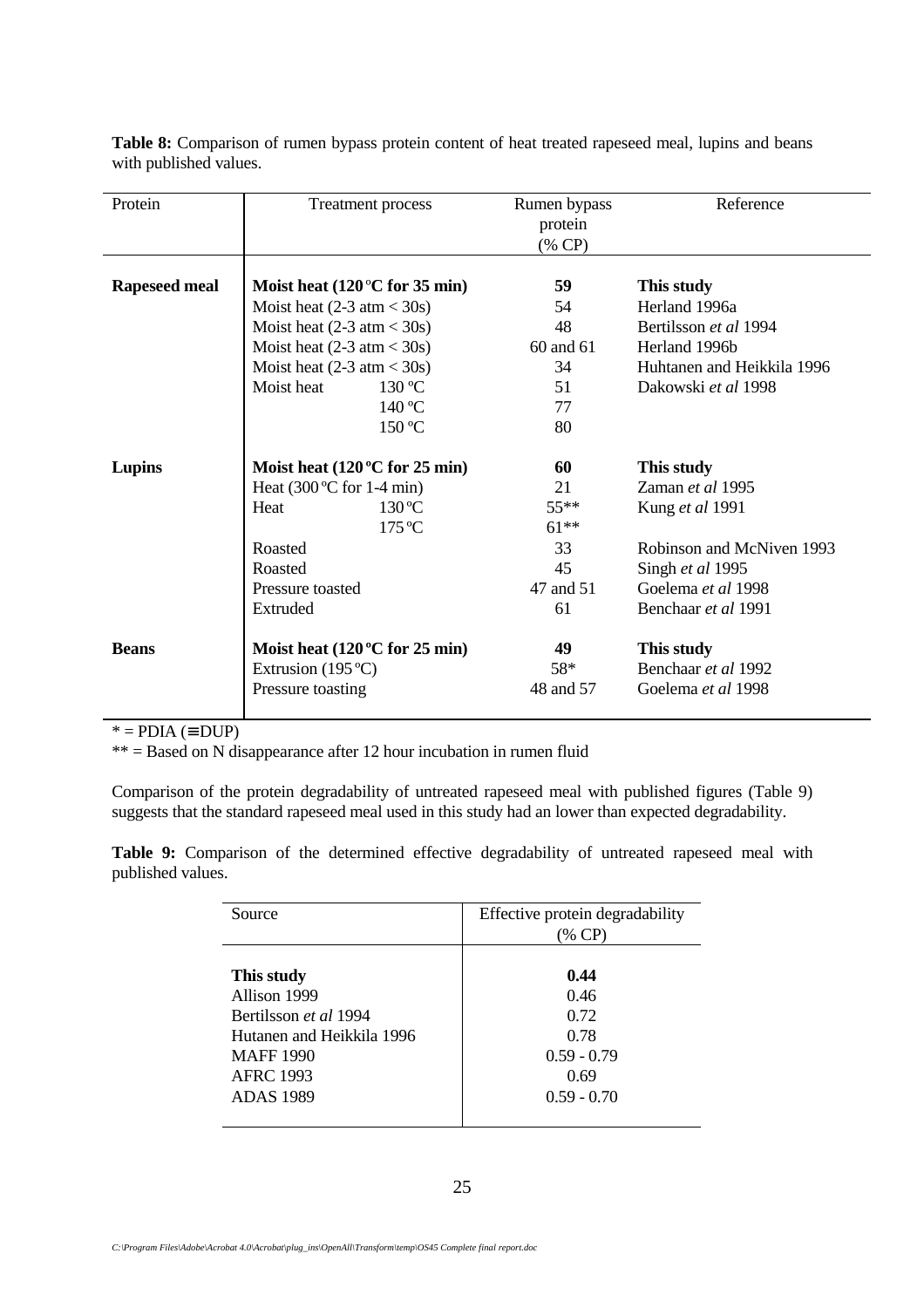**Table 8:** Comparison of rumen bypass protein content of heat treated rapeseed meal, lupins and beans with published values.

| Protein | Treatment process | | Rumen bypass protein (% CP) | Reference |
|---|---|---|---|---|
| **Rapeseed meal** | **Moist heat (120 °C for 35 min)** | | **59** | **This study** |
| | Moist heat (2-3 atm < 30s) | | 54 | Herland 1996a |
| | Moist heat (2-3 atm < 30s) | | 48 | Bertilsson *et al* 1994 |
| | Moist heat (2-3 atm < 30s) | | 60 and 61 | Herland 1996b |
| | Moist heat (2-3 atm < 30s) | | 34 | Huhtanen and Heikkila 1996 |
| | Moist heat | 130 ºC | 51 | Dakowski *et al* 1998 |
| | | 140 ºC | 77 | |
| | | 150 ºC | 80 | |
| **Lupins** | **Moist heat (120 ºC for 25 min)** | | **60** | **This study** |
| | Heat (300 ºC for 1-4 min) | | 21 | Zaman *et al* 1995 |
| | Heat | 130 ºC | 55** | Kung *et al* 1991 |
| | | 175 ºC | 61** | |
| | Roasted | | 33 | Robinson and McNiven 1993 |
| | Roasted | | 45 | Singh *et al* 1995 |
| | Pressure toasted | | 47 and 51 | Goelema *et al* 1998 |
| | Extruded | | 61 | Benchaar *et al* 1991 |
| **Beans** | **Moist heat (120 ºC for 25 min)** | | **49** | **This study** |
| | Extrusion (195 ºC) | | 58* | Benchaar *et al* 1992 |
| | Pressure toasting | | 48 and 57 | Goelema *et al* 1998 |

\* = PDIA (≡ DUP)

** = Based on N disappearance after 12 hour incubation in rumen fluid

Comparison of the protein degradability of untreated rapeseed meal with published figures (Table 9) suggests that the standard rapeseed meal used in this study had an lower than expected degradability.

**Table 9:** Comparison of the determined effective degradability of untreated rapeseed meal with published values.

| Source | Effective protein degradability (% CP) |
|---|---|
| **This study** | **0.44** |
| Allison 1999 | 0.46 |
| Bertilsson *et al* 1994 | 0.72 |
| Hutanen and Heikkila 1996 | 0.78 |
| MAFF 1990 | 0.59 - 0.79 |
| AFRC 1993 | 0.69 |
| ADAS 1989 | 0.59 - 0.70 |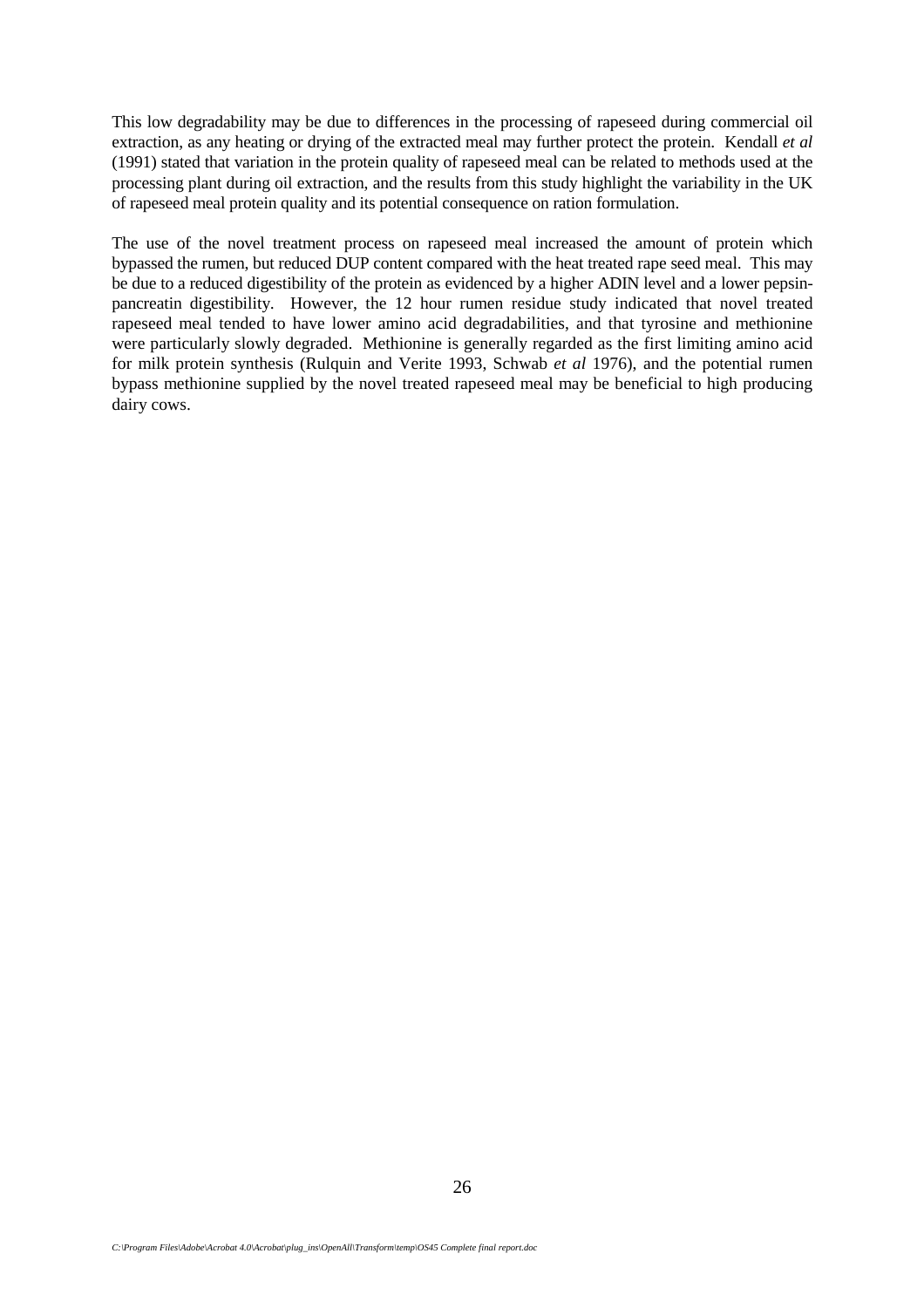This low degradability may be due to differences in the processing of rapeseed during commercial oil extraction, as any heating or drying of the extracted meal may further protect the protein. Kendall *et al* (1991) stated that variation in the protein quality of rapeseed meal can be related to methods used at the processing plant during oil extraction, and the results from this study highlight the variability in the UK of rapeseed meal protein quality and its potential consequence on ration formulation.

The use of the novel treatment process on rapeseed meal increased the amount of protein which bypassed the rumen, but reduced DUP content compared with the heat treated rape seed meal. This may be due to a reduced digestibility of the protein as evidenced by a higher ADIN level and a lower pepsin-pancreatin digestibility. However, the 12 hour rumen residue study indicated that novel treated rapeseed meal tended to have lower amino acid degradabilities, and that tyrosine and methionine were particularly slowly degraded. Methionine is generally regarded as the first limiting amino acid for milk protein synthesis (Rulquin and Verite 1993, Schwab *et al* 1976), and the potential rumen bypass methionine supplied by the novel treated rapeseed meal may be beneficial to high producing dairy cows.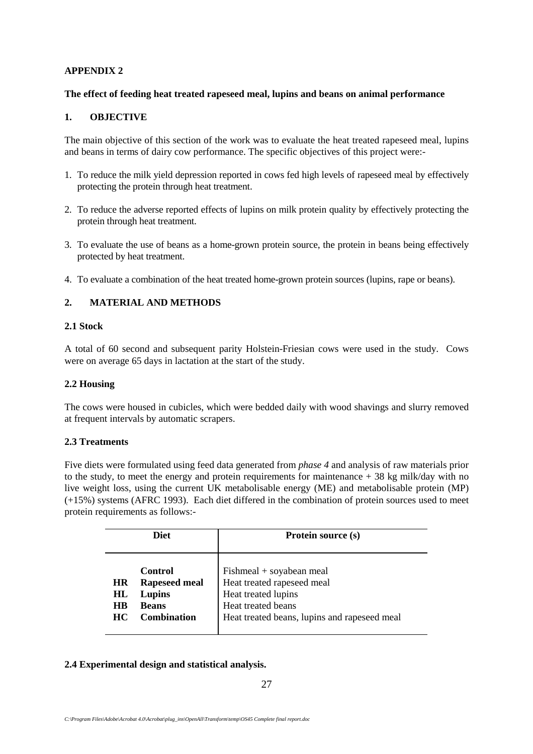**APPENDIX 2**

**The effect of feeding heat treated rapeseed meal, lupins and beans on animal performance**

## 1. OBJECTIVE

The main objective of this section of the work was to evaluate the heat treated rapeseed meal, lupins and beans in terms of dairy cow performance. The specific objectives of this project were:-

1. To reduce the milk yield depression reported in cows fed high levels of rapeseed meal by effectively protecting the protein through heat treatment.
2. To reduce the adverse reported effects of lupins on milk protein quality by effectively protecting the protein through heat treatment.
3. To evaluate the use of beans as a home-grown protein source, the protein in beans being effectively protected by heat treatment.
4. To evaluate a combination of the heat treated home-grown protein sources (lupins, rape or beans).

## 2. MATERIAL AND METHODS

### 2.1 Stock

A total of 60 second and subsequent parity Holstein-Friesian cows were used in the study. Cows were on average 65 days in lactation at the start of the study.

### 2.2 Housing

The cows were housed in cubicles, which were bedded daily with wood shavings and slurry removed at frequent intervals by automatic scrapers.

### 2.3 Treatments

Five diets were formulated using feed data generated from *phase 4* and analysis of raw materials prior to the study, to meet the energy and protein requirements for maintenance + 38 kg milk/day with no live weight loss, using the current UK metabolisable energy (ME) and metabolisable protein (MP) (+15%) systems (AFRC 1993). Each diet differed in the combination of protein sources used to meet protein requirements as follows:-

| Diet | | Protein source (s) |
|---|---|---|
| | **Control** | Fishmeal + soyabean meal |
| **HR** | **Rapeseed meal** | Heat treated rapeseed meal |
| **HL** | **Lupins** | Heat treated lupins |
| **HB** | **Beans** | Heat treated beans |
| **HC** | **Combination** | Heat treated beans, lupins and rapeseed meal |

### 2.4 Experimental design and statistical analysis.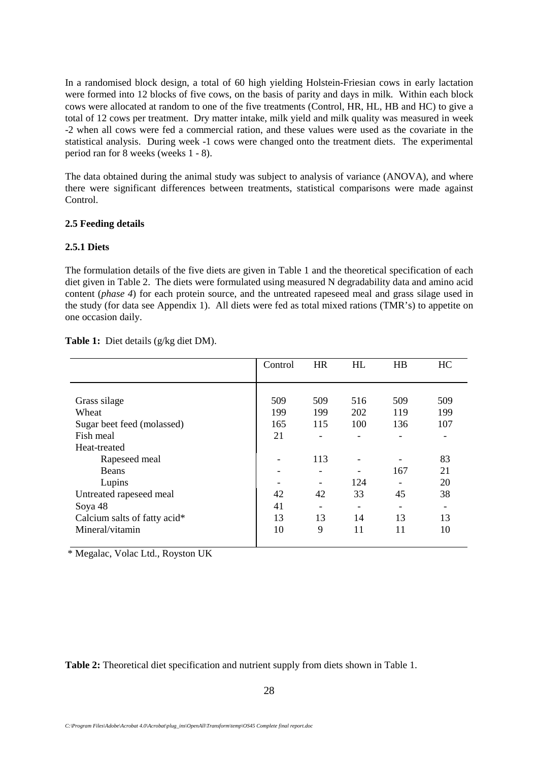In a randomised block design, a total of 60 high yielding Holstein-Friesian cows in early lactation were formed into 12 blocks of five cows, on the basis of parity and days in milk. Within each block cows were allocated at random to one of the five treatments (Control, HR, HL, HB and HC) to give a total of 12 cows per treatment. Dry matter intake, milk yield and milk quality was measured in week -2 when all cows were fed a commercial ration, and these values were used as the covariate in the statistical analysis. During week -1 cows were changed onto the treatment diets. The experimental period ran for 8 weeks (weeks 1 - 8).

The data obtained during the animal study was subject to analysis of variance (ANOVA), and where there were significant differences between treatments, statistical comparisons were made against Control.

### 2.5 Feeding details

#### 2.5.1 Diets

The formulation details of the five diets are given in Table 1 and the theoretical specification of each diet given in Table 2. The diets were formulated using measured N degradability data and amino acid content (*phase 4*) for each protein source, and the untreated rapeseed meal and grass silage used in the study (for data see Appendix 1). All diets were fed as total mixed rations (TMR's) to appetite on one occasion daily.

**Table 1:** Diet details (g/kg diet DM).

| | Control | HR | HL | HB | HC |
|---|---|---|---|---|---|
| Grass silage | 509 | 509 | 516 | 509 | 509 |
| Wheat | 199 | 199 | 202 | 119 | 199 |
| Sugar beet feed (molassed) | 165 | 115 | 100 | 136 | 107 |
| Fish meal | 21 | - | - | - | - |
| Heat-treated | | | | | |
| Rapeseed meal | - | 113 | - | - | 83 |
| Beans | - | - | - | 167 | 21 |
| Lupins | - | - | 124 | - | 20 |
| Untreated rapeseed meal | 42 | 42 | 33 | 45 | 38 |
| Soya 48 | 41 | - | - | - | - |
| Calcium salts of fatty acid* | 13 | 13 | 14 | 13 | 13 |
| Mineral/vitamin | 10 | 9 | 11 | 11 | 10 |

\* Megalac, Volac Ltd., Royston UK

**Table 2:** Theoretical diet specification and nutrient supply from diets shown in Table 1.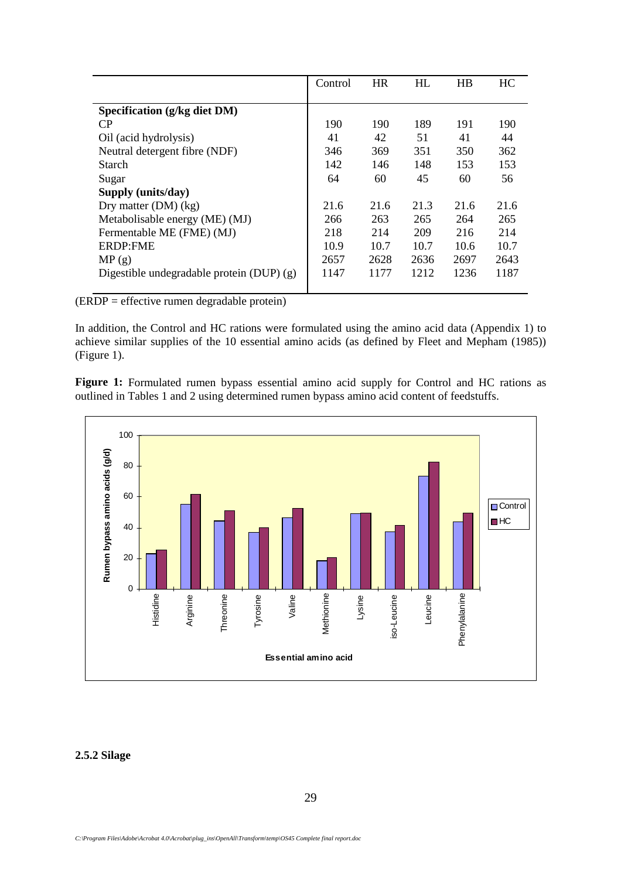| | Control | HR | HL | HB | HC |
|---|---|---|---|---|---|
| **Specification (g/kg diet DM)** | | | | | |
| CP | 190 | 190 | 189 | 191 | 190 |
| Oil (acid hydrolysis) | 41 | 42 | 51 | 41 | 44 |
| Neutral detergent fibre (NDF) | 346 | 369 | 351 | 350 | 362 |
| Starch | 142 | 146 | 148 | 153 | 153 |
| Sugar | 64 | 60 | 45 | 60 | 56 |
| **Supply (units/day)** | | | | | |
| Dry matter (DM) (kg) | 21.6 | 21.6 | 21.3 | 21.6 | 21.6 |
| Metabolisable energy (ME) (MJ) | 266 | 263 | 265 | 264 | 265 |
| Fermentable ME (FME) (MJ) | 218 | 214 | 209 | 216 | 214 |
| ERDP:FME | 10.9 | 10.7 | 10.7 | 10.6 | 10.7 |
| MP (g) | 2657 | 2628 | 2636 | 2697 | 2643 |
| Digestible undegradable protein (DUP) (g) | 1147 | 1177 | 1212 | 1236 | 1187 |

(ERDP = effective rumen degradable protein)

In addition, the Control and HC rations were formulated using the amino acid data (Appendix 1) to achieve similar supplies of the 10 essential amino acids (as defined by Fleet and Mepham (1985)) (Figure 1).

**Figure 1:** Formulated rumen bypass essential amino acid supply for Control and HC rations as outlined in Tables 1 and 2 using determined rumen bypass amino acid content of feedstuffs.

### 2.5.2 Silage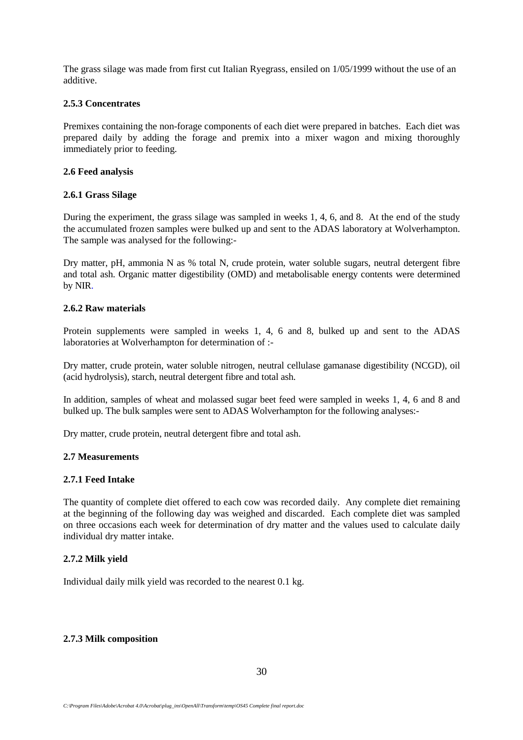The grass silage was made from first cut Italian Ryegrass, ensiled on 1/05/1999 without the use of an additive.

### 2.5.3 Concentrates

Premixes containing the non-forage components of each diet were prepared in batches. Each diet was prepared daily by adding the forage and premix into a mixer wagon and mixing thoroughly immediately prior to feeding.

## 2.6 Feed analysis

### 2.6.1 Grass Silage

During the experiment, the grass silage was sampled in weeks 1, 4, 6, and 8. At the end of the study the accumulated frozen samples were bulked up and sent to the ADAS laboratory at Wolverhampton. The sample was analysed for the following:-

Dry matter, pH, ammonia N as % total N, crude protein, water soluble sugars, neutral detergent fibre and total ash. Organic matter digestibility (OMD) and metabolisable energy contents were determined by NIR.

### 2.6.2 Raw materials

Protein supplements were sampled in weeks 1, 4, 6 and 8, bulked up and sent to the ADAS laboratories at Wolverhampton for determination of :-

Dry matter, crude protein, water soluble nitrogen, neutral cellulase gamanase digestibility (NCGD), oil (acid hydrolysis), starch, neutral detergent fibre and total ash.

In addition, samples of wheat and molassed sugar beet feed were sampled in weeks 1, 4, 6 and 8 and bulked up. The bulk samples were sent to ADAS Wolverhampton for the following analyses:-

Dry matter, crude protein, neutral detergent fibre and total ash.

## 2.7 Measurements

### 2.7.1 Feed Intake

The quantity of complete diet offered to each cow was recorded daily. Any complete diet remaining at the beginning of the following day was weighed and discarded. Each complete diet was sampled on three occasions each week for determination of dry matter and the values used to calculate daily individual dry matter intake.

### 2.7.2 Milk yield

Individual daily milk yield was recorded to the nearest 0.1 kg.

### 2.7.3 Milk composition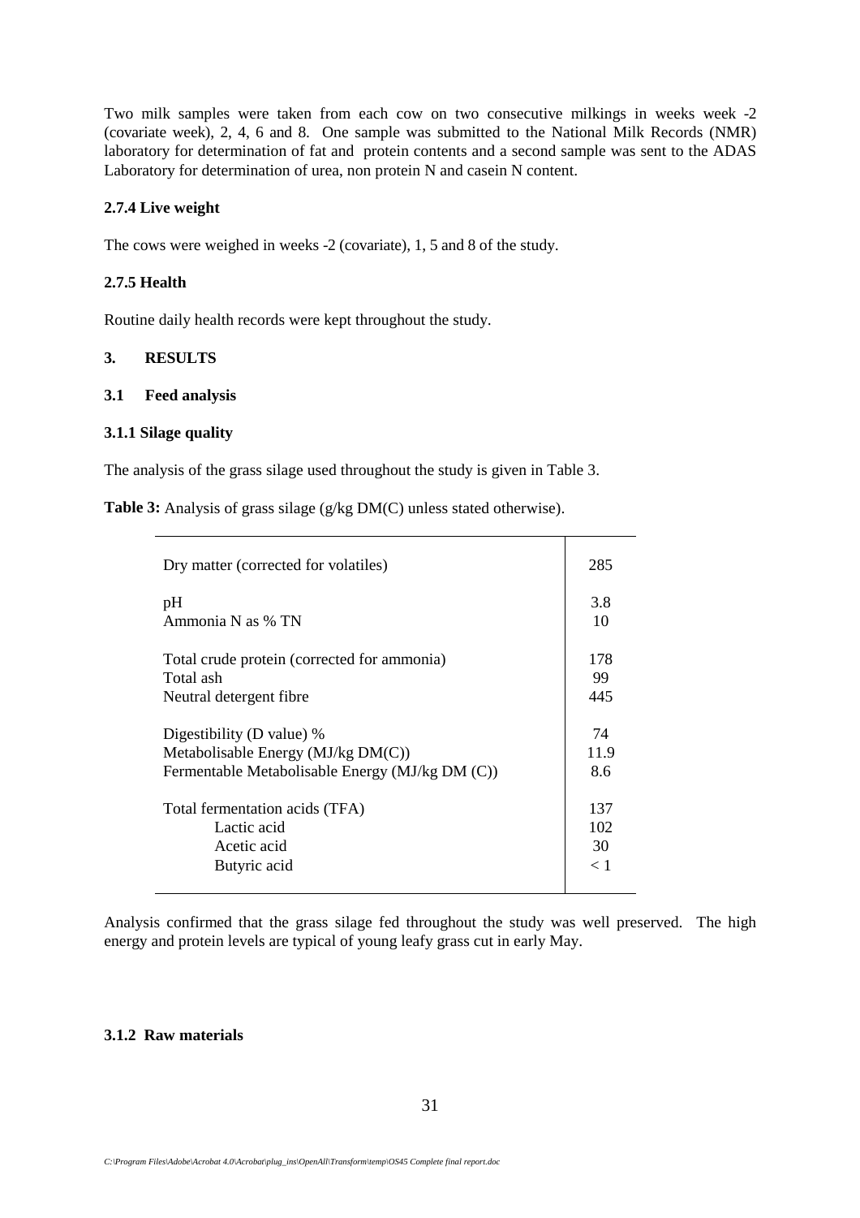Two milk samples were taken from each cow on two consecutive milkings in weeks week -2 (covariate week), 2, 4, 6 and 8. One sample was submitted to the National Milk Records (NMR) laboratory for determination of fat and protein contents and a second sample was sent to the ADAS Laboratory for determination of urea, non protein N and casein N content.

#### 2.7.4 Live weight

The cows were weighed in weeks -2 (covariate), 1, 5 and 8 of the study.

#### 2.7.5 Health

Routine daily health records were kept throughout the study.

## 3. RESULTS

### 3.1 Feed analysis

#### 3.1.1 Silage quality

The analysis of the grass silage used throughout the study is given in Table 3.

**Table 3:** Analysis of grass silage (g/kg DM(C) unless stated otherwise).

| | |
|---|---|
| Dry matter (corrected for volatiles) | 285 |
| pH | 3.8 |
| Ammonia N as % TN | 10 |
| Total crude protein (corrected for ammonia) | 178 |
| Total ash | 99 |
| Neutral detergent fibre | 445 |
| Digestibility (D value) % | 74 |
| Metabolisable Energy (MJ/kg DM(C)) | 11.9 |
| Fermentable Metabolisable Energy (MJ/kg DM (C)) | 8.6 |
| Total fermentation acids (TFA) | 137 |
| Lactic acid | 102 |
| Acetic acid | 30 |
| Butyric acid | < 1 |

Analysis confirmed that the grass silage fed throughout the study was well preserved. The high energy and protein levels are typical of young leafy grass cut in early May.

#### 3.1.2 Raw materials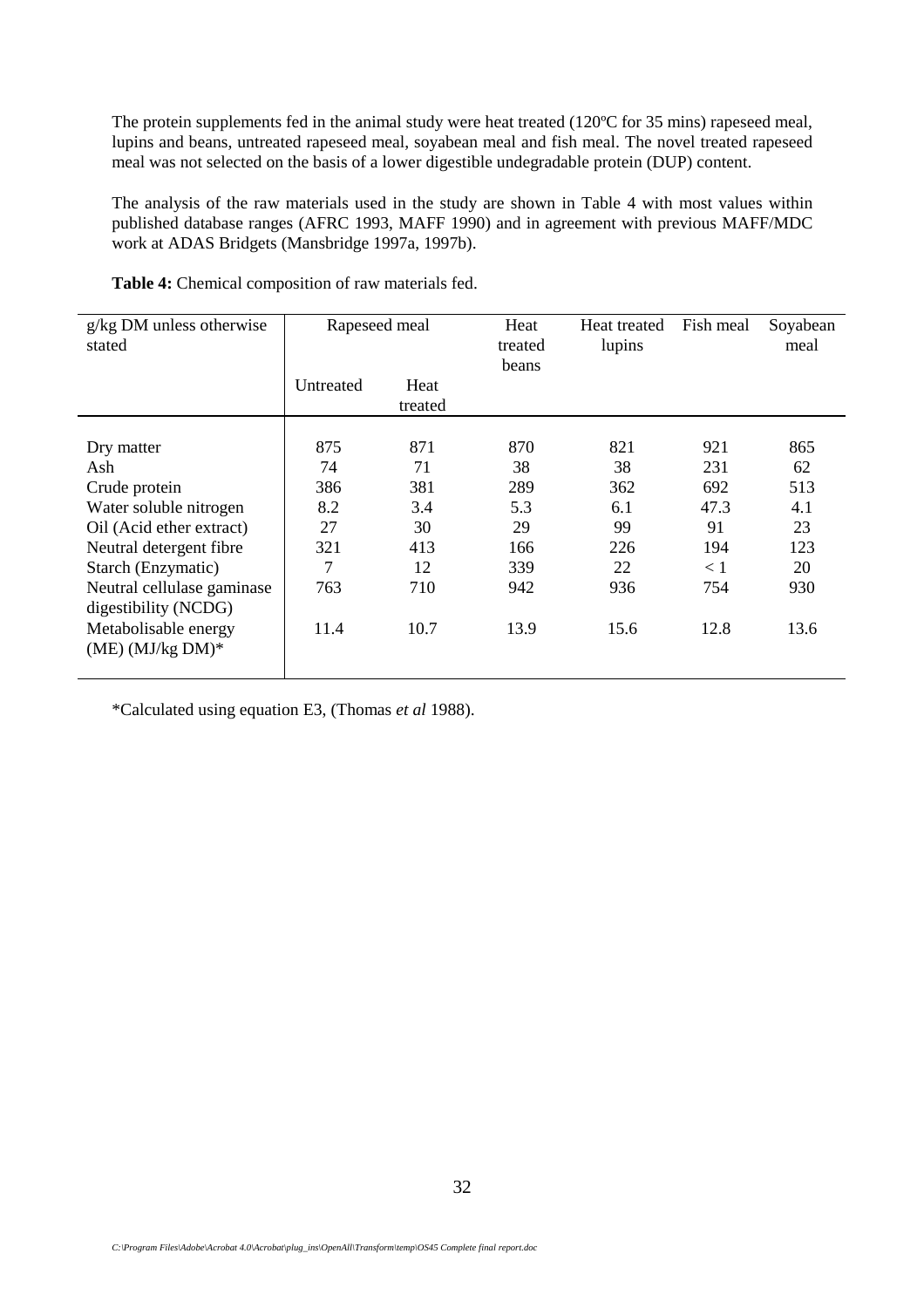The protein supplements fed in the animal study were heat treated (120ºC for 35 mins) rapeseed meal, lupins and beans, untreated rapeseed meal, soyabean meal and fish meal. The novel treated rapeseed meal was not selected on the basis of a lower digestible undegradable protein (DUP) content.

The analysis of the raw materials used in the study are shown in Table 4 with most values within published database ranges (AFRC 1993, MAFF 1990) and in agreement with previous MAFF/MDC work at ADAS Bridgets (Mansbridge 1997a, 1997b).

**Table 4:** Chemical composition of raw materials fed.

| g/kg DM unless otherwise stated | Rapeseed meal | | Heat treated beans | Heat treated lupins | Fish meal | Soyabean meal |
|---|---|---|---|---|---|---|
| | Untreated | Heat treated | | | | |
| Dry matter | 875 | 871 | 870 | 821 | 921 | 865 |
| Ash | 74 | 71 | 38 | 38 | 231 | 62 |
| Crude protein | 386 | 381 | 289 | 362 | 692 | 513 |
| Water soluble nitrogen | 8.2 | 3.4 | 5.3 | 6.1 | 47.3 | 4.1 |
| Oil (Acid ether extract) | 27 | 30 | 29 | 99 | 91 | 23 |
| Neutral detergent fibre | 321 | 413 | 166 | 226 | 194 | 123 |
| Starch (Enzymatic) | 7 | 12 | 339 | 22 | < 1 | 20 |
| Neutral cellulase gaminase digestibility (NCDG) | 763 | 710 | 942 | 936 | 754 | 930 |
| Metabolisable energy (ME) (MJ/kg DM)* | 11.4 | 10.7 | 13.9 | 15.6 | 12.8 | 13.6 |

*Calculated using equation E3, (Thomas *et al* 1988).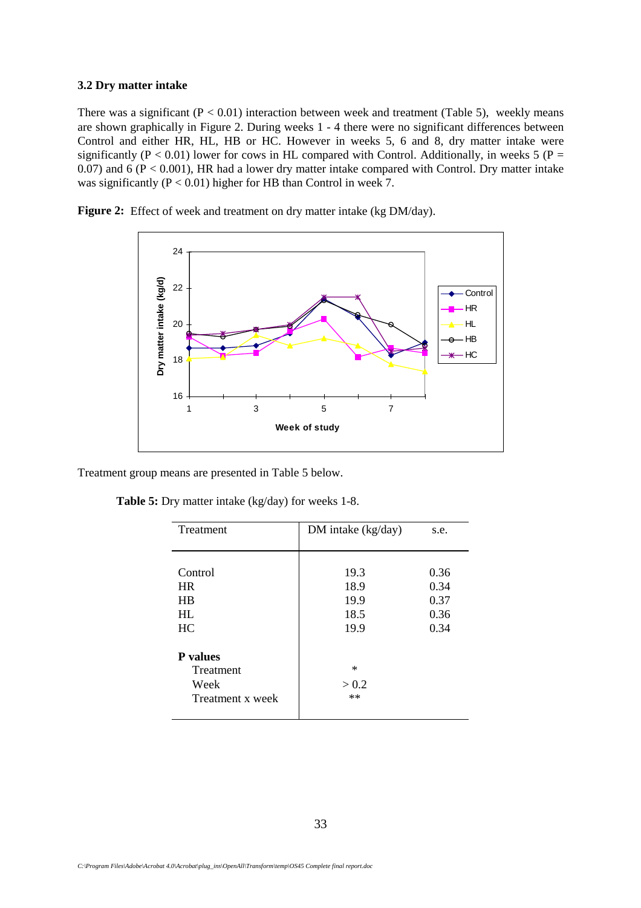### 3.2 Dry matter intake

There was a significant ($P < 0.01$) interaction between week and treatment (Table 5), weekly means are shown graphically in Figure 2. During weeks 1 - 4 there were no significant differences between Control and either HR, HL, HB or HC. However in weeks 5, 6 and 8, dry matter intake were significantly ($P < 0.01$) lower for cows in HL compared with Control. Additionally, in weeks 5 ($P = 0.07$) and 6 ($P < 0.001$), HR had a lower dry matter intake compared with Control. Dry matter intake was significantly ($P < 0.01$) higher for HB than Control in week 7.

**Figure 2:** Effect of week and treatment on dry matter intake (kg DM/day).

Treatment group means are presented in Table 5 below.

**Table 5:** Dry matter intake (kg/day) for weeks 1-8.

| Treatment | DM intake (kg/day) | s.e. |
|---|---|---|
| Control | 19.3 | 0.36 |
| HR | 18.9 | 0.34 |
| HB | 19.9 | 0.37 |
| HL | 18.5 | 0.36 |
| HC | 19.9 | 0.34 |
| **P values** | | |
| Treatment | * | |
| Week | > 0.2 | |
| Treatment x week | ** | |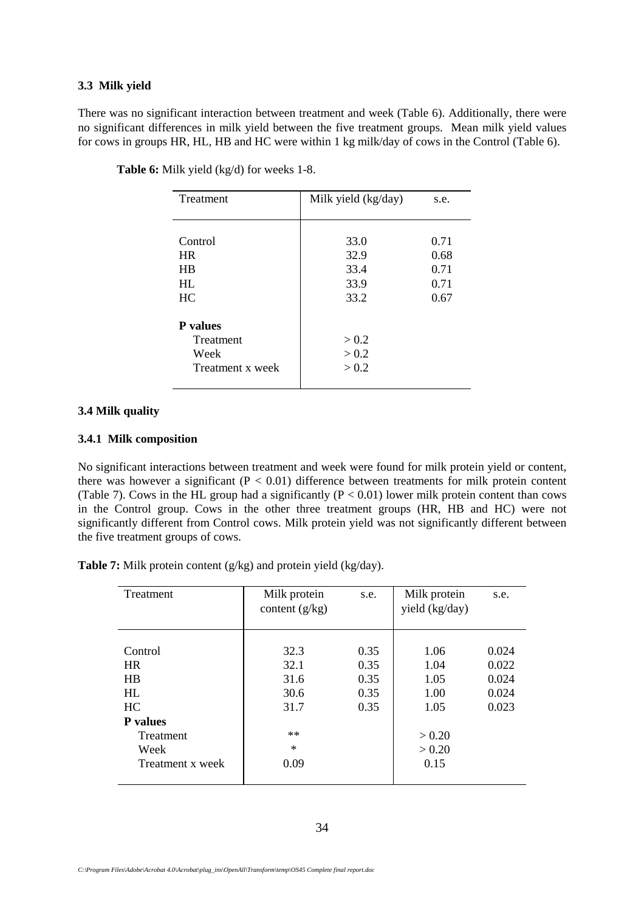### 3.3 Milk yield

There was no significant interaction between treatment and week (Table 6). Additionally, there were no significant differences in milk yield between the five treatment groups. Mean milk yield values for cows in groups HR, HL, HB and HC were within 1 kg milk/day of cows in the Control (Table 6).

**Table 6:** Milk yield (kg/d) for weeks 1-8.

| Treatment | Milk yield (kg/day) | s.e. |
|---|---|---|
| Control | 33.0 | 0.71 |
| HR | 32.9 | 0.68 |
| HB | 33.4 | 0.71 |
| HL | 33.9 | 0.71 |
| HC | 33.2 | 0.67 |
| **P values** | | |
| Treatment | > 0.2 | |
| Week | > 0.2 | |
| Treatment x week | > 0.2 | |

### 3.4 Milk quality

#### 3.4.1 Milk composition

No significant interactions between treatment and week were found for milk protein yield or content, there was however a significant ($P < 0.01$) difference between treatments for milk protein content (Table 7). Cows in the HL group had a significantly ($P < 0.01$) lower milk protein content than cows in the Control group. Cows in the other three treatment groups (HR, HB and HC) were not significantly different from Control cows. Milk protein yield was not significantly different between the five treatment groups of cows.

**Table 7:** Milk protein content (g/kg) and protein yield (kg/day).

| Treatment | Milk protein content (g/kg) | s.e. | Milk protein yield (kg/day) | s.e. |
|---|---|---|---|---|
| Control | 32.3 | 0.35 | 1.06 | 0.024 |
| HR | 32.1 | 0.35 | 1.04 | 0.022 |
| HB | 31.6 | 0.35 | 1.05 | 0.024 |
| HL | 30.6 | 0.35 | 1.00 | 0.024 |
| HC | 31.7 | 0.35 | 1.05 | 0.023 |
| **P values** | | | | |
| Treatment | ** | | > 0.20 | |
| Week | * | | > 0.20 | |
| Treatment x week | 0.09 | | 0.15 | |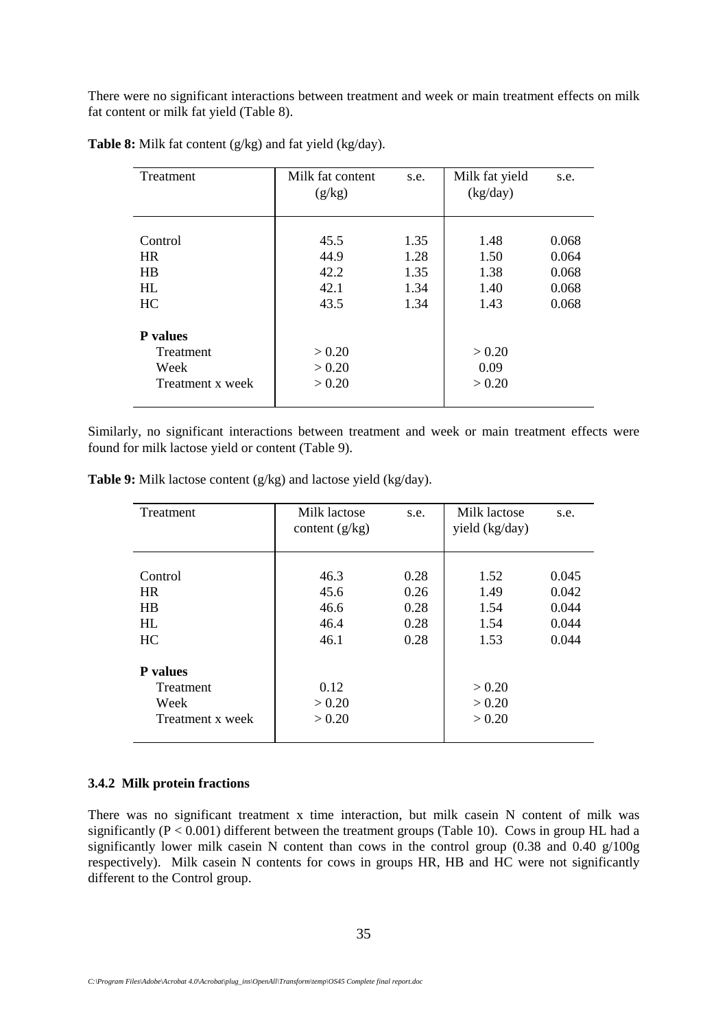There were no significant interactions between treatment and week or main treatment effects on milk fat content or milk fat yield (Table 8).

**Table 8:** Milk fat content (g/kg) and fat yield (kg/day).

| Treatment | Milk fat content (g/kg) | s.e. | Milk fat yield (kg/day) | s.e. |
|---|---|---|---|---|
| Control | 45.5 | 1.35 | 1.48 | 0.068 |
| HR | 44.9 | 1.28 | 1.50 | 0.064 |
| HB | 42.2 | 1.35 | 1.38 | 0.068 |
| HL | 42.1 | 1.34 | 1.40 | 0.068 |
| HC | 43.5 | 1.34 | 1.43 | 0.068 |
| **P values** | | | | |
| Treatment | > 0.20 | | > 0.20 | |
| Week | > 0.20 | | 0.09 | |
| Treatment x week | > 0.20 | | > 0.20 | |

Similarly, no significant interactions between treatment and week or main treatment effects were found for milk lactose yield or content (Table 9).

**Table 9:** Milk lactose content (g/kg) and lactose yield (kg/day).

| Treatment | Milk lactose content (g/kg) | s.e. | Milk lactose yield (kg/day) | s.e. |
|---|---|---|---|---|
| Control | 46.3 | 0.28 | 1.52 | 0.045 |
| HR | 45.6 | 0.26 | 1.49 | 0.042 |
| HB | 46.6 | 0.28 | 1.54 | 0.044 |
| HL | 46.4 | 0.28 | 1.54 | 0.044 |
| HC | 46.1 | 0.28 | 1.53 | 0.044 |
| **P values** | | | | |
| Treatment | 0.12 | | > 0.20 | |
| Week | > 0.20 | | > 0.20 | |
| Treatment x week | > 0.20 | | > 0.20 | |

### 3.4.2 Milk protein fractions

There was no significant treatment x time interaction, but milk casein N content of milk was significantly ($P < 0.001$) different between the treatment groups (Table 10). Cows in group HL had a significantly lower milk casein N content than cows in the control group (0.38 and 0.40 g/100g respectively). Milk casein N contents for cows in groups HR, HB and HC were not significantly different to the Control group.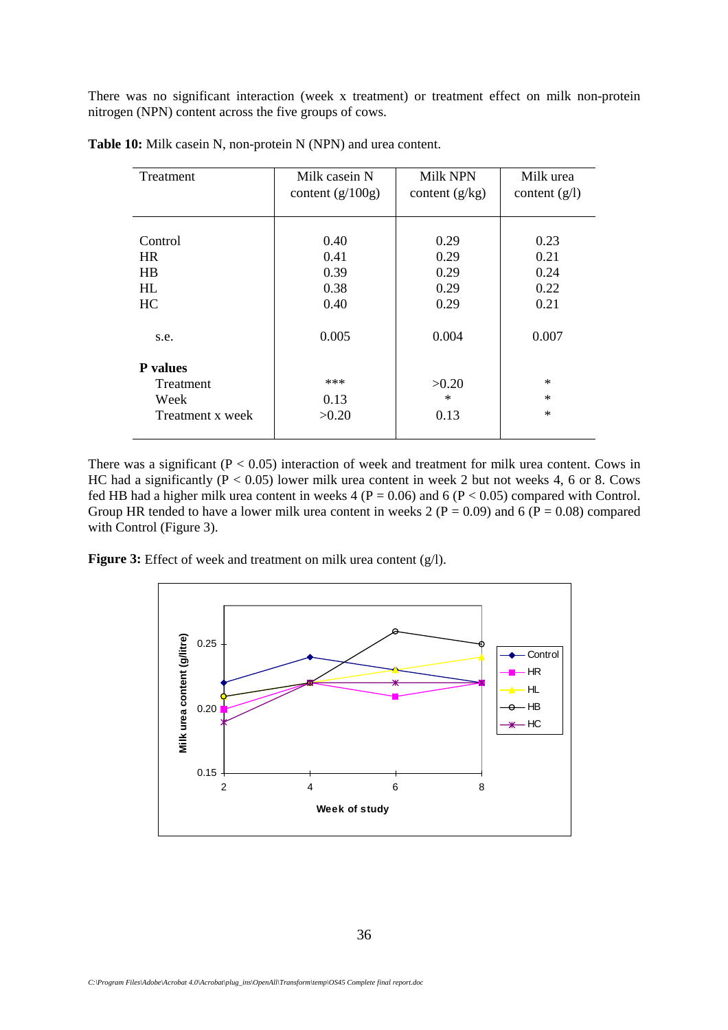There was no significant interaction (week x treatment) or treatment effect on milk non-protein nitrogen (NPN) content across the five groups of cows.

**Table 10:** Milk casein N, non-protein N (NPN) and urea content.

| Treatment | Milk casein N content (g/100g) | Milk NPN content (g/kg) | Milk urea content (g/l) |
|---|---|---|---|
| Control | 0.40 | 0.29 | 0.23 |
| HR | 0.41 | 0.29 | 0.21 |
| HB | 0.39 | 0.29 | 0.24 |
| HL | 0.38 | 0.29 | 0.22 |
| HC | 0.40 | 0.29 | 0.21 |
| s.e. | 0.005 | 0.004 | 0.007 |
| **P values** | | | |
| Treatment | *** | >0.20 | * |
| Week | 0.13 | * | * |
| Treatment x week | >0.20 | 0.13 | * |

There was a significant ($P < 0.05$) interaction of week and treatment for milk urea content. Cows in HC had a significantly ($P < 0.05$) lower milk urea content in week 2 but not weeks 4, 6 or 8. Cows fed HB had a higher milk urea content in weeks 4 ($P = 0.06$) and 6 ($P < 0.05$) compared with Control. Group HR tended to have a lower milk urea content in weeks 2 ($P = 0.09$) and 6 ($P = 0.08$) compared with Control (Figure 3).

**Figure 3:** Effect of week and treatment on milk urea content (g/l).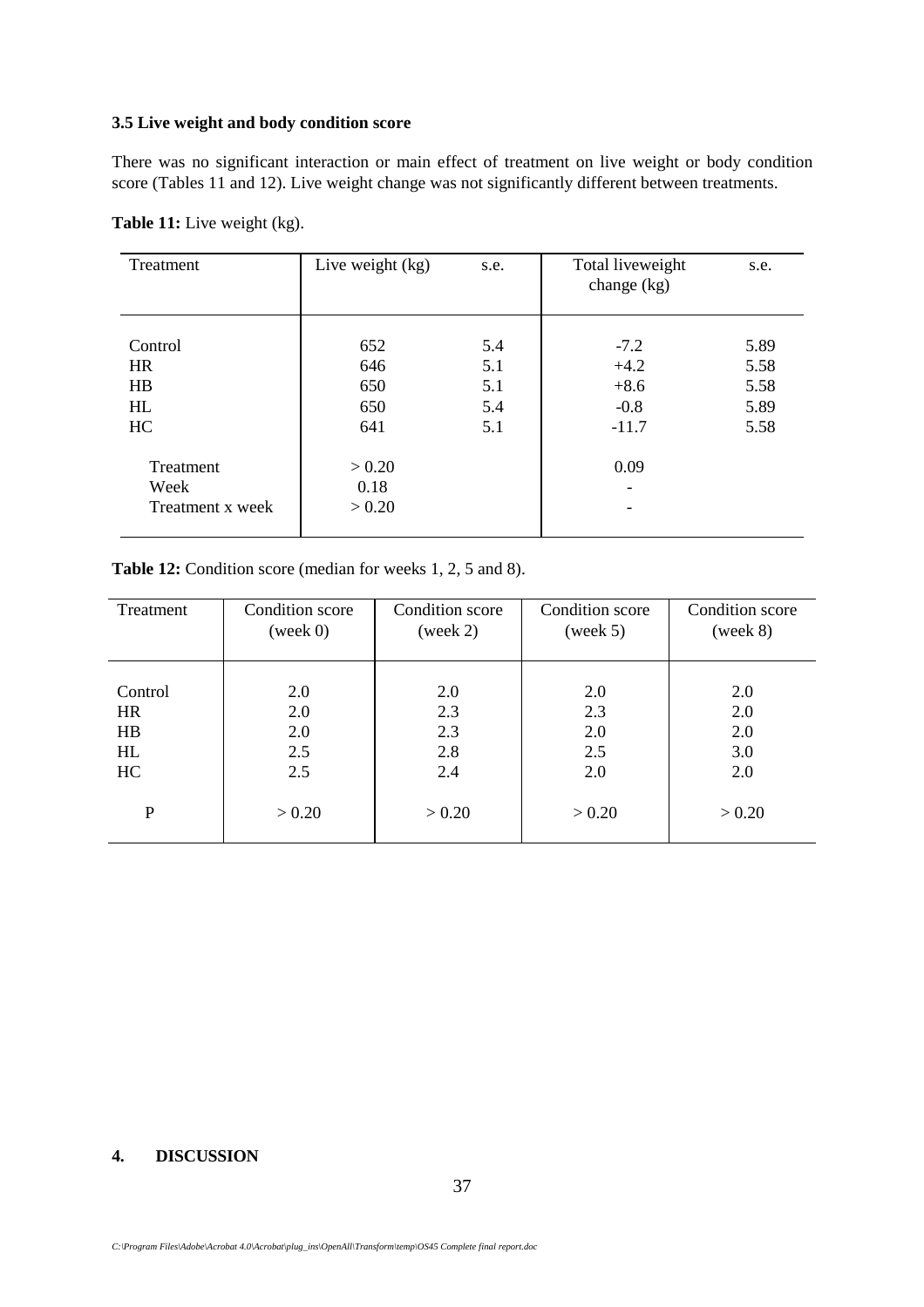### 3.5 Live weight and body condition score

There was no significant interaction or main effect of treatment on live weight or body condition score (Tables 11 and 12). Live weight change was not significantly different between treatments.

**Table 11:** Live weight (kg).

| Treatment | Live weight (kg) | s.e. | Total liveweight change (kg) | s.e. |
|---|---|---|---|---|
| Control | 652 | 5.4 | -7.2 | 5.89 |
| HR | 646 | 5.1 | +4.2 | 5.58 |
| HB | 650 | 5.1 | +8.6 | 5.58 |
| HL | 650 | 5.4 | -0.8 | 5.89 |
| HC | 641 | 5.1 | -11.7 | 5.58 |
| Treatment | > 0.20 | | 0.09 | |
| Week | 0.18 | | - | |
| Treatment x week | > 0.20 | | - | |

**Table 12:** Condition score (median for weeks 1, 2, 5 and 8).

| Treatment | Condition score (week 0) | Condition score (week 2) | Condition score (week 5) | Condition score (week 8) |
|---|---|---|---|---|
| Control | 2.0 | 2.0 | 2.0 | 2.0 |
| HR | 2.0 | 2.3 | 2.3 | 2.0 |
| HB | 2.0 | 2.3 | 2.0 | 2.0 |
| HL | 2.5 | 2.8 | 2.5 | 3.0 |
| HC | 2.5 | 2.4 | 2.0 | 2.0 |
| P | > 0.20 | > 0.20 | > 0.20 | > 0.20 |

## 4. DISCUSSION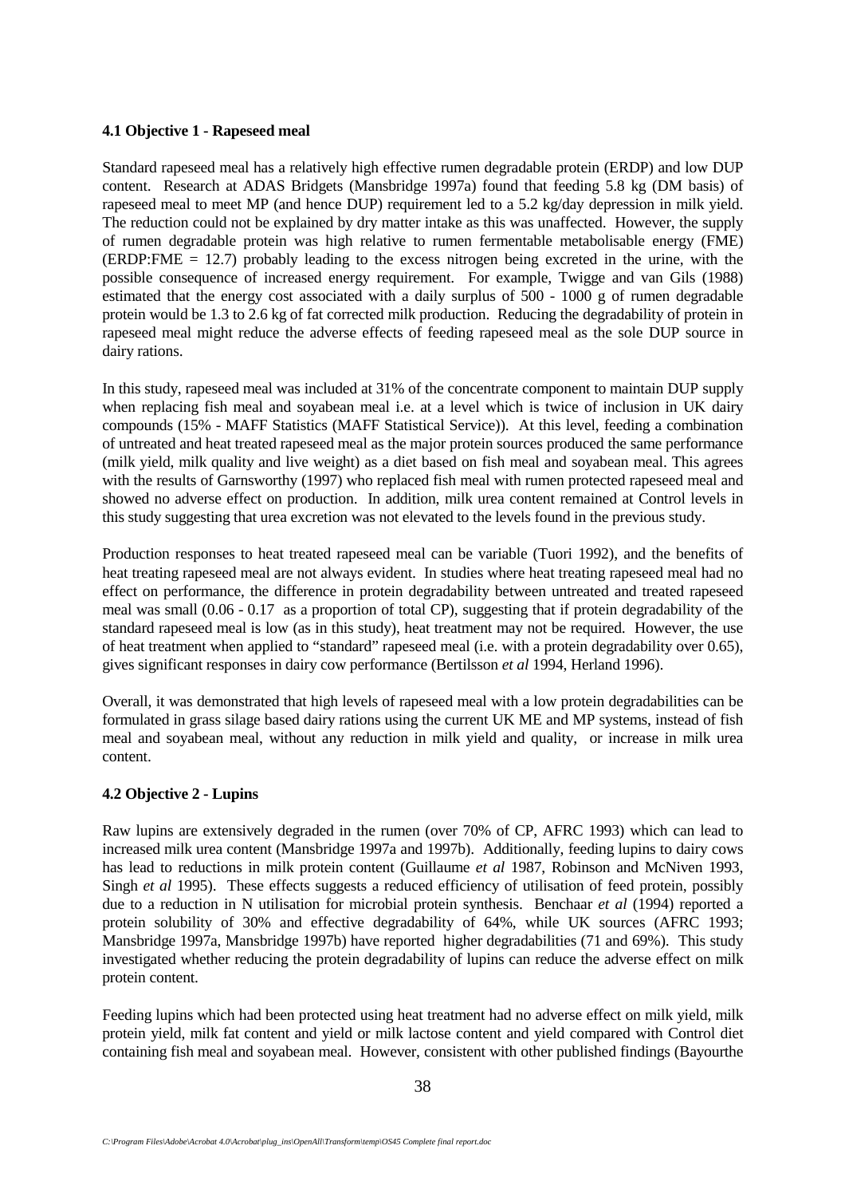### 4.1 Objective 1 - Rapeseed meal

Standard rapeseed meal has a relatively high effective rumen degradable protein (ERDP) and low DUP content. Research at ADAS Bridgets (Mansbridge 1997a) found that feeding 5.8 kg (DM basis) of rapeseed meal to meet MP (and hence DUP) requirement led to a 5.2 kg/day depression in milk yield. The reduction could not be explained by dry matter intake as this was unaffected. However, the supply of rumen degradable protein was high relative to rumen fermentable metabolisable energy (FME) (ERDP:FME = 12.7) probably leading to the excess nitrogen being excreted in the urine, with the possible consequence of increased energy requirement. For example, Twigge and van Gils (1988) estimated that the energy cost associated with a daily surplus of 500 - 1000 g of rumen degradable protein would be 1.3 to 2.6 kg of fat corrected milk production. Reducing the degradability of protein in rapeseed meal might reduce the adverse effects of feeding rapeseed meal as the sole DUP source in dairy rations.

In this study, rapeseed meal was included at 31% of the concentrate component to maintain DUP supply when replacing fish meal and soyabean meal i.e. at a level which is twice of inclusion in UK dairy compounds (15% - MAFF Statistics (MAFF Statistical Service)). At this level, feeding a combination of untreated and heat treated rapeseed meal as the major protein sources produced the same performance (milk yield, milk quality and live weight) as a diet based on fish meal and soyabean meal. This agrees with the results of Garnsworthy (1997) who replaced fish meal with rumen protected rapeseed meal and showed no adverse effect on production. In addition, milk urea content remained at Control levels in this study suggesting that urea excretion was not elevated to the levels found in the previous study.

Production responses to heat treated rapeseed meal can be variable (Tuori 1992), and the benefits of heat treating rapeseed meal are not always evident. In studies where heat treating rapeseed meal had no effect on performance, the difference in protein degradability between untreated and treated rapeseed meal was small (0.06 - 0.17 as a proportion of total CP), suggesting that if protein degradability of the standard rapeseed meal is low (as in this study), heat treatment may not be required. However, the use of heat treatment when applied to "standard" rapeseed meal (i.e. with a protein degradability over 0.65), gives significant responses in dairy cow performance (Bertilsson *et al* 1994, Herland 1996).

Overall, it was demonstrated that high levels of rapeseed meal with a low protein degradabilities can be formulated in grass silage based dairy rations using the current UK ME and MP systems, instead of fish meal and soyabean meal, without any reduction in milk yield and quality, or increase in milk urea content.

### 4.2 Objective 2 - Lupins

Raw lupins are extensively degraded in the rumen (over 70% of CP, AFRC 1993) which can lead to increased milk urea content (Mansbridge 1997a and 1997b). Additionally, feeding lupins to dairy cows has lead to reductions in milk protein content (Guillaume *et al* 1987, Robinson and McNiven 1993, Singh *et al* 1995). These effects suggests a reduced efficiency of utilisation of feed protein, possibly due to a reduction in N utilisation for microbial protein synthesis. Benchaar *et al* (1994) reported a protein solubility of 30% and effective degradability of 64%, while UK sources (AFRC 1993; Mansbridge 1997a, Mansbridge 1997b) have reported higher degradabilities (71 and 69%). This study investigated whether reducing the protein degradability of lupins can reduce the adverse effect on milk protein content.

Feeding lupins which had been protected using heat treatment had no adverse effect on milk yield, milk protein yield, milk fat content and yield or milk lactose content and yield compared with Control diet containing fish meal and soyabean meal. However, consistent with other published findings (Bayourthe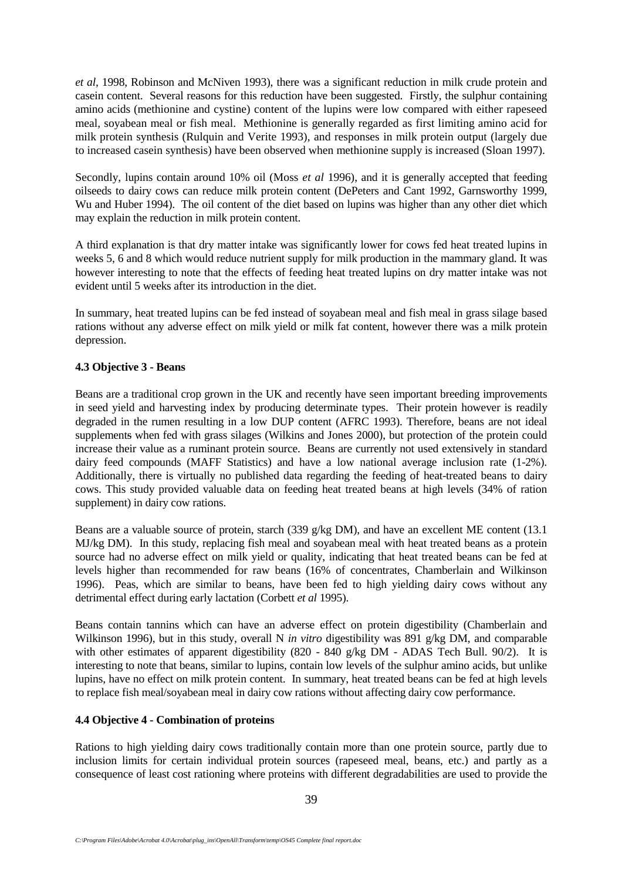*et al,* 1998, Robinson and McNiven 1993), there was a significant reduction in milk crude protein and casein content. Several reasons for this reduction have been suggested. Firstly, the sulphur containing amino acids (methionine and cystine) content of the lupins were low compared with either rapeseed meal, soyabean meal or fish meal. Methionine is generally regarded as first limiting amino acid for milk protein synthesis (Rulquin and Verite 1993), and responses in milk protein output (largely due to increased casein synthesis) have been observed when methionine supply is increased (Sloan 1997).

Secondly, lupins contain around 10% oil (Moss *et al* 1996), and it is generally accepted that feeding oilseeds to dairy cows can reduce milk protein content (DePeters and Cant 1992, Garnsworthy 1999, Wu and Huber 1994). The oil content of the diet based on lupins was higher than any other diet which may explain the reduction in milk protein content.

A third explanation is that dry matter intake was significantly lower for cows fed heat treated lupins in weeks 5, 6 and 8 which would reduce nutrient supply for milk production in the mammary gland. It was however interesting to note that the effects of feeding heat treated lupins on dry matter intake was not evident until 5 weeks after its introduction in the diet.

In summary, heat treated lupins can be fed instead of soyabean meal and fish meal in grass silage based rations without any adverse effect on milk yield or milk fat content, however there was a milk protein depression.

**4.3 Objective 3 - Beans**

Beans are a traditional crop grown in the UK and recently have seen important breeding improvements in seed yield and harvesting index by producing determinate types. Their protein however is readily degraded in the rumen resulting in a low DUP content (AFRC 1993). Therefore, beans are not ideal supplements when fed with grass silages (Wilkins and Jones 2000), but protection of the protein could increase their value as a ruminant protein source. Beans are currently not used extensively in standard dairy feed compounds (MAFF Statistics) and have a low national average inclusion rate (1-2%). Additionally, there is virtually no published data regarding the feeding of heat-treated beans to dairy cows. This study provided valuable data on feeding heat treated beans at high levels (34% of ration supplement) in dairy cow rations.

Beans are a valuable source of protein, starch (339 g/kg DM), and have an excellent ME content (13.1 MJ/kg DM). In this study, replacing fish meal and soyabean meal with heat treated beans as a protein source had no adverse effect on milk yield or quality, indicating that heat treated beans can be fed at levels higher than recommended for raw beans (16% of concentrates, Chamberlain and Wilkinson 1996). Peas, which are similar to beans, have been fed to high yielding dairy cows without any detrimental effect during early lactation (Corbett *et al* 1995).

Beans contain tannins which can have an adverse effect on protein digestibility (Chamberlain and Wilkinson 1996), but in this study, overall N *in vitro* digestibility was 891 g/kg DM, and comparable with other estimates of apparent digestibility (820 - 840 g/kg DM - ADAS Tech Bull. 90/2). It is interesting to note that beans, similar to lupins, contain low levels of the sulphur amino acids, but unlike lupins, have no effect on milk protein content. In summary, heat treated beans can be fed at high levels to replace fish meal/soyabean meal in dairy cow rations without affecting dairy cow performance.

**4.4 Objective 4 - Combination of proteins**

Rations to high yielding dairy cows traditionally contain more than one protein source, partly due to inclusion limits for certain individual protein sources (rapeseed meal, beans, etc.) and partly as a consequence of least cost rationing where proteins with different degradabilities are used to provide the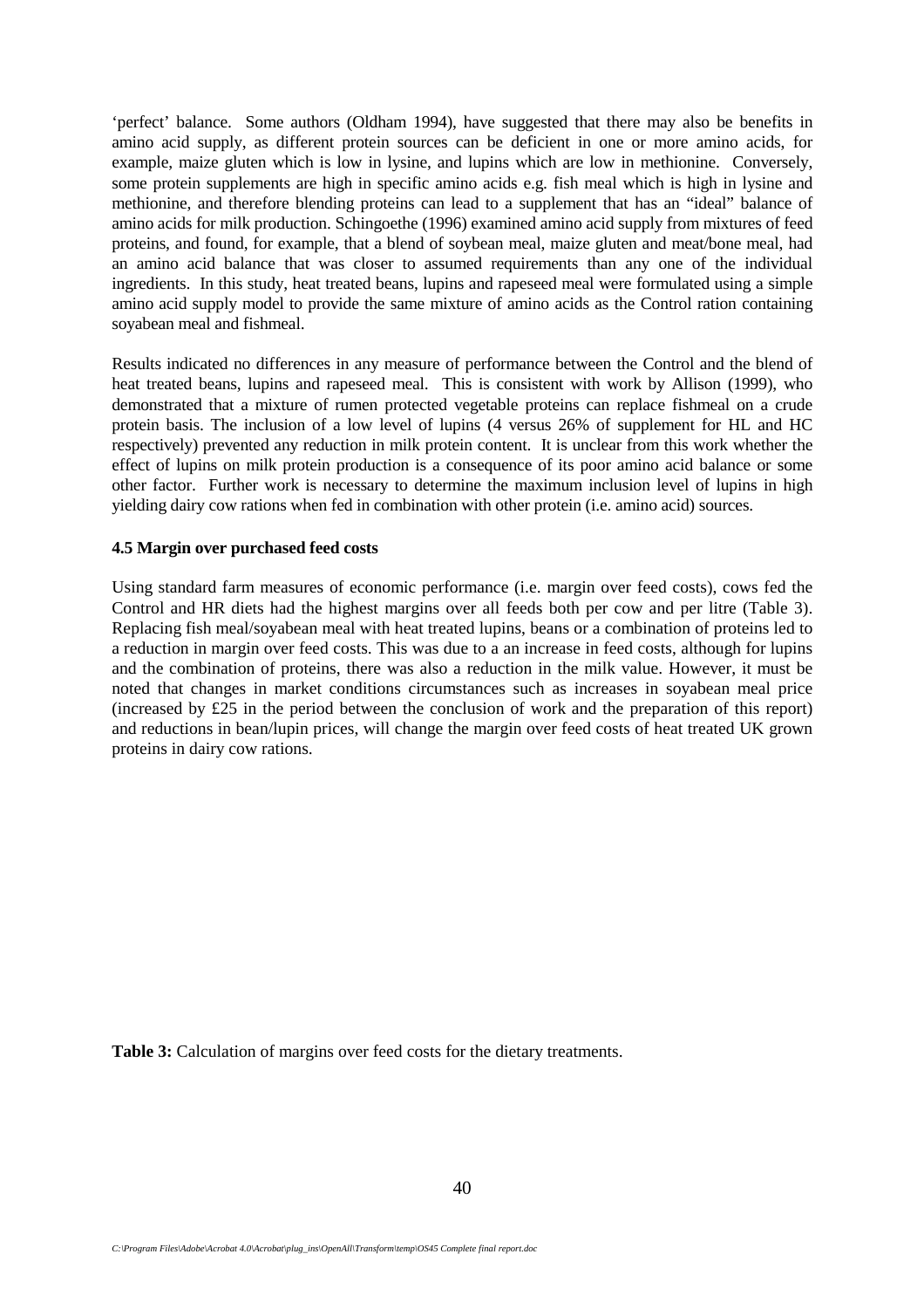'perfect' balance. Some authors (Oldham 1994), have suggested that there may also be benefits in amino acid supply, as different protein sources can be deficient in one or more amino acids, for example, maize gluten which is low in lysine, and lupins which are low in methionine. Conversely, some protein supplements are high in specific amino acids e.g. fish meal which is high in lysine and methionine, and therefore blending proteins can lead to a supplement that has an "ideal" balance of amino acids for milk production. Schingoethe (1996) examined amino acid supply from mixtures of feed proteins, and found, for example, that a blend of soybean meal, maize gluten and meat/bone meal, had an amino acid balance that was closer to assumed requirements than any one of the individual ingredients. In this study, heat treated beans, lupins and rapeseed meal were formulated using a simple amino acid supply model to provide the same mixture of amino acids as the Control ration containing soyabean meal and fishmeal.

Results indicated no differences in any measure of performance between the Control and the blend of heat treated beans, lupins and rapeseed meal. This is consistent with work by Allison (1999), who demonstrated that a mixture of rumen protected vegetable proteins can replace fishmeal on a crude protein basis. The inclusion of a low level of lupins (4 versus 26% of supplement for HL and HC respectively) prevented any reduction in milk protein content. It is unclear from this work whether the effect of lupins on milk protein production is a consequence of its poor amino acid balance or some other factor. Further work is necessary to determine the maximum inclusion level of lupins in high yielding dairy cow rations when fed in combination with other protein (i.e. amino acid) sources.

**4.5 Margin over purchased feed costs**

Using standard farm measures of economic performance (i.e. margin over feed costs), cows fed the Control and HR diets had the highest margins over all feeds both per cow and per litre (Table 3). Replacing fish meal/soyabean meal with heat treated lupins, beans or a combination of proteins led to a reduction in margin over feed costs. This was due to a an increase in feed costs, although for lupins and the combination of proteins, there was also a reduction in the milk value. However, it must be noted that changes in market conditions circumstances such as increases in soyabean meal price (increased by £25 in the period between the conclusion of work and the preparation of this report) and reductions in bean/lupin prices, will change the margin over feed costs of heat treated UK grown proteins in dairy cow rations.

**Table 3:** Calculation of margins over feed costs for the dietary treatments.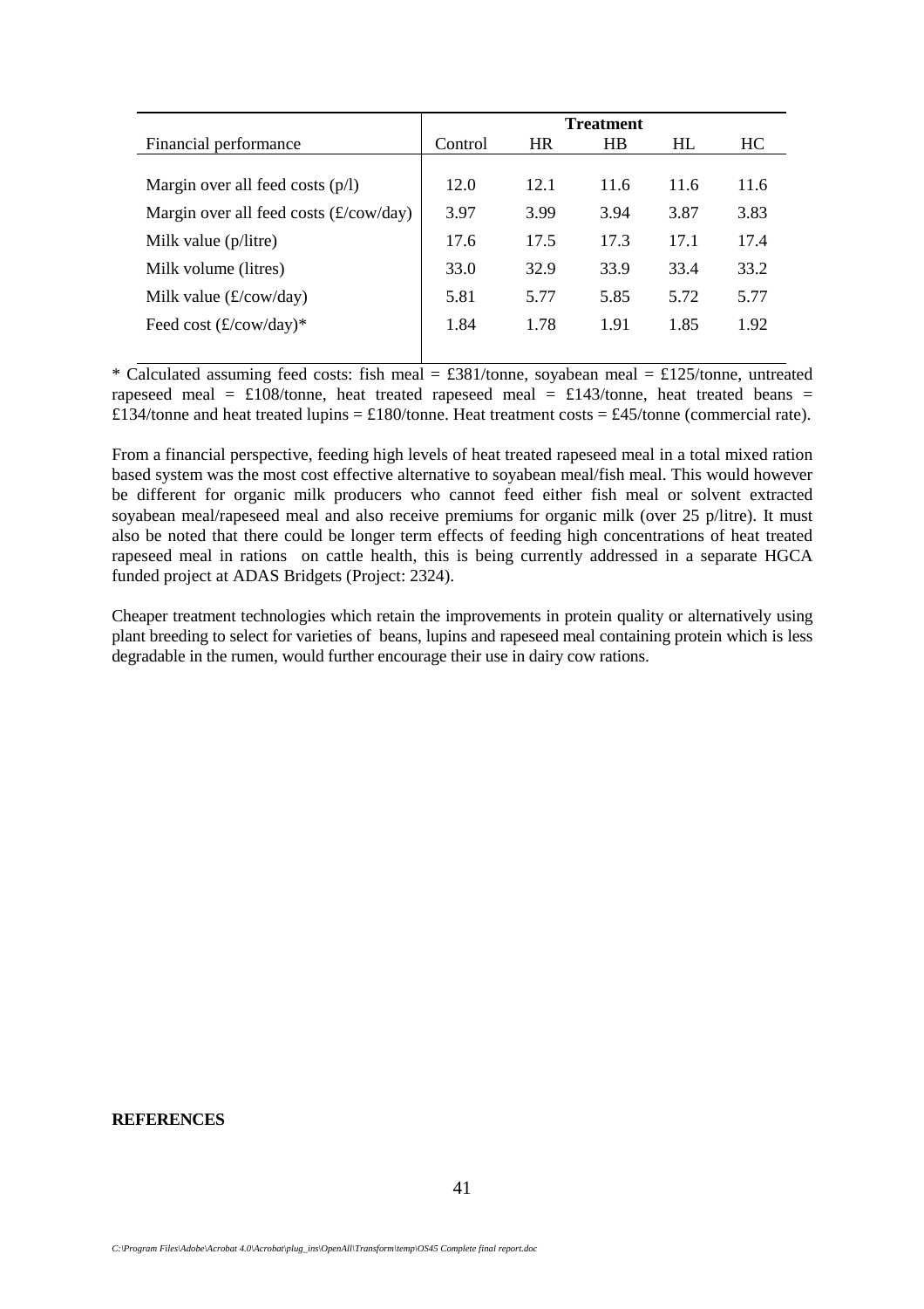| Financial performance | Treatment | | | | |
|---|---|---|---|---|---|
| | Control | HR | HB | HL | HC |
| Margin over all feed costs (p/l) | 12.0 | 12.1 | 11.6 | 11.6 | 11.6 |
| Margin over all feed costs (£/cow/day) | 3.97 | 3.99 | 3.94 | 3.87 | 3.83 |
| Milk value (p/litre) | 17.6 | 17.5 | 17.3 | 17.1 | 17.4 |
| Milk volume (litres) | 33.0 | 32.9 | 33.9 | 33.4 | 33.2 |
| Milk value (£/cow/day) | 5.81 | 5.77 | 5.85 | 5.72 | 5.77 |
| Feed cost (£/cow/day)* | 1.84 | 1.78 | 1.91 | 1.85 | 1.92 |

* Calculated assuming feed costs: fish meal = £381/tonne, soyabean meal = £125/tonne, untreated rapeseed meal = £108/tonne, heat treated rapeseed meal = £143/tonne, heat treated beans = £134/tonne and heat treated lupins = £180/tonne. Heat treatment costs = £45/tonne (commercial rate).

From a financial perspective, feeding high levels of heat treated rapeseed meal in a total mixed ration based system was the most cost effective alternative to soyabean meal/fish meal. This would however be different for organic milk producers who cannot feed either fish meal or solvent extracted soyabean meal/rapeseed meal and also receive premiums for organic milk (over 25 p/litre). It must also be noted that there could be longer term effects of feeding high concentrations of heat treated rapeseed meal in rations on cattle health, this is being currently addressed in a separate HGCA funded project at ADAS Bridgets (Project: 2324).

Cheaper treatment technologies which retain the improvements in protein quality or alternatively using plant breeding to select for varieties of beans, lupins and rapeseed meal containing protein which is less degradable in the rumen, would further encourage their use in dairy cow rations.

**REFERENCES**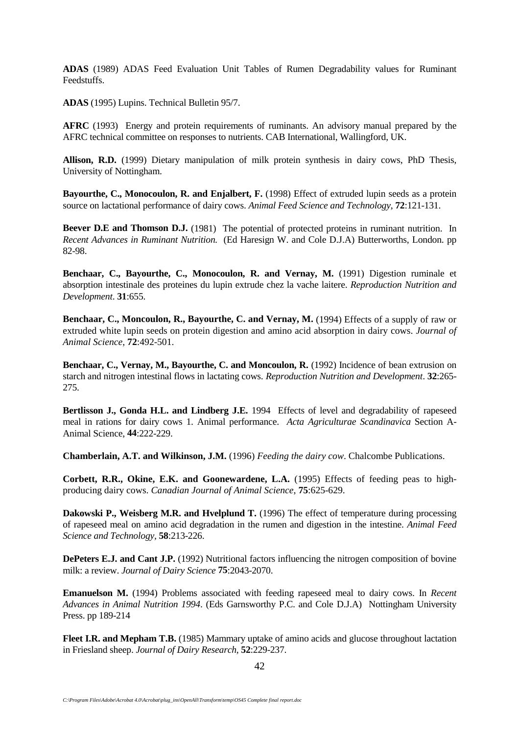**ADAS** (1989) ADAS Feed Evaluation Unit Tables of Rumen Degradability values for Ruminant Feedstuffs.

**ADAS** (1995) Lupins. Technical Bulletin 95/7.

**AFRC** (1993) Energy and protein requirements of ruminants. An advisory manual prepared by the AFRC technical committee on responses to nutrients. CAB International, Wallingford, UK.

**Allison, R.D.** (1999) Dietary manipulation of milk protein synthesis in dairy cows, PhD Thesis, University of Nottingham.

**Bayourthe, C., Monocoulon, R. and Enjalbert, F.** (1998) Effect of extruded lupin seeds as a protein source on lactational performance of dairy cows. *Animal Feed Science and Technology*, **72**:121-131.

**Beever D.E and Thomson D.J.** (1981) The potential of protected proteins in ruminant nutrition. In *Recent Advances in Ruminant Nutrition.* (Ed Haresign W. and Cole D.J.A) Butterworths, London. pp 82-98.

**Benchaar, C., Bayourthe, C., Monocoulon, R. and Vernay, M.** (1991) Digestion ruminale et absorption intestinale des proteines du lupin extrude chez la vache laitere. *Reproduction Nutrition and Development*. **31**:655.

**Benchaar, C., Moncoulon, R., Bayourthe, C. and Vernay, M.** (1994) Effects of a supply of raw or extruded white lupin seeds on protein digestion and amino acid absorption in dairy cows. *Journal of Animal Science*, **72**:492-501.

**Benchaar, C., Vernay, M., Bayourthe, C. and Moncoulon, R.** (1992) Incidence of bean extrusion on starch and nitrogen intestinal flows in lactating cows. *Reproduction Nutrition and Development*. **32**:265-275.

**Bertlisson J., Gonda H.L. and Lindberg J.E.** 1994 Effects of level and degradability of rapeseed meal in rations for dairy cows 1. Animal performance. *Acta Agriculturae Scandinavica* Section A-Animal Science, **44**:222-229.

**Chamberlain, A.T. and Wilkinson, J.M.** (1996) *Feeding the dairy cow*. Chalcombe Publications.

**Corbett, R.R., Okine, E.K. and Goonewardene, L.A.** (1995) Effects of feeding peas to high-producing dairy cows. *Canadian Journal of Animal Science*, **75**:625-629.

**Dakowski P., Weisberg M.R. and Hvelplund T.** (1996) The effect of temperature during processing of rapeseed meal on amino acid degradation in the rumen and digestion in the intestine. *Animal Feed Science and Technology*, **58**:213-226.

**DePeters E.J. and Cant J.P.** (1992) Nutritional factors influencing the nitrogen composition of bovine milk: a review. *Journal of Dairy Science* **75**:2043-2070.

**Emanuelson M.** (1994) Problems associated with feeding rapeseed meal to dairy cows. In *Recent Advances in Animal Nutrition 1994*. (Eds Garnsworthy P.C. and Cole D.J.A) Nottingham University Press. pp 189-214

**Fleet I.R. and Mepham T.B.** (1985) Mammary uptake of amino acids and glucose throughout lactation in Friesland sheep. *Journal of Dairy Research*, **52**:229-237.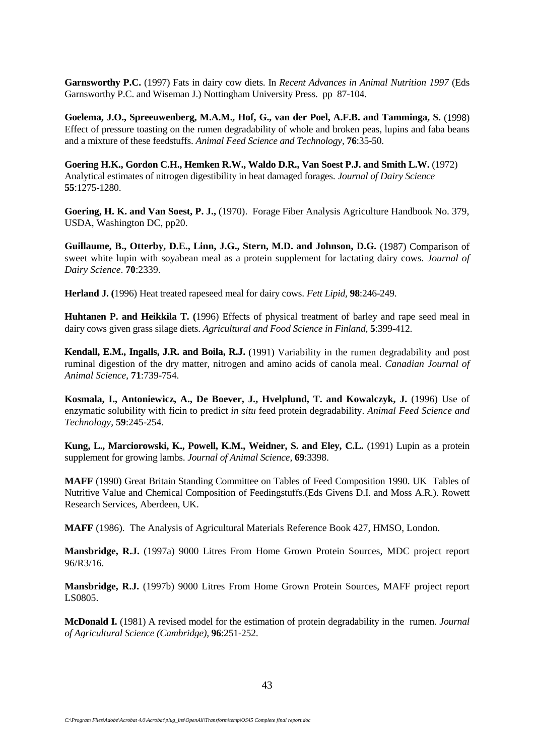**Garnsworthy P.C.** (1997) Fats in dairy cow diets. In *Recent Advances in Animal Nutrition 1997* (Eds Garnsworthy P.C. and Wiseman J.) Nottingham University Press. pp 87-104.

**Goelema, J.O., Spreeuwenberg, M.A.M., Hof, G., van der Poel, A.F.B. and Tamminga, S.** (1998) Effect of pressure toasting on the rumen degradability of whole and broken peas, lupins and faba beans and a mixture of these feedstuffs. *Animal Feed Science and Technology*, **76**:35-50.

**Goering H.K., Gordon C.H., Hemken R.W., Waldo D.R., Van Soest P.J. and Smith L.W.** (1972) Analytical estimates of nitrogen digestibility in heat damaged forages. *Journal of Dairy Science* **55**:1275-1280.

**Goering, H. K. and Van Soest, P. J.,** (1970). Forage Fiber Analysis Agriculture Handbook No. 379, USDA, Washington DC, pp20.

**Guillaume, B., Otterby, D.E., Linn, J.G., Stern, M.D. and Johnson, D.G.** (1987) Comparison of sweet white lupin with soyabean meal as a protein supplement for lactating dairy cows. *Journal of Dairy Science*. **70**:2339.

**Herland J. (**1996) Heat treated rapeseed meal for dairy cows. *Fett Lipid*, **98**:246-249.

**Huhtanen P. and Heikkila T. (**1996) Effects of physical treatment of barley and rape seed meal in dairy cows given grass silage diets. *Agricultural and Food Science in Finland*, **5**:399-412.

**Kendall, E.M., Ingalls, J.R. and Boila, R.J.** (1991) Variability in the rumen degradability and post ruminal digestion of the dry matter, nitrogen and amino acids of canola meal. *Canadian Journal of Animal Science*, **71**:739-754.

**Kosmala, I., Antoniewicz, A., De Boever, J., Hvelplund, T. and Kowalczyk, J.** (1996) Use of enzymatic solubility with ficin to predict *in situ* feed protein degradability. *Animal Feed Science and Technology*, **59**:245-254.

**Kung, L., Marciorowski, K., Powell, K.M., Weidner, S. and Eley, C.L.** (1991) Lupin as a protein supplement for growing lambs. *Journal of Animal Science*, **69**:3398.

**MAFF** (1990) Great Britain Standing Committee on Tables of Feed Composition 1990. UK Tables of Nutritive Value and Chemical Composition of Feedingstuffs.(Eds Givens D.I. and Moss A.R.). Rowett Research Services, Aberdeen, UK.

**MAFF** (1986). The Analysis of Agricultural Materials Reference Book 427, HMSO, London.

**Mansbridge, R.J.** (1997a) 9000 Litres From Home Grown Protein Sources, MDC project report 96/R3/16.

**Mansbridge, R.J.** (1997b) 9000 Litres From Home Grown Protein Sources, MAFF project report LS0805.

**McDonald I.** (1981) A revised model for the estimation of protein degradability in the rumen. *Journal of Agricultural Science (Cambridge)*, **96**:251-252.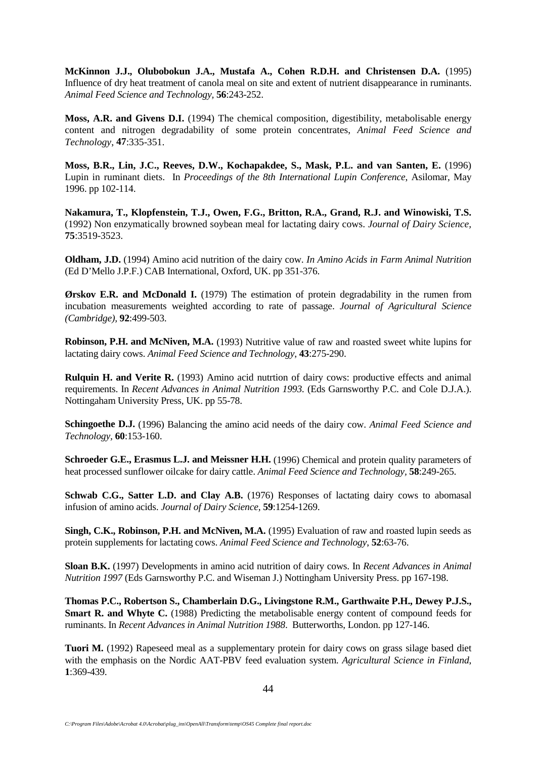**McKinnon J.J., Olubobokun J.A., Mustafa A., Cohen R.D.H. and Christensen D.A.** (1995) Influence of dry heat treatment of canola meal on site and extent of nutrient disappearance in ruminants. *Animal Feed Science and Technology,* **56**:243-252.

**Moss, A.R. and Givens D.I.** (1994) The chemical composition, digestibility, metabolisable energy content and nitrogen degradability of some protein concentrates, *Animal Feed Science and Technology*, **47**:335-351.

**Moss, B.R., Lin, J.C., Reeves, D.W., Kochapakdee, S., Mask, P.L. and van Santen, E.** (1996) Lupin in ruminant diets. In *Proceedings of the 8th International Lupin Conference*, Asilomar, May 1996. pp 102-114.

**Nakamura, T., Klopfenstein, T.J., Owen, F.G., Britton, R.A., Grand, R.J. and Winowiski, T.S.** (1992) Non enzymatically browned soybean meal for lactating dairy cows. *Journal of Dairy Science,* **75**:3519-3523.

**Oldham, J.D.** (1994) Amino acid nutrition of the dairy cow. *In Amino Acids in Farm Animal Nutrition* (Ed D'Mello J.P.F.) CAB International, Oxford, UK. pp 351-376.

**Ørskov E.R. and McDonald I.** (1979) The estimation of protein degradability in the rumen from incubation measurements weighted according to rate of passage. *Journal of Agricultural Science (Cambridge),* **92**:499-503.

**Robinson, P.H. and McNiven, M.A.** (1993) Nutritive value of raw and roasted sweet white lupins for lactating dairy cows. *Animal Feed Science and Technology*, **43**:275-290.

**Rulquin H. and Verite R.** (1993) Amino acid nutrtion of dairy cows: productive effects and animal requirements. In *Recent Advances in Animal Nutrition 1993.* (Eds Garnsworthy P.C. and Cole D.J.A.). Nottingaham University Press, UK. pp 55-78.

**Schingoethe D.J.** (1996) Balancing the amino acid needs of the dairy cow. *Animal Feed Science and Technology,* **60**:153-160.

**Schroeder G.E., Erasmus L.J. and Meissner H.H.** (1996) Chemical and protein quality parameters of heat processed sunflower oilcake for dairy cattle. *Animal Feed Science and Technology,* **58**:249-265.

**Schwab C.G., Satter L.D. and Clay A.B.** (1976) Responses of lactating dairy cows to abomasal infusion of amino acids. *Journal of Dairy Science,* **59**:1254-1269.

**Singh, C.K., Robinson, P.H. and McNiven, M.A.** (1995) Evaluation of raw and roasted lupin seeds as protein supplements for lactating cows. *Animal Feed Science and Technology*, **52**:63-76.

**Sloan B.K.** (1997) Developments in amino acid nutrition of dairy cows. In *Recent Advances in Animal Nutrition 1997* (Eds Garnsworthy P.C. and Wiseman J.) Nottingham University Press. pp 167-198.

**Thomas P.C., Robertson S., Chamberlain D.G., Livingstone R.M., Garthwaite P.H., Dewey P.J.S., Smart R. and Whyte C.** (1988) Predicting the metabolisable energy content of compound feeds for ruminants. In *Recent Advances in Animal Nutrition 1988*. Butterworths, London. pp 127-146.

**Tuori M.** (1992) Rapeseed meal as a supplementary protein for dairy cows on grass silage based diet with the emphasis on the Nordic AAT-PBV feed evaluation system. *Agricultural Science in Finland*, **1**:369-439.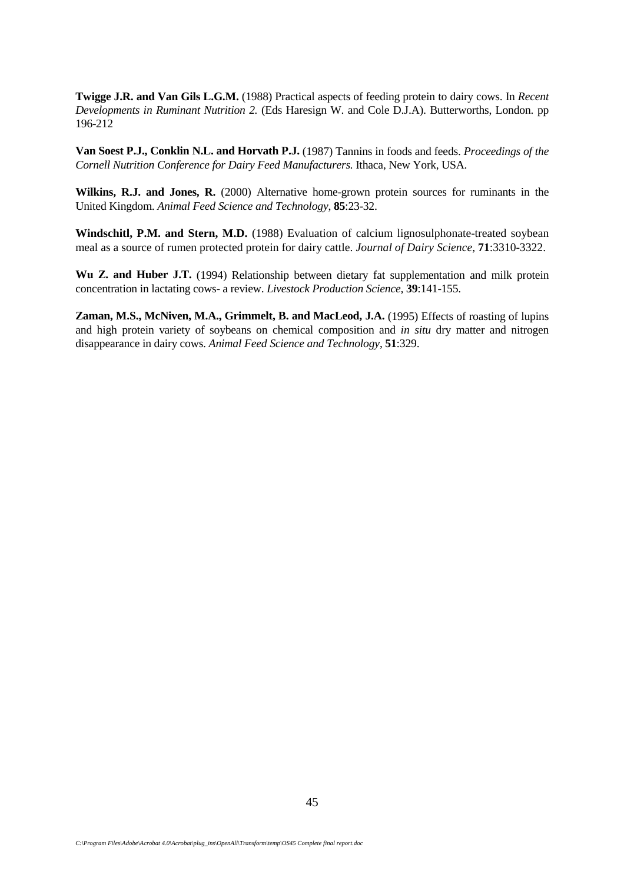**Twigge J.R. and Van Gils L.G.M.** (1988) Practical aspects of feeding protein to dairy cows. In *Recent Developments in Ruminant Nutrition 2.* (Eds Haresign W. and Cole D.J.A). Butterworths, London. pp 196-212

**Van Soest P.J., Conklin N.L. and Horvath P.J.** (1987) Tannins in foods and feeds. *Proceedings of the Cornell Nutrition Conference for Dairy Feed Manufacturers.* Ithaca, New York, USA.

**Wilkins, R.J. and Jones, R.** (2000) Alternative home-grown protein sources for ruminants in the United Kingdom. *Animal Feed Science and Technology*, **85**:23-32.

**Windschitl, P.M. and Stern, M.D.** (1988) Evaluation of calcium lignosulphonate-treated soybean meal as a source of rumen protected protein for dairy cattle. *Journal of Dairy Science*, **71**:3310-3322.

**Wu Z. and Huber J.T.** (1994) Relationship between dietary fat supplementation and milk protein concentration in lactating cows- a review. *Livestock Production Science,* **39**:141-155.

**Zaman, M.S., McNiven, M.A., Grimmelt, B. and MacLeod, J.A.** (1995) Effects of roasting of lupins and high protein variety of soybeans on chemical composition and *in situ* dry matter and nitrogen disappearance in dairy cows. *Animal Feed Science and Technology*, **51**:329.